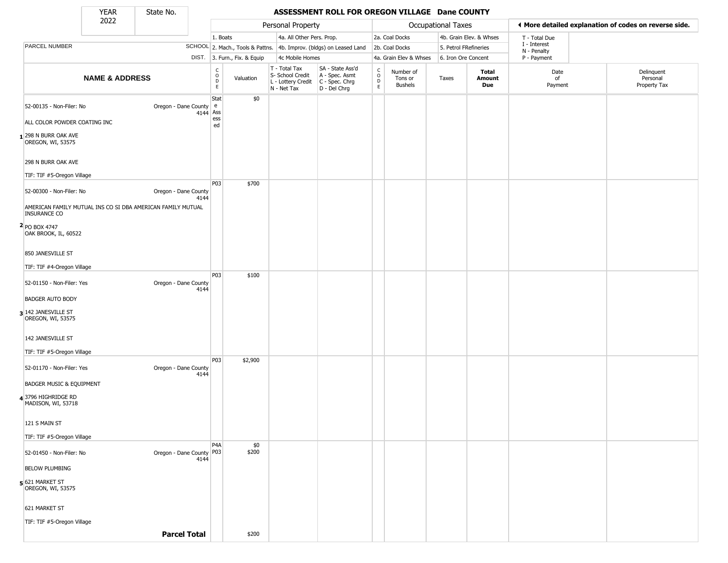# ASSESSMENT ROLL FOR OREGON VILLAGE Dane COUNTY

| YEAR | State No. |
|---|---|
| 2022 | |

| PARCEL NUMBER | SCHOOL DIST. | Personal Property | | | | Occupational Taxes | | | | | More detailed explanation of codes on reverse side. | |
|---|---|---|---|---|---|---|---|---|---|---|---|---|
| | | 1. Boats | | 4a. All Other Pers. Prop. | | 2a. Coal Docks | | 4b. Grain Elev. & Whses | | | T - Total Due | |
| | | 2. Mach., Tools & Pattns. | | 4b. Improv. (bldgs) on Leased Land | | 2b. Coal Docks | | 5. Petrol FRefineries | | | I - Interest, N - Penalty | |
| | | 3. Furn., Fix. & Equip | | 4c Mobile Homes | | 4a. Grain Elev & Whses | | 6. Iron Ore Concent | | | P - Payment | |
| **NAME & ADDRESS** | | CODE | Valuation | T - Total Tax, S- School Credit, L - Lottery Credit, N - Net Tax | SA - State Ass'd, A - Spec. Asmt, C - Spec. Chrg, D - Del Chrg | CODE | Number of Tons or Bushels | Taxes | **Total Amount Due** | | Date of Payment | Delinquent Personal Property Tax |
| 1 52-00135 - Non-Filer: No<br>ALL COLOR POWDER COATING INC<br>298 N BURR OAK AVE<br>OREGON, WI, 53575<br>298 N BURR OAK AVE<br>TIF: TIF #5-Oregon Village | Oregon - Dane County 4144 | State Assessed | $0 | | | | | | | | | |
| 2 52-00300 - Non-Filer: No<br>AMERICAN FAMILY MUTUAL INS CO SI DBA AMERICAN FAMILY MUTUAL INSURANCE CO<br>PO BOX 4747<br>OAK BROOK, IL, 60522<br>850 JANESVILLE ST<br>TIF: TIF #4-Oregon Village | Oregon - Dane County 4144 | P03 | $700 | | | | | | | | | |
| 3 52-01150 - Non-Filer: Yes<br>BADGER AUTO BODY<br>142 JANESVILLE ST<br>OREGON, WI, 53575<br>142 JANESVILLE ST<br>TIF: TIF #5-Oregon Village | Oregon - Dane County 4144 | P03 | $100 | | | | | | | | | |
| 4 52-01170 - Non-Filer: Yes<br>BADGER MUSIC & EQUIPMENT<br>3796 HIGHRIDGE RD<br>MADISON, WI, 53718<br>121 S MAIN ST<br>TIF: TIF #5-Oregon Village | Oregon - Dane County 4144 | P03 | $2,900 | | | | | | | | | |
| 5 52-01450 - Non-Filer: No<br>BELOW PLUMBING<br>621 MARKET ST<br>OREGON, WI, 53575<br>621 MARKET ST<br>TIF: TIF #5-Oregon Village | Oregon - Dane County 4144 | P4A<br>P03 | $0<br>$200 | | | | | | | | | |
| **Parcel Total** | | | $200 | | | | | | | | | |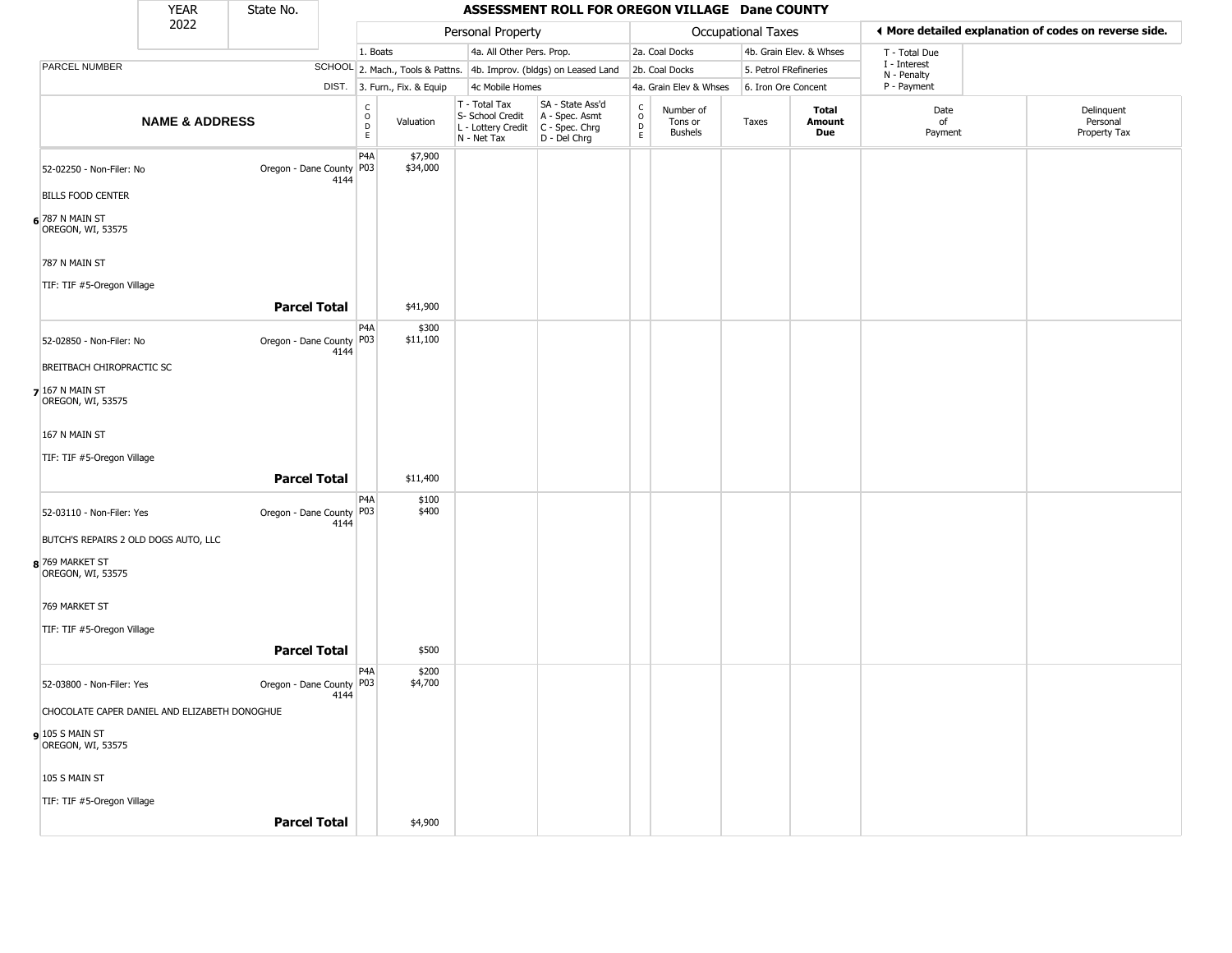| YEAR | State No. |
| --- | --- |
| 2022 | |

# ASSESSMENT ROLL FOR OREGON VILLAGE Dane COUNTY

| | | Personal Property | | | | Occupational Taxes | | | | ◀ More detailed explanation of codes on reverse side. |
| --- | --- | --- | --- | --- | --- | --- | --- | --- | --- | --- |
| PARCEL NUMBER | SCHOOL DIST. | 1. Boats | 4a. All Other Pers. Prop. | | | 2a. Coal Docks | 4b. Grain Elev. & Whses | | | T - Total Due I - Interest N - Penalty P - Payment |
| | | 2. Mach., Tools & Pattns. | 4b. Improv. (bldgs) on Leased Land | | | 2b. Coal Docks | 5. Petrol FRefineries | | | |
| | | 3. Furn., Fix. & Equip | 4c Mobile Homes | | | 4a. Grain Elev & Whses | 6. Iron Ore Concent | | | |

| NAME & ADDRESS | | CODE | Valuation | T - Total Tax S- School Credit L - Lottery Credit N - Net Tax | SA - State Ass'd A - Spec. Asmt C - Spec. Chrg D - Del Chrg | CODE | Number of Tons or Bushels | Taxes | Total Amount Due | Date of Payment | Delinquent Personal Property Tax |
| --- | --- | --- | --- | --- | --- | --- | --- | --- | --- | --- | --- |
| 52-02250 - Non-Filer: No<br>BILLS FOOD CENTER<br>6 787 N MAIN ST<br>OREGON, WI, 53575<br>787 N MAIN ST<br>TIF: TIF #5-Oregon Village | Oregon - Dane County 4144 | P4A<br>P03 | $7,900<br>$34,000 | | | | | | | | |
| **Parcel Total** | | | $41,900 | | | | | | | | |
| 52-02850 - Non-Filer: No<br>BREITBACH CHIROPRACTIC SC<br>7 167 N MAIN ST<br>OREGON, WI, 53575<br>167 N MAIN ST<br>TIF: TIF #5-Oregon Village | Oregon - Dane County 4144 | P4A<br>P03 | $300<br>$11,100 | | | | | | | | |
| **Parcel Total** | | | $11,400 | | | | | | | | |
| 52-03110 - Non-Filer: Yes<br>BUTCH'S REPAIRS 2 OLD DOGS AUTO, LLC<br>8 769 MARKET ST<br>OREGON, WI, 53575<br>769 MARKET ST<br>TIF: TIF #5-Oregon Village | Oregon - Dane County 4144 | P4A<br>P03 | $100<br>$400 | | | | | | | | |
| **Parcel Total** | | | $500 | | | | | | | | |
| 52-03800 - Non-Filer: Yes<br>CHOCOLATE CAPER DANIEL AND ELIZABETH DONOGHUE<br>9 105 S MAIN ST<br>OREGON, WI, 53575<br>105 S MAIN ST<br>TIF: TIF #5-Oregon Village | Oregon - Dane County 4144 | P4A<br>P03 | $200<br>$4,700 | | | | | | | | |
| **Parcel Total** | | | $4,900 | | | | | | | | |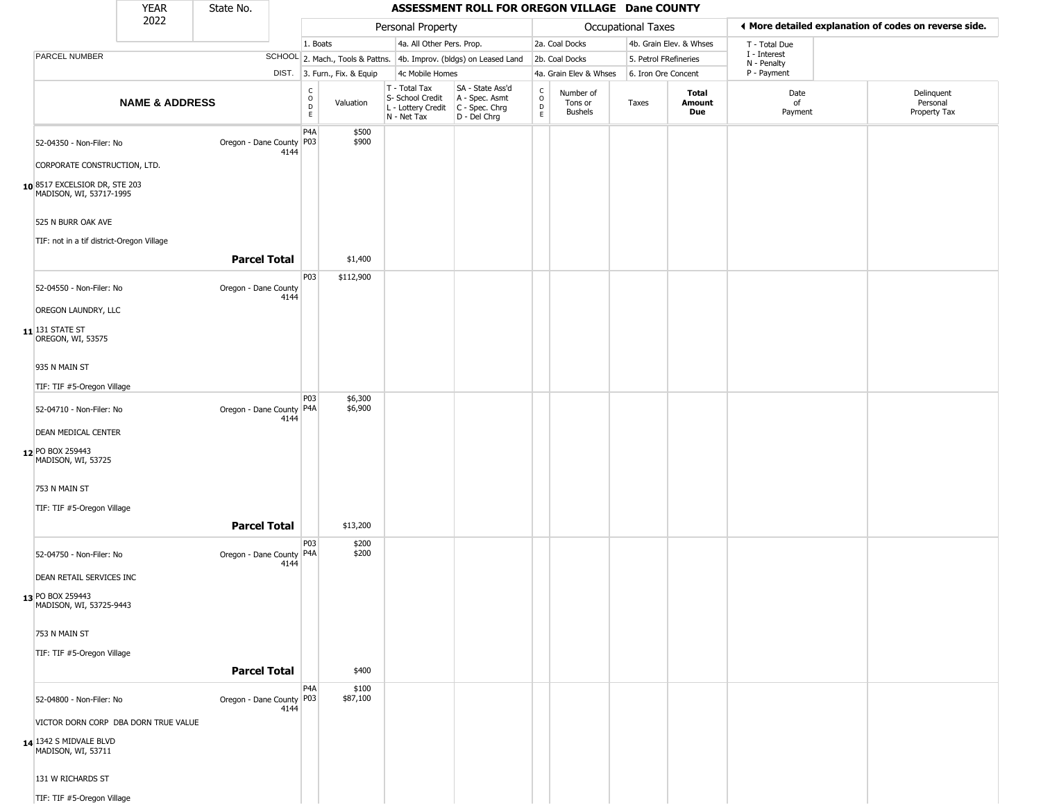| YEAR | State No. | | | | | ASSESSMENT ROLL FOR OREGON VILLAGE Dane COUNTY | | | | | | | |
|---|---|---|---|---|---|---|---|---|---|---|---|---|---|
| 2022 | | | | | | | | | | | | | |

| | | Personal Property | | | | Occupational Taxes | | | | ◄ More detailed explanation of codes on reverse side. | |
|---|---|---|---|---|---|---|---|---|---|---|---|
| | | 1. Boats | | 4a. All Other Pers. Prop. | | 2a. Coal Docks | | 4b. Grain Elev. & Whses | | T - Total Due<br>I - Interest<br>N - Penalty<br>P - Payment | |
| PARCEL NUMBER | SCHOOL | 2. Mach., Tools & Pattns. | | 4b. Improv. (bldgs) on Leased Land | | 2b. Coal Docks | | 5. Petrol FRefineries | | | |
| | DIST. | 3. Furn., Fix. & Equip | | 4c Mobile Homes | | 4a. Grain Elev & Whses | | 6. Iron Ore Concent | | | |
| **NAME & ADDRESS** | | CODE | Valuation | T - Total Tax<br>S- School Credit<br>L - Lottery Credit<br>N - Net Tax | SA - State Ass'd<br>A - Spec. Asmt<br>C - Spec. Chrg<br>D - Del Chrg | CODE | Number of Tons or Bushels | Taxes | **Total Amount Due** | Date of Payment | Delinquent Personal Property Tax |
| **10** 52-04350 - Non-Filer: No<br>CORPORATE CONSTRUCTION, LTD.<br>8517 EXCELSIOR DR, STE 203<br>MADISON, WI, 53717-1995<br>525 N BURR OAK AVE<br>TIF: not in a tif district-Oregon Village | Oregon - Dane County 4144 | P4A<br>P03 | $500<br>$900 | | | | | | | | |
| **Parcel Total** | | | $1,400 | | | | | | | | |
| **11** 52-04550 - Non-Filer: No<br>OREGON LAUNDRY, LLC<br>131 STATE ST<br>OREGON, WI, 53575<br>935 N MAIN ST<br>TIF: TIF #5-Oregon Village | Oregon - Dane County 4144 | P03 | $112,900 | | | | | | | | |
| **12** 52-04710 - Non-Filer: No<br>DEAN MEDICAL CENTER<br>PO BOX 259443<br>MADISON, WI, 53725<br>753 N MAIN ST<br>TIF: TIF #5-Oregon Village | Oregon - Dane County 4144 | P03<br>P4A | $6,300<br>$6,900 | | | | | | | | |
| **Parcel Total** | | | $13,200 | | | | | | | | |
| **13** 52-04750 - Non-Filer: No<br>DEAN RETAIL SERVICES INC<br>PO BOX 259443<br>MADISON, WI, 53725-9443<br>753 N MAIN ST<br>TIF: TIF #5-Oregon Village | Oregon - Dane County 4144 | P03<br>P4A | $200<br>$200 | | | | | | | | |
| **Parcel Total** | | | $400 | | | | | | | | |
| **14** 52-04800 - Non-Filer: No<br>VICTOR DORN CORP DBA DORN TRUE VALUE<br>1342 S MIDVALE BLVD<br>MADISON, WI, 53711<br>131 W RICHARDS ST<br>TIF: TIF #5-Oregon Village | Oregon - Dane County 4144 | P4A<br>P03 | $100<br>$87,100 | | | | | | | | |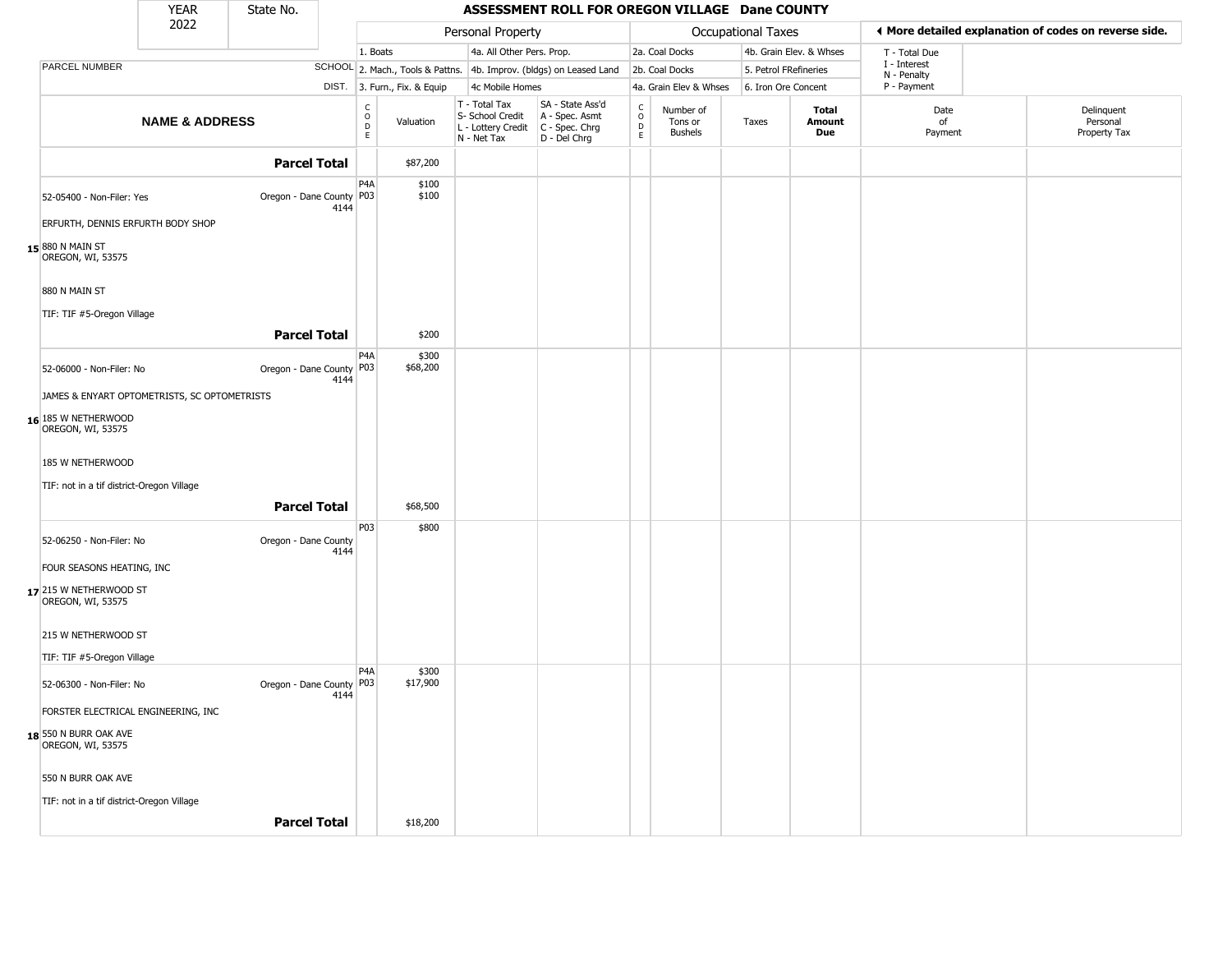| YEAR 2022 | State No. | | ASSESSMENT ROLL FOR OREGON VILLAGE Dane COUNTY | | | | | | | | | |
|---|---|---|---|---|---|---|---|---|---|---|---|---|

**Personal Property:** 1. Boats; 2. Mach., Tools & Pattns.; 3. Furn., Fix. & Equip; 4a. All Other Pers. Prop.; 4b. Improv. (bldgs) on Leased Land; 4c Mobile Homes

**Occupational Taxes:** 2a. Coal Docks; 2b. Coal Docks; 4a. Grain Elev & Whses; 4b. Grain Elev. & Whses; 5. Petrol FRefineries; 6. Iron Ore Concent

◄ More detailed explanation of codes on reverse side.

T - Total Due; I - Interest; N - Penalty; P - Payment

| | NAME & ADDRESS | PARCEL NUMBER / SCHOOL DIST. | CODE | Valuation | T - Total Tax S- School Credit L - Lottery Credit N - Net Tax | SA - State Ass'd A - Spec. Asmt C - Spec. Chrg D - Del Chrg | CODE | Number of Tons or Bushels | Taxes | Total Amount Due | Date of Payment | Delinquent Personal Property Tax |
|---|---|---|---|---|---|---|---|---|---|---|---|---|
| | **Parcel Total** | | | $87,200 | | | | | | | | |
| 15 | 52-05400 - Non-Filer: Yes<br>ERFURTH, DENNIS ERFURTH BODY SHOP<br>880 N MAIN ST<br>OREGON, WI, 53575<br>880 N MAIN ST<br>TIF: TIF #5-Oregon Village | Oregon - Dane County 4144 | P4A<br>P03 | $100<br>$100 | | | | | | | | |
| | **Parcel Total** | | | $200 | | | | | | | | |
| 16 | 52-06000 - Non-Filer: No<br>JAMES & ENYART OPTOMETRISTS, SC OPTOMETRISTS<br>185 W NETHERWOOD<br>OREGON, WI, 53575<br>185 W NETHERWOOD<br>TIF: not in a tif district-Oregon Village | Oregon - Dane County 4144 | P4A<br>P03 | $300<br>$68,200 | | | | | | | | |
| | **Parcel Total** | | | $68,500 | | | | | | | | |
| 17 | 52-06250 - Non-Filer: No<br>FOUR SEASONS HEATING, INC<br>215 W NETHERWOOD ST<br>OREGON, WI, 53575<br>215 W NETHERWOOD ST<br>TIF: TIF #5-Oregon Village | Oregon - Dane County 4144 | P03 | $800 | | | | | | | | |
| 18 | 52-06300 - Non-Filer: No<br>FORSTER ELECTRICAL ENGINEERING, INC<br>550 N BURR OAK AVE<br>OREGON, WI, 53575<br>550 N BURR OAK AVE<br>TIF: not in a tif district-Oregon Village | Oregon - Dane County 4144 | P4A<br>P03 | $300<br>$17,900 | | | | | | | | |
| | **Parcel Total** | | | $18,200 | | | | | | | | |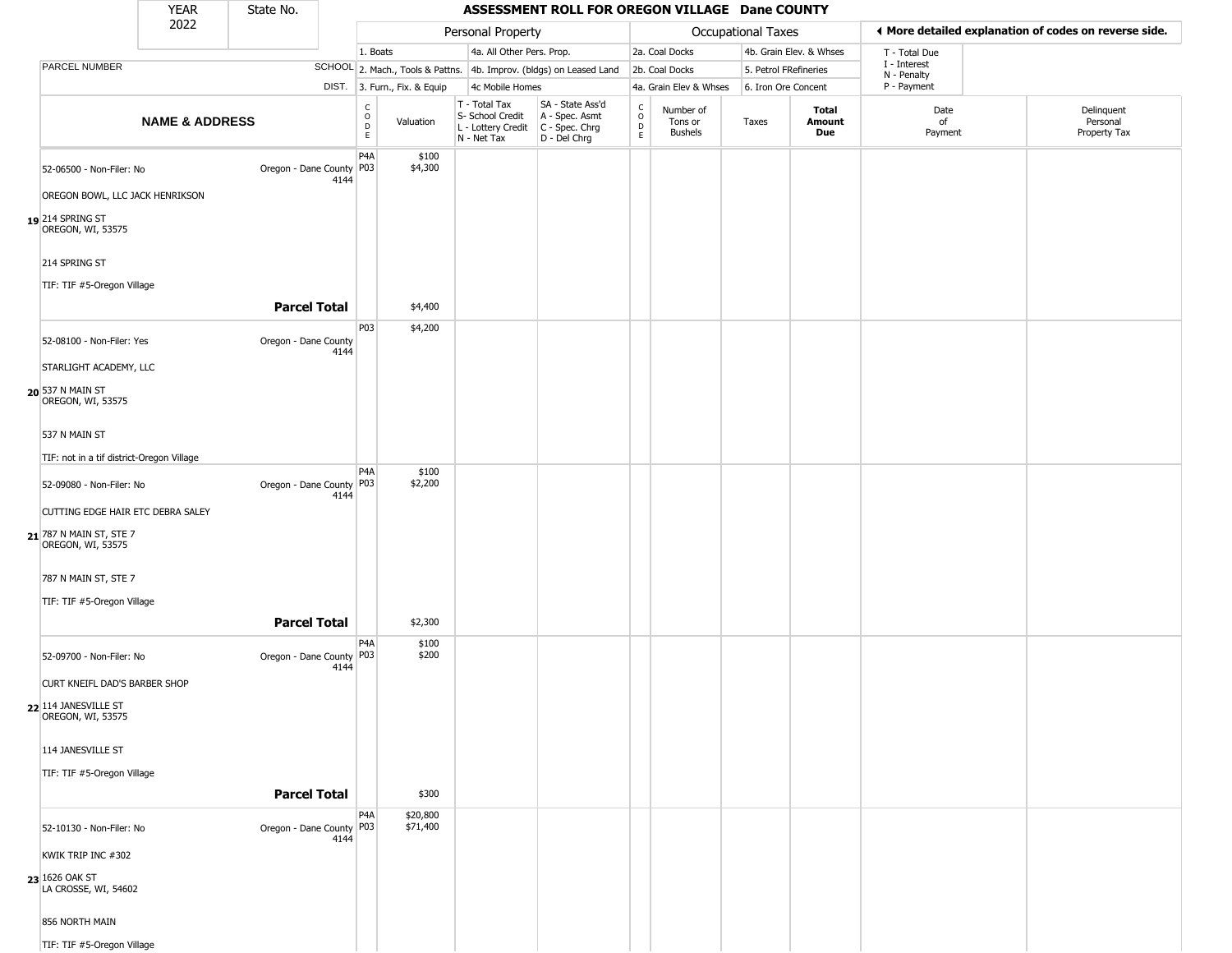| YEAR 2022 | State No. | ASSESSMENT ROLL FOR OREGON VILLAGE Dane COUNTY |
|---|---|---|

| | | Personal Property | | | | Occupational Taxes | | | | ◄ More detailed explanation of codes on reverse side. | |
|---|---|---|---|---|---|---|---|---|---|---|---|
| | | 1. Boats | | 4a. All Other Pers. Prop. | | 2a. Coal Docks | | 4b. Grain Elev. & Whses | | T - Total Due | |
| PARCEL NUMBER | SCHOOL | 2. Mach., Tools & Pattns. | | 4b. Improv. (bldgs) on Leased Land | | 2b. Coal Docks | | 5. Petrol FRefineries | | I - Interest N - Penalty | |
| | DIST. | 3. Furn., Fix. & Equip | | 4c Mobile Homes | | 4a. Grain Elev & Whses | | 6. Iron Ore Concent | | P - Payment | |
| **NAME & ADDRESS** | | CODE | Valuation | T - Total Tax S- School Credit L - Lottery Credit N - Net Tax | SA - State Ass'd A - Spec. Asmt C - Spec. Chrg D - Del Chrg | CODE | Number of Tons or Bushels | Taxes | **Total Amount Due** | Date of Payment | Delinquent Personal Property Tax |
| 52-06500 - Non-Filer: No | Oregon - Dane County 4144 | P4A P03 | $100 $4,300 | | | | | | | | |
| OREGON BOWL, LLC JACK HENRIKSON | | | | | | | | | | | |
| 19 214 SPRING ST OREGON, WI, 53575 | | | | | | | | | | | |
| 214 SPRING ST | | | | | | | | | | | |
| TIF: TIF #5-Oregon Village | | | | | | | | | | | |
| | **Parcel Total** | | $4,400 | | | | | | | | |
| 52-08100 - Non-Filer: Yes | Oregon - Dane County 4144 | P03 | $4,200 | | | | | | | | |
| STARLIGHT ACADEMY, LLC | | | | | | | | | | | |
| 20 537 N MAIN ST OREGON, WI, 53575 | | | | | | | | | | | |
| 537 N MAIN ST | | | | | | | | | | | |
| TIF: not in a tif district-Oregon Village | | | | | | | | | | | |
| 52-09080 - Non-Filer: No | Oregon - Dane County 4144 | P4A P03 | $100 $2,200 | | | | | | | | |
| CUTTING EDGE HAIR ETC DEBRA SALEY | | | | | | | | | | | |
| 21 787 N MAIN ST, STE 7 OREGON, WI, 53575 | | | | | | | | | | | |
| 787 N MAIN ST, STE 7 | | | | | | | | | | | |
| TIF: TIF #5-Oregon Village | | | | | | | | | | | |
| | **Parcel Total** | | $2,300 | | | | | | | | |
| 52-09700 - Non-Filer: No | Oregon - Dane County 4144 | P4A P03 | $100 $200 | | | | | | | | |
| CURT KNEIFL DAD'S BARBER SHOP | | | | | | | | | | | |
| 22 114 JANESVILLE ST OREGON, WI, 53575 | | | | | | | | | | | |
| 114 JANESVILLE ST | | | | | | | | | | | |
| TIF: TIF #5-Oregon Village | | | | | | | | | | | |
| | **Parcel Total** | | $300 | | | | | | | | |
| 52-10130 - Non-Filer: No | Oregon - Dane County 4144 | P4A P03 | $20,800 $71,400 | | | | | | | | |
| KWIK TRIP INC #302 | | | | | | | | | | | |
| 23 1626 OAK ST LA CROSSE, WI, 54602 | | | | | | | | | | | |
| 856 NORTH MAIN | | | | | | | | | | | |
| TIF: TIF #5-Oregon Village | | | | | | | | | | | |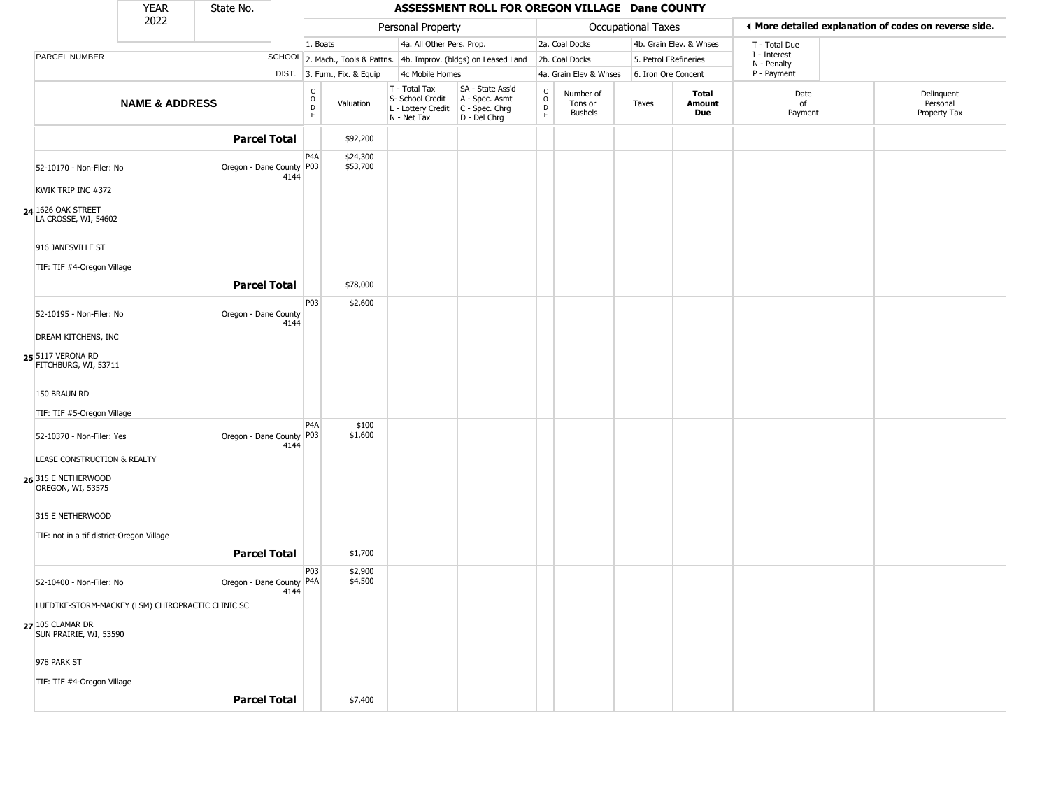| YEAR | State No. |
| --- | --- |
| 2022 | |

## ASSESSMENT ROLL FOR OREGON VILLAGE Dane COUNTY

| | | Personal Property | | | | Occupational Taxes | | | | ◄ More detailed explanation of codes on reverse side. | |
| --- | --- | --- | --- | --- | --- | --- | --- | --- | --- | --- | --- |
| | | 1. Boats | | 4a. All Other Pers. Prop. | | 2a. Coal Docks | | 4b. Grain Elev. & Whses | | T - Total Due | |
| PARCEL NUMBER | SCHOOL | 2. Mach., Tools & Pattns. | | 4b. Improv. (bldgs) on Leased Land | | 2b. Coal Docks | | 5. Petrol FRefineries | | I - Interest N - Penalty | |
| | DIST. | 3. Furn., Fix. & Equip | | 4c Mobile Homes | | 4a. Grain Elev & Whses | | 6. Iron Ore Concent | | P - Payment | |
| **NAME & ADDRESS** | | CODE | Valuation | T - Total Tax S- School Credit L - Lottery Credit N - Net Tax | SA - State Ass'd A - Spec. Asmt C - Spec. Chrg D - Del Chrg | CODE | Number of Tons or Bushels | Taxes | **Total Amount Due** | Date of Payment | Delinquent Personal Property Tax |
| **Parcel Total** | | | $92,200 | | | | | | | | |
| 24 52-10170 - Non-Filer: No<br>KWIK TRIP INC #372<br>1626 OAK STREET<br>LA CROSSE, WI, 54602<br>916 JANESVILLE ST<br>TIF: TIF #4-Oregon Village | Oregon - Dane County 4144 | P4A<br>P03 | $24,300<br>$53,700 | | | | | | | | |
| **Parcel Total** | | | $78,000 | | | | | | | | |
| 25 52-10195 - Non-Filer: No<br>DREAM KITCHENS, INC<br>5117 VERONA RD<br>FITCHBURG, WI, 53711<br>150 BRAUN RD<br>TIF: TIF #5-Oregon Village | Oregon - Dane County 4144 | P03 | $2,600 | | | | | | | | |
| 26 52-10370 - Non-Filer: Yes<br>LEASE CONSTRUCTION & REALTY<br>315 E NETHERWOOD<br>OREGON, WI, 53575<br>315 E NETHERWOOD<br>TIF: not in a tif district-Oregon Village | Oregon - Dane County 4144 | P4A<br>P03 | $100<br>$1,600 | | | | | | | | |
| **Parcel Total** | | | $1,700 | | | | | | | | |
| 27 52-10400 - Non-Filer: No<br>LUEDTKE-STORM-MACKEY (LSM) CHIROPRACTIC CLINIC SC<br>105 CLAMAR DR<br>SUN PRAIRIE, WI, 53590<br>978 PARK ST<br>TIF: TIF #4-Oregon Village | Oregon - Dane County 4144 | P03<br>P4A | $2,900<br>$4,500 | | | | | | | | |
| **Parcel Total** | | | $7,400 | | | | | | | | |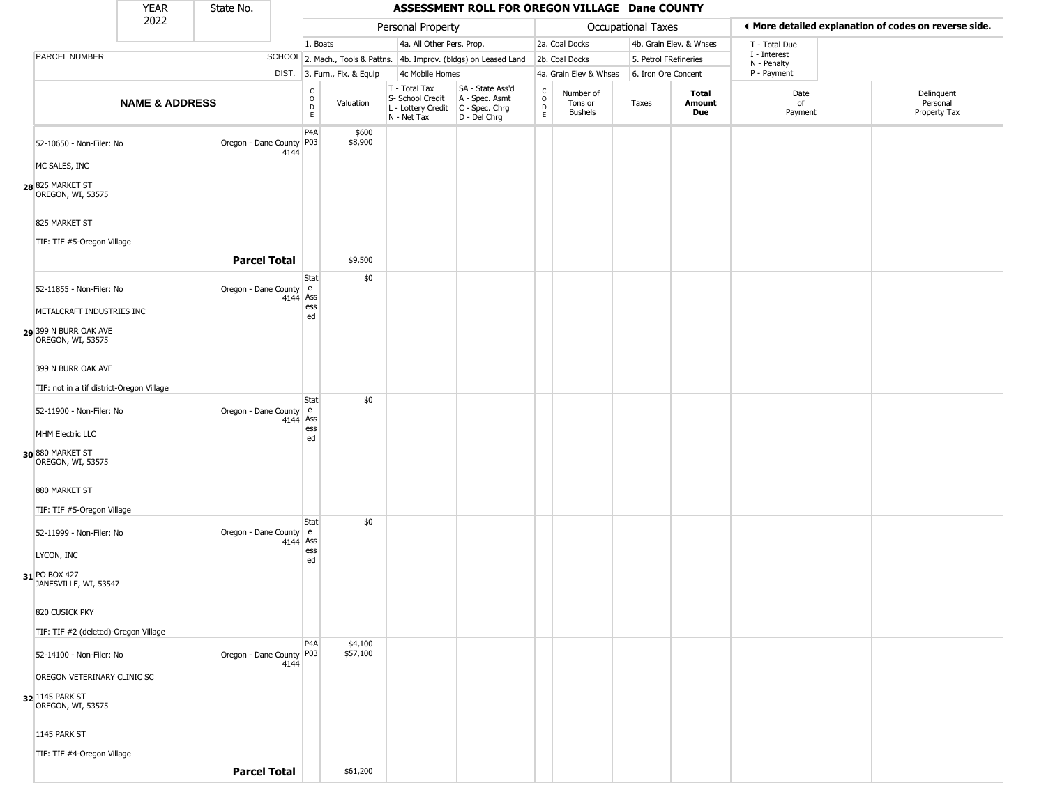| YEAR 2022 | State No. | | **ASSESSMENT ROLL FOR OREGON VILLAGE Dane COUNTY** | | | | | | | | | |
|---|---|---|---|---|---|---|---|---|---|---|---|---|
| | | | Personal Property | | | | Occupational Taxes | | | | ◄ More detailed explanation of codes on reverse side. | |
| | | | 1. Boats | | 4a. All Other Pers. Prop. | | 2a. Coal Docks | | 4b. Grain Elev. & Whses | | T - Total Due<br>I - Interest<br>N - Penalty<br>P - Payment | |
| PARCEL NUMBER | | SCHOOL | 2. Mach., Tools & Pattns. | | 4b. Improv. (bldgs) on Leased Land | | 2b. Coal Docks | | 5. Petrol FRefineries | | | |
| | | DIST. | 3. Furn., Fix. & Equip | | 4c Mobile Homes | | 4a. Grain Elev & Whses | | 6. Iron Ore Concent | | | |
| **NAME & ADDRESS** | | | CODE | Valuation | T - Total Tax<br>S- School Credit<br>L - Lottery Credit<br>N - Net Tax | SA - State Ass'd<br>A - Spec. Asmt<br>C - Spec. Chrg<br>D - Del Chrg | CODE | Number of Tons or Bushels | Taxes | **Total Amount Due** | Date of Payment | Delinquent Personal Property Tax |
| 28 | 52-10650 - Non-Filer: No<br>MC SALES, INC<br>825 MARKET ST<br>OREGON, WI, 53575<br>825 MARKET ST<br>TIF: TIF #5-Oregon Village | Oregon - Dane County 4144 | P4A<br>P03 | $600<br>$8,900 | | | | | | | | |
| | **Parcel Total** | | | $9,500 | | | | | | | | |
| 29 | 52-11855 - Non-Filer: No<br>METALCRAFT INDUSTRIES INC<br>399 N BURR OAK AVE<br>OREGON, WI, 53575<br>399 N BURR OAK AVE<br>TIF: not in a tif district-Oregon Village | Oregon - Dane County 4144 | State Assessed | $0 | | | | | | | | |
| 30 | 52-11900 - Non-Filer: No<br>MHM Electric LLC<br>880 MARKET ST<br>OREGON, WI, 53575<br>880 MARKET ST<br>TIF: TIF #5-Oregon Village | Oregon - Dane County 4144 | State Assessed | $0 | | | | | | | | |
| 31 | 52-11999 - Non-Filer: No<br>LYCON, INC<br>PO BOX 427<br>JANESVILLE, WI, 53547<br>820 CUSICK PKY<br>TIF: TIF #2 (deleted)-Oregon Village | Oregon - Dane County 4144 | State Assessed | $0 | | | | | | | | |
| 32 | 52-14100 - Non-Filer: No<br>OREGON VETERINARY CLINIC SC<br>1145 PARK ST<br>OREGON, WI, 53575<br>1145 PARK ST<br>TIF: TIF #4-Oregon Village | Oregon - Dane County 4144 | P4A<br>P03 | $4,100<br>$57,100 | | | | | | | | |
| | **Parcel Total** | | | $61,200 | | | | | | | | |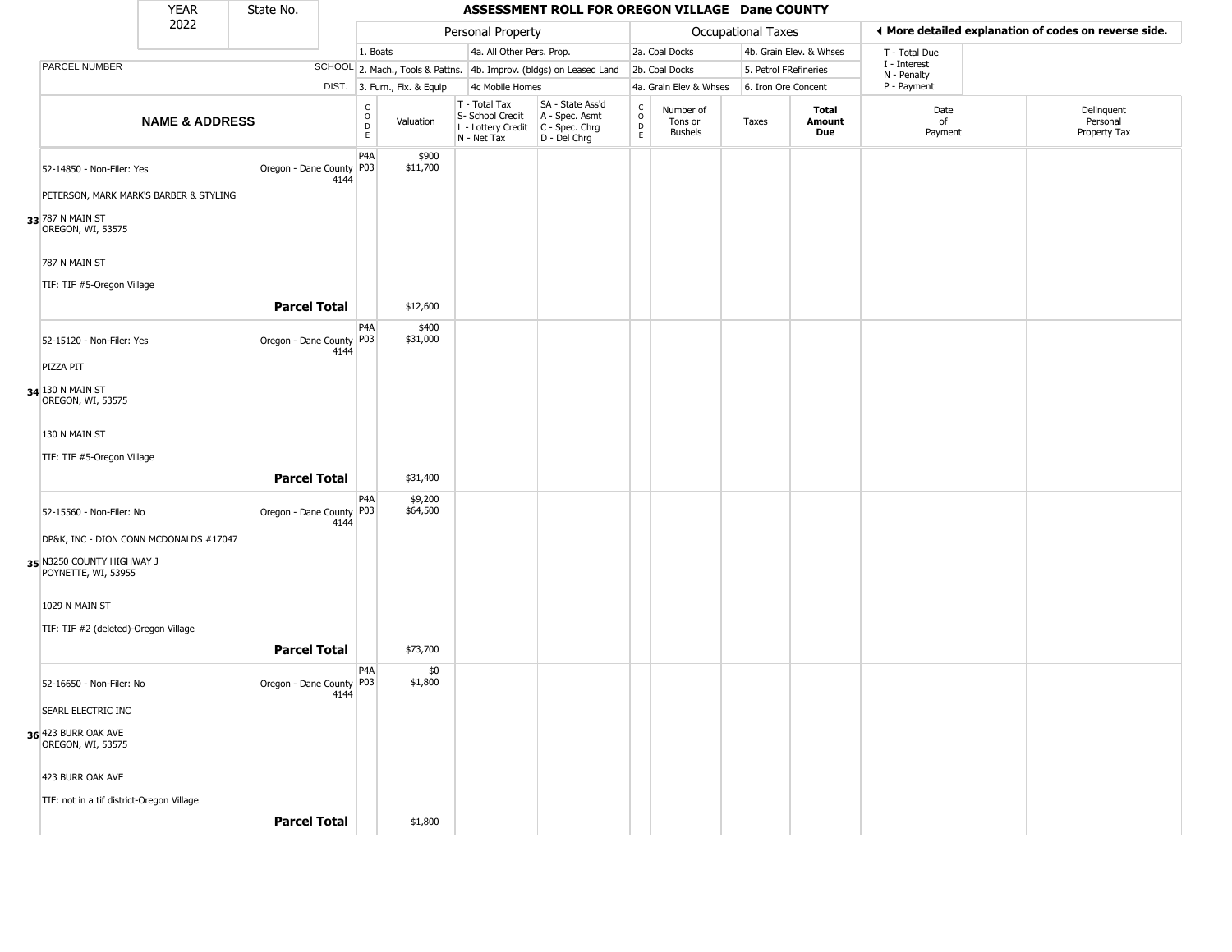# ASSESSMENT ROLL FOR OREGON VILLAGE Dane COUNTY

| YEAR | State No. |
|---|---|
| 2022 | |

| Personal Property | | Occupational Taxes | | |
|---|---|---|---|---|
| 1. Boats | 4a. All Other Pers. Prop. | 2a. Coal Docks | 4b. Grain Elev. & Whses | T - Total Due |
| 2. Mach., Tools & Pattns. | 4b. Improv. (bldgs) on Leased Land | 2b. Coal Docks | 5. Petrol FRefineries | I - Interest, N - Penalty |
| 3. Furn., Fix. & Equip | 4c Mobile Homes | 4a. Grain Elev & Whses | 6. Iron Ore Concent | P - Payment |

◄ More detailed explanation of codes on reverse side.

| | NAME & ADDRESS | PARCEL NUMBER / SCHOOL DIST. | CODE | Valuation | T - Total Tax / S- School Credit / L - Lottery Credit / N - Net Tax | SA - State Ass'd / A - Spec. Asmt / C - Spec. Chrg / D - Del Chrg | CODE | Number of Tons or Bushels | Taxes | Total Amount Due | Date of Payment | Delinquent Personal Property Tax |
|---|---|---|---|---|---|---|---|---|---|---|---|---|
| 33 | 52-14850 - Non-Filer: Yes<br>PETERSON, MARK MARK'S BARBER & STYLING<br>787 N MAIN ST<br>OREGON, WI, 53575<br>787 N MAIN ST<br>TIF: TIF #5-Oregon Village | Oregon - Dane County 4144 | P4A<br>P03 | $900<br>$11,700 | | | | | | | | |
| | **Parcel Total** | | | $12,600 | | | | | | | | |
| 34 | 52-15120 - Non-Filer: Yes<br>PIZZA PIT<br>130 N MAIN ST<br>OREGON, WI, 53575<br>130 N MAIN ST<br>TIF: TIF #5-Oregon Village | Oregon - Dane County 4144 | P4A<br>P03 | $400<br>$31,000 | | | | | | | | |
| | **Parcel Total** | | | $31,400 | | | | | | | | |
| 35 | 52-15560 - Non-Filer: No<br>DP&K, INC - DION CONN MCDONALDS #17047<br>N3250 COUNTY HIGHWAY J<br>POYNETTE, WI, 53955<br>1029 N MAIN ST<br>TIF: TIF #2 (deleted)-Oregon Village | Oregon - Dane County 4144 | P4A<br>P03 | $9,200<br>$64,500 | | | | | | | | |
| | **Parcel Total** | | | $73,700 | | | | | | | | |
| 36 | 52-16650 - Non-Filer: No<br>SEARL ELECTRIC INC<br>423 BURR OAK AVE<br>OREGON, WI, 53575<br>423 BURR OAK AVE<br>TIF: not in a tif district-Oregon Village | Oregon - Dane County 4144 | P4A<br>P03 | $0<br>$1,800 | | | | | | | | |
| | **Parcel Total** | | | $1,800 | | | | | | | | |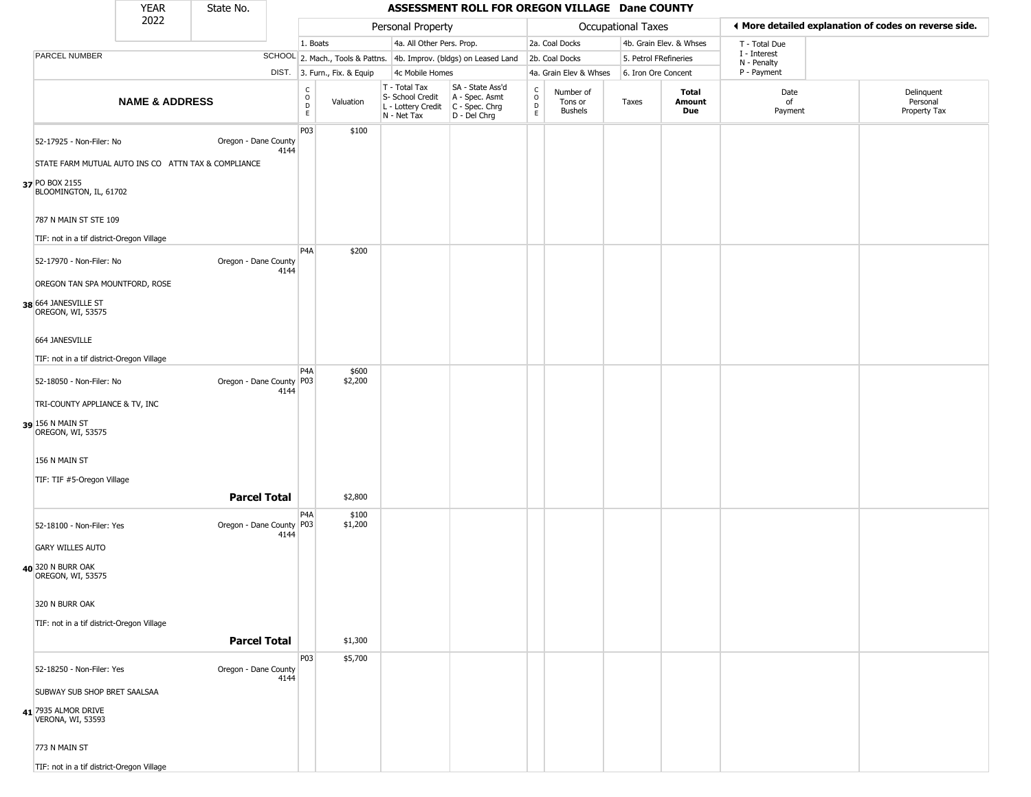| YEAR | State No. | | | ASSESSMENT ROLL FOR OREGON VILLAGE Dane COUNTY | | | | | | | | |
|---|---|---|---|---|---|---|---|---|---|---|---|---|
| 2022 | | | | | | | | | | | | |

| PARCEL NUMBER | SCHOOL DIST. | Personal Property | | | | Occupational Taxes | | | | | ◂ More detailed explanation of codes on reverse side. | |
|---|---|---|---|---|---|---|---|---|---|---|---|---|
| | | 1. Boats | | 4a. All Other Pers. Prop. | | 2a. Coal Docks | | 4b. Grain Elev. & Whses | | | T - Total Due | |
| | | 2. Mach., Tools & Pattns. | | 4b. Improv. (bldgs) on Leased Land | | 2b. Coal Docks | | 5. Petrol FRefineries | | | I - Interest | |
| | | 3. Furn., Fix. & Equip | | 4c Mobile Homes | | 4a. Grain Elev & Whses | | 6. Iron Ore Concent | | | N - Penalty / P - Payment | |
| **NAME & ADDRESS** | | CODE | Valuation | T - Total Tax / S- School Credit / L - Lottery Credit / N - Net Tax | SA - State Ass'd / A - Spec. Asmt / C - Spec. Chrg / D - Del Chrg | CODE | Number of Tons or Bushels | Taxes | **Total Amount Due** | | Date of Payment | Delinquent Personal Property Tax |
| **37** 52-17925 - Non-Filer: No<br>STATE FARM MUTUAL AUTO INS CO ATTN TAX & COMPLIANCE<br>PO BOX 2155<br>BLOOMINGTON, IL, 61702<br>787 N MAIN ST STE 109<br>TIF: not in a tif district-Oregon Village | Oregon - Dane County 4144 | P03 | $100 | | | | | | | | | |
| **38** 52-17970 - Non-Filer: No<br>OREGON TAN SPA MOUNTFORD, ROSE<br>664 JANESVILLE ST<br>OREGON, WI, 53575<br>664 JANESVILLE<br>TIF: not in a tif district-Oregon Village | Oregon - Dane County 4144 | P4A | $200 | | | | | | | | | |
| **39** 52-18050 - Non-Filer: No<br>TRI-COUNTY APPLIANCE & TV, INC<br>156 N MAIN ST<br>OREGON, WI, 53575<br>156 N MAIN ST<br>TIF: TIF #5-Oregon Village | Oregon - Dane County 4144 | P4A<br>P03 | $600<br>$2,200 | | | | | | | | | |
| | **Parcel Total** | | $2,800 | | | | | | | | | |
| **40** 52-18100 - Non-Filer: Yes<br>GARY WILLES AUTO<br>320 N BURR OAK<br>OREGON, WI, 53575<br>320 N BURR OAK<br>TIF: not in a tif district-Oregon Village | Oregon - Dane County 4144 | P4A<br>P03 | $100<br>$1,200 | | | | | | | | | |
| | **Parcel Total** | | $1,300 | | | | | | | | | |
| **41** 52-18250 - Non-Filer: Yes<br>SUBWAY SUB SHOP BRET SAALSAA<br>7935 ALMOR DRIVE<br>VERONA, WI, 53593<br>773 N MAIN ST<br>TIF: not in a tif district-Oregon Village | Oregon - Dane County 4144 | P03 | $5,700 | | | | | | | | | |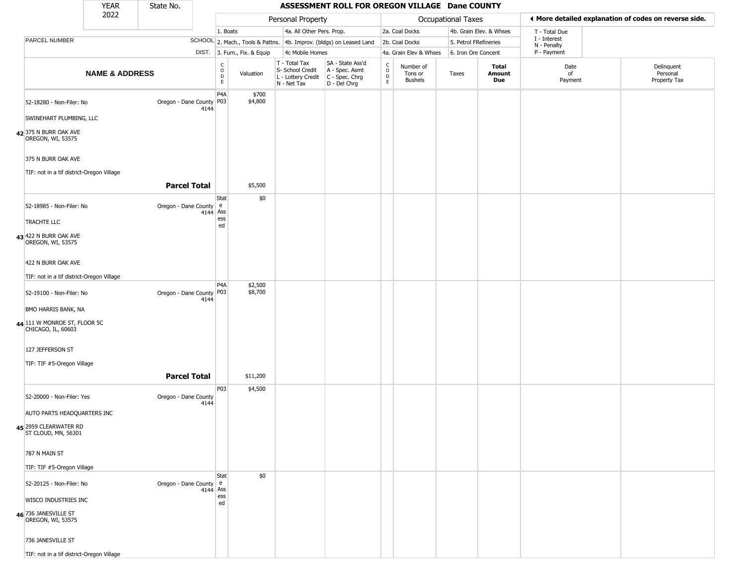| YEAR 2022 | State No. | | ASSESSMENT ROLL FOR OREGON VILLAGE Dane COUNTY | | | | | | | | | |
|---|---|---|---|---|---|---|---|---|---|---|---|---|

| | | Personal Property | | | | Occupational Taxes | | | | ◄ More detailed explanation of codes on reverse side. | |
|---|---|---|---|---|---|---|---|---|---|---|---|
| | | 1. Boats | | 4a. All Other Pers. Prop. | | 2a. Coal Docks | | 4b. Grain Elev. & Whses | | T - Total Due | |
| PARCEL NUMBER | SCHOOL | 2. Mach., Tools & Pattns. | | 4b. Improv. (bldgs) on Leased Land | | 2b. Coal Docks | | 5. Petrol FRefineries | | I - Interest N - Penalty | |
| | DIST. | 3. Furn., Fix. & Equip | | 4c Mobile Homes | | 4a. Grain Elev & Whses | | 6. Iron Ore Concent | | P - Payment | |

| NAME & ADDRESS | | CODE | Valuation | T - Total Tax S- School Credit L - Lottery Credit N - Net Tax | SA - State Ass'd A - Spec. Asmt C - Spec. Chrg D - Del Chrg | CODE | Number of Tons or Bushels | Taxes | Total Amount Due | Date of Payment | Delinquent Personal Property Tax |
|---|---|---|---|---|---|---|---|---|---|---|---|
| 42 | 52-18280 - Non-Filer: No<br>SWINEHART PLUMBING, LLC<br>375 N BURR OAK AVE<br>OREGON, WI, 53575<br>375 N BURR OAK AVE<br>TIF: not in a tif district-Oregon Village | Oregon - Dane County 4144 | P4A<br>P03 | $700<br>$4,800 | | | | | | | |
| | **Parcel Total** | | | $5,500 | | | | | | | |
| 43 | 52-18985 - Non-Filer: No<br>TRACHTE LLC<br>422 N BURR OAK AVE<br>OREGON, WI, 53575<br>422 N BURR OAK AVE<br>TIF: not in a tif district-Oregon Village | Oregon - Dane County 4144 | State Assessed | $0 | | | | | | | |
| 44 | 52-19100 - Non-Filer: No<br>BMO HARRIS BANK, NA<br>111 W MONROE ST, FLOOR 5C<br>CHICAGO, IL, 60603<br>127 JEFFERSON ST<br>TIF: TIF #5-Oregon Village | Oregon - Dane County 4144 | P4A<br>P03 | $2,500<br>$8,700 | | | | | | | |
| | **Parcel Total** | | | $11,200 | | | | | | | |
| 45 | 52-20000 - Non-Filer: Yes<br>AUTO PARTS HEADQUARTERS INC<br>2959 CLEARWATER RD<br>ST CLOUD, MN, 56301<br>787 N MAIN ST<br>TIF: TIF #5-Oregon Village | Oregon - Dane County 4144 | P03 | $4,500 | | | | | | | |
| 46 | 52-20125 - Non-Filer: No<br>WISCO INDUSTRIES INC<br>736 JANESVILLE ST<br>OREGON, WI, 53575<br>736 JANESVILLE ST<br>TIF: not in a tif district-Oregon Village | Oregon - Dane County 4144 | State Assessed | $0 | | | | | | | |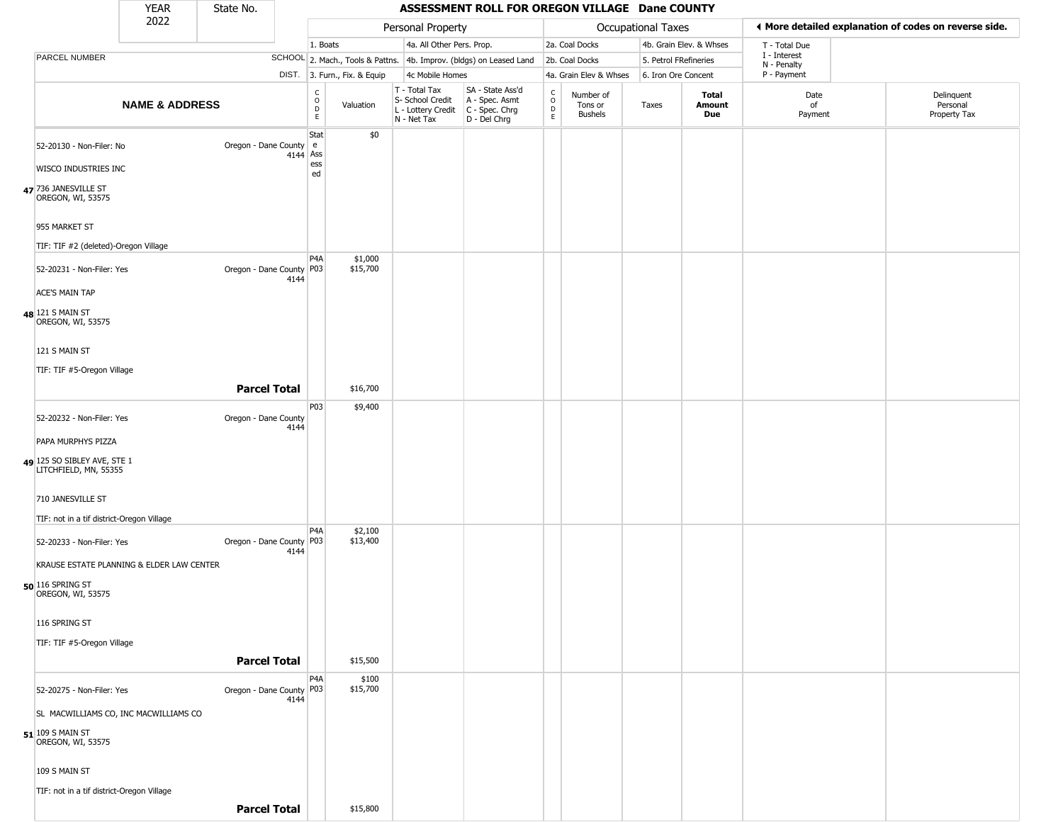| YEAR 2022 | State No. | ASSESSMENT ROLL FOR OREGON VILLAGE Dane COUNTY | | | | | | | | | |
|---|---|---|---|---|---|---|---|---|---|---|---|

| | | Personal Property | | | | Occupational Taxes | | | | ◀ More detailed explanation of codes on reverse side. | |
|---|---|---|---|---|---|---|---|---|---|---|---|
| PARCEL NUMBER | SCHOOL DIST. | 1. Boats<br>2. Mach., Tools & Pattns.<br>3. Furn., Fix. & Equip | | 4a. All Other Pers. Prop.<br>4b. Improv. (bldgs) on Leased Land<br>4c Mobile Homes | | 2a. Coal Docks<br>2b. Coal Docks<br>4a. Grain Elev & Whses | | 4b. Grain Elev. & Whses<br>5. Petrol FRefineries<br>6. Iron Ore Concent | | T - Total Due<br>I - Interest<br>N - Penalty<br>P - Payment | |
| NAME & ADDRESS | | CODE | Valuation | T - Total Tax<br>S- School Credit<br>L - Lottery Credit<br>N - Net Tax | SA - State Ass'd<br>A - Spec. Asmt<br>C - Spec. Chrg<br>D - Del Chrg | CODE | Number of Tons or Bushels | Taxes | Total Amount Due | Date of Payment | Delinquent Personal Property Tax |
| 47 52-20130 - Non-Filer: No<br>WISCO INDUSTRIES INC<br>736 JANESVILLE ST<br>OREGON, WI, 53575<br>955 MARKET ST<br>TIF: TIF #2 (deleted)-Oregon Village | Oregon - Dane County 4144 | State Assessed | $0 | | | | | | | | |
| 48 52-20231 - Non-Filer: Yes<br>ACE'S MAIN TAP<br>121 S MAIN ST<br>OREGON, WI, 53575<br>121 S MAIN ST<br>TIF: TIF #5-Oregon Village | Oregon - Dane County 4144 | P4A<br>P03 | $1,000<br>$15,700 | | | | | | | | |
| | **Parcel Total** | | $16,700 | | | | | | | | |
| 49 52-20232 - Non-Filer: Yes<br>PAPA MURPHYS PIZZA<br>125 SO SIBLEY AVE, STE 1<br>LITCHFIELD, MN, 55355<br>710 JANESVILLE ST<br>TIF: not in a tif district-Oregon Village | Oregon - Dane County 4144 | P03 | $9,400 | | | | | | | | |
| 50 52-20233 - Non-Filer: Yes<br>KRAUSE ESTATE PLANNING & ELDER LAW CENTER<br>116 SPRING ST<br>OREGON, WI, 53575<br>116 SPRING ST<br>TIF: TIF #5-Oregon Village | Oregon - Dane County 4144 | P4A<br>P03 | $2,100<br>$13,400 | | | | | | | | |
| | **Parcel Total** | | $15,500 | | | | | | | | |
| 51 52-20275 - Non-Filer: Yes<br>SL MACWILLIAMS CO, INC MACWILLIAMS CO<br>109 S MAIN ST<br>OREGON, WI, 53575<br>109 S MAIN ST<br>TIF: not in a tif district-Oregon Village | Oregon - Dane County 4144 | P4A<br>P03 | $100<br>$15,700 | | | | | | | | |
| | **Parcel Total** | | $15,800 | | | | | | | | |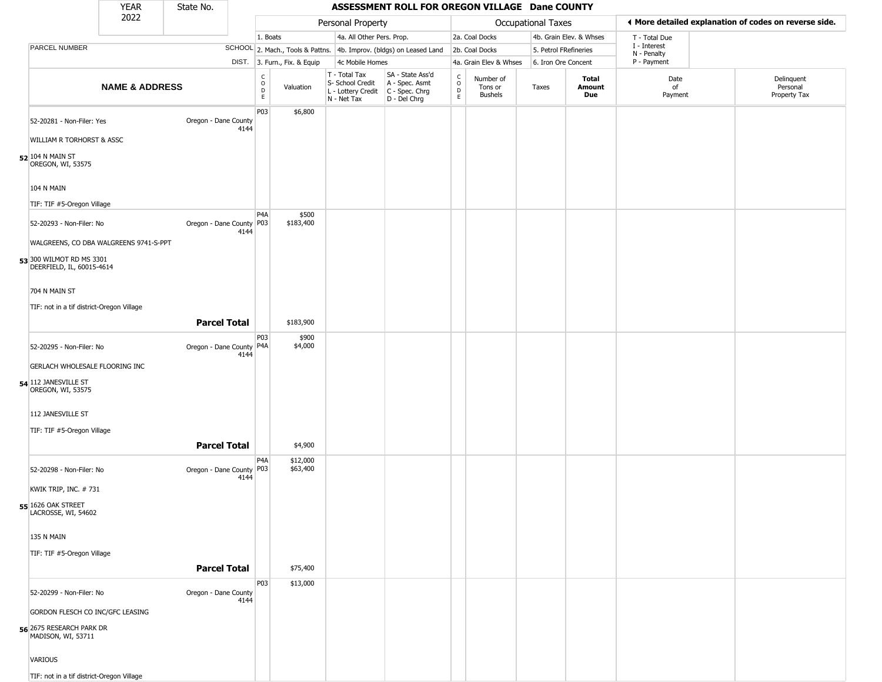| YEAR 2022 | State No. | ASSESSMENT ROLL FOR OREGON VILLAGE Dane COUNTY |
|---|---|---|

| PARCEL NUMBER / NAME & ADDRESS | SCHOOL DIST. | CODE | Valuation | T - Total Tax / S- School Credit / L - Lottery Credit / N - Net Tax | SA - State Ass'd / A - Spec. Asmt / C - Spec. Chrg / D - Del Chrg | CODE | Number of Tons or Bushels | Taxes | Total Amount Due | Date of Payment | Delinquent Personal Property Tax |
|---|---|---|---|---|---|---|---|---|---|---|---|
| **52** 52-20281 - Non-Filer: Yes<br>WILLIAM R TORHORST & ASSC<br>104 N MAIN ST<br>OREGON, WI, 53575<br>104 N MAIN<br>TIF: TIF #5-Oregon Village | Oregon - Dane County 4144 | P03 | $6,800 | | | | | | | | |
| **53** 52-20293 - Non-Filer: No<br>WALGREENS, CO DBA WALGREENS 9741-S-PPT<br>300 WILMOT RD MS 3301<br>DEERFIELD, IL, 60015-4614<br>704 N MAIN ST<br>TIF: not in a tif district-Oregon Village | Oregon - Dane County 4144 | P4A<br>P03 | $500<br>$183,400 | | | | | | | | |
| **Parcel Total** | | | $183,900 | | | | | | | | |
| **54** 52-20295 - Non-Filer: No<br>GERLACH WHOLESALE FLOORING INC<br>112 JANESVILLE ST<br>OREGON, WI, 53575<br>112 JANESVILLE ST<br>TIF: TIF #5-Oregon Village | Oregon - Dane County 4144 | P03<br>P4A | $900<br>$4,000 | | | | | | | | |
| **Parcel Total** | | | $4,900 | | | | | | | | |
| **55** 52-20298 - Non-Filer: No<br>KWIK TRIP, INC. # 731<br>1626 OAK STREET<br>LACROSSE, WI, 54602<br>135 N MAIN<br>TIF: TIF #5-Oregon Village | Oregon - Dane County 4144 | P4A<br>P03 | $12,000<br>$63,400 | | | | | | | | |
| **Parcel Total** | | | $75,400 | | | | | | | | |
| **56** 52-20299 - Non-Filer: No<br>GORDON FLESCH CO INC/GFC LEASING<br>2675 RESEARCH PARK DR<br>MADISON, WI, 53711<br>VARIOUS<br>TIF: not in a tif district-Oregon Village | Oregon - Dane County 4144 | P03 | $13,000 | | | | | | | | |

Personal Property codes: 1. Boats; 2. Mach., Tools & Pattns.; 3. Furn., Fix. & Equip; 4a. All Other Pers. Prop.; 4b. Improv. (bldgs) on Leased Land; 4c Mobile Homes

Occupational Taxes codes: 2a. Coal Docks; 2b. Coal Docks; 4a. Grain Elev & Whses; 4b. Grain Elev. & Whses; 5. Petrol FRefineries; 6. Iron Ore Concent

◂ More detailed explanation of codes on reverse side.

T - Total Due; I - Interest; N - Penalty; P - Payment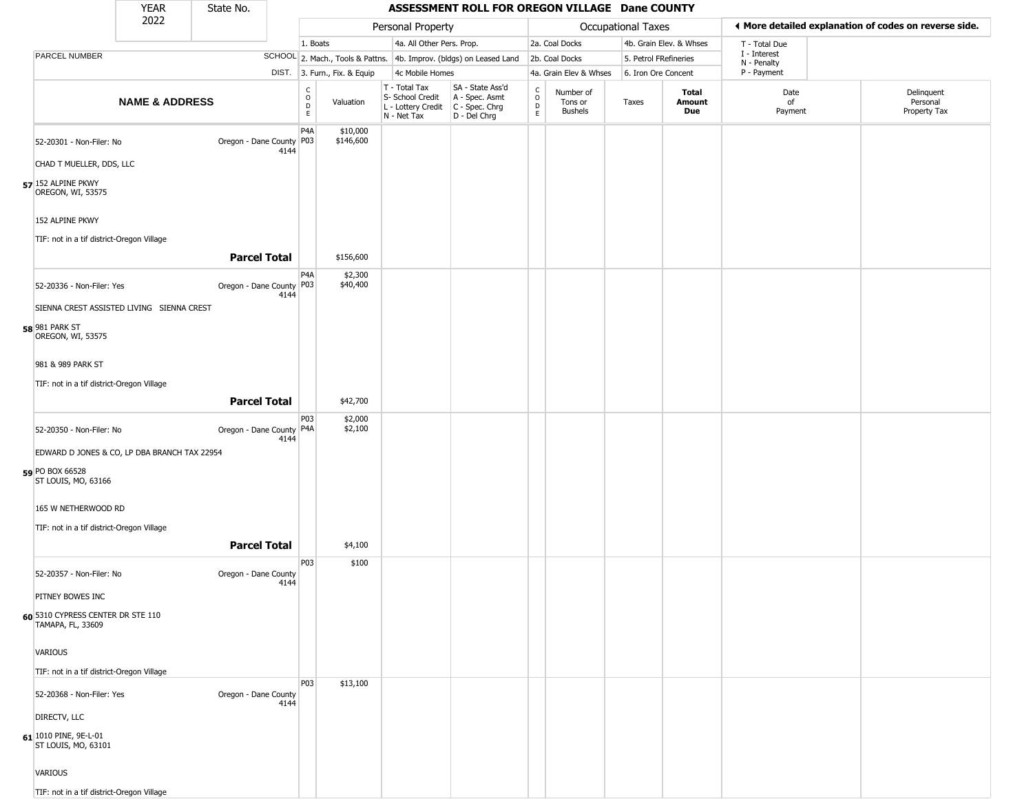# ASSESSMENT ROLL FOR OREGON VILLAGE Dane COUNTY

| YEAR | State No. |
|---|---|
| 2022 | |

| | | Personal Property | | | | | Occupational Taxes | | | | ◀ More detailed explanation of codes on reverse side. | |
|---|---|---|---|---|---|---|---|---|---|---|---|---|
| PARCEL NUMBER | SCHOOL DIST. | 1. Boats<br>2. Mach., Tools & Pattns.<br>3. Furn., Fix. & Equip | | 4a. All Other Pers. Prop.<br>4b. Improv. (bldgs) on Leased Land<br>4c Mobile Homes | | 2a. Coal Docks<br>2b. Coal Docks<br>4a. Grain Elev & Whses | | 4b. Grain Elev. & Whses<br>5. Petrol FRefineries<br>6. Iron Ore Concent | | | T - Total Due<br>I - Interest<br>N - Penalty<br>P - Payment | |
| **NAME & ADDRESS** | | CODE | Valuation | T - Total Tax<br>S- School Credit<br>L - Lottery Credit<br>N - Net Tax | SA - State Ass'd<br>A - Spec. Asmt<br>C - Spec. Chrg<br>D - Del Chrg | CODE | Number of Tons or Bushels | Taxes | **Total Amount Due** | Date of Payment | Delinquent Personal Property Tax |
| 52-20301 - Non-Filer: No | Oregon - Dane County 4144 | P4A | $10,000 | | | | | | | | |
| CHAD T MUELLER, DDS, LLC | | P03 | $146,600 | | | | | | | | |
| 57 152 ALPINE PKWY<br>OREGON, WI, 53575 | | | | | | | | | | | |
| 152 ALPINE PKWY | | | | | | | | | | | |
| TIF: not in a tif district-Oregon Village | | | | | | | | | | | |
| | **Parcel Total** | | $156,600 | | | | | | | | |
| 52-20336 - Non-Filer: Yes | Oregon - Dane County 4144 | P4A | $2,300 | | | | | | | | |
| SIENNA CREST ASSISTED LIVING SIENNA CREST | | P03 | $40,400 | | | | | | | | |
| 58 981 PARK ST<br>OREGON, WI, 53575 | | | | | | | | | | | |
| 981 & 989 PARK ST | | | | | | | | | | | |
| TIF: not in a tif district-Oregon Village | | | | | | | | | | | |
| | **Parcel Total** | | $42,700 | | | | | | | | |
| 52-20350 - Non-Filer: No | Oregon - Dane County 4144 | P03 | $2,000 | | | | | | | | |
| EDWARD D JONES & CO, LP DBA BRANCH TAX 22954 | | P4A | $2,100 | | | | | | | | |
| 59 PO BOX 66528<br>ST LOUIS, MO, 63166 | | | | | | | | | | | |
| 165 W NETHERWOOD RD | | | | | | | | | | | |
| TIF: not in a tif district-Oregon Village | | | | | | | | | | | |
| | **Parcel Total** | | $4,100 | | | | | | | | |
| 52-20357 - Non-Filer: No | Oregon - Dane County 4144 | P03 | $100 | | | | | | | | |
| PITNEY BOWES INC | | | | | | | | | | | |
| 60 5310 CYPRESS CENTER DR STE 110<br>TAMAPA, FL, 33609 | | | | | | | | | | | |
| VARIOUS | | | | | | | | | | | |
| TIF: not in a tif district-Oregon Village | | | | | | | | | | | |
| 52-20368 - Non-Filer: Yes | Oregon - Dane County 4144 | P03 | $13,100 | | | | | | | | |
| DIRECTV, LLC | | | | | | | | | | | |
| 61 1010 PINE, 9E-L-01<br>ST LOUIS, MO, 63101 | | | | | | | | | | | |
| VARIOUS | | | | | | | | | | | |
| TIF: not in a tif district-Oregon Village | | | | | | | | | | | |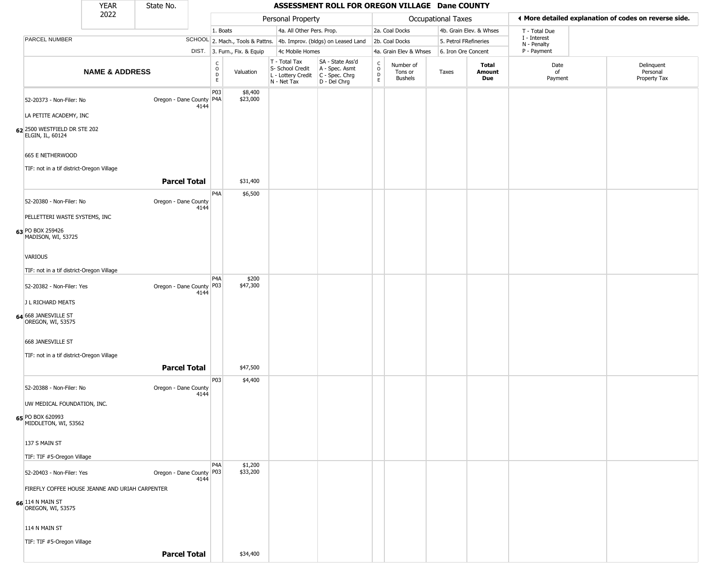| YEAR | State No. | ASSESSMENT ROLL FOR OREGON VILLAGE Dane COUNTY |
|---|---|---|
| 2022 | | |

| PARCEL NUMBER | SCHOOL DIST. | Personal Property: 1. Boats; 2. Mach., Tools & Pattns.; 3. Furn., Fix. & Equip; 4a. All Other Pers. Prop.; 4b. Improv. (bldgs) on Leased Land; 4c Mobile Homes | | | | Occupational Taxes: 2a. Coal Docks; 2b. Coal Docks; 4a. Grain Elev & Whses; 4b. Grain Elev. & Whses; 5. Petrol FRefineries; 6. Iron Ore Concent | | | | ◄ More detailed explanation of codes on reverse side. T - Total Due; I - Interest; N - Penalty; P - Payment | |
|---|---|---|---|---|---|---|---|---|---|---|---|
| **NAME & ADDRESS** | | CODE | Valuation | T - Total Tax S- School Credit L - Lottery Credit N - Net Tax | SA - State Ass'd A - Spec. Asmt C - Spec. Chrg D - Del Chrg | CODE | Number of Tons or Bushels | Taxes | **Total Amount Due** | Date of Payment | Delinquent Personal Property Tax |
| 62 52-20373 - Non-Filer: No<br>LA PETITE ACADEMY, INC<br>2500 WESTFIELD DR STE 202<br>ELGIN, IL, 60124<br>665 E NETHERWOOD<br>TIF: not in a tif district-Oregon Village | Oregon - Dane County 4144 | P03<br>P4A | $8,400<br>$23,000 | | | | | | | | |
| **Parcel Total** | | | $31,400 | | | | | | | | |
| 63 52-20380 - Non-Filer: No<br>PELLETTERI WASTE SYSTEMS, INC<br>PO BOX 259426<br>MADISON, WI, 53725<br>VARIOUS<br>TIF: not in a tif district-Oregon Village | Oregon - Dane County 4144 | P4A | $6,500 | | | | | | | | |
| 64 52-20382 - Non-Filer: Yes<br>J L RICHARD MEATS<br>668 JANESVILLE ST<br>OREGON, WI, 53575<br>668 JANESVILLE ST<br>TIF: not in a tif district-Oregon Village | Oregon - Dane County 4144 | P4A<br>P03 | $200<br>$47,300 | | | | | | | | |
| **Parcel Total** | | | $47,500 | | | | | | | | |
| 65 52-20388 - Non-Filer: No<br>UW MEDICAL FOUNDATION, INC.<br>PO BOX 620993<br>MIDDLETON, WI, 53562<br>137 S MAIN ST<br>TIF: TIF #5-Oregon Village | Oregon - Dane County 4144 | P03 | $4,400 | | | | | | | | |
| 66 52-20403 - Non-Filer: Yes<br>FIREFLY COFFEE HOUSE JEANNE AND URIAH CARPENTER<br>114 N MAIN ST<br>OREGON, WI, 53575<br>114 N MAIN ST<br>TIF: TIF #5-Oregon Village | Oregon - Dane County 4144 | P4A<br>P03 | $1,200<br>$33,200 | | | | | | | | |
| **Parcel Total** | | | $34,400 | | | | | | | | |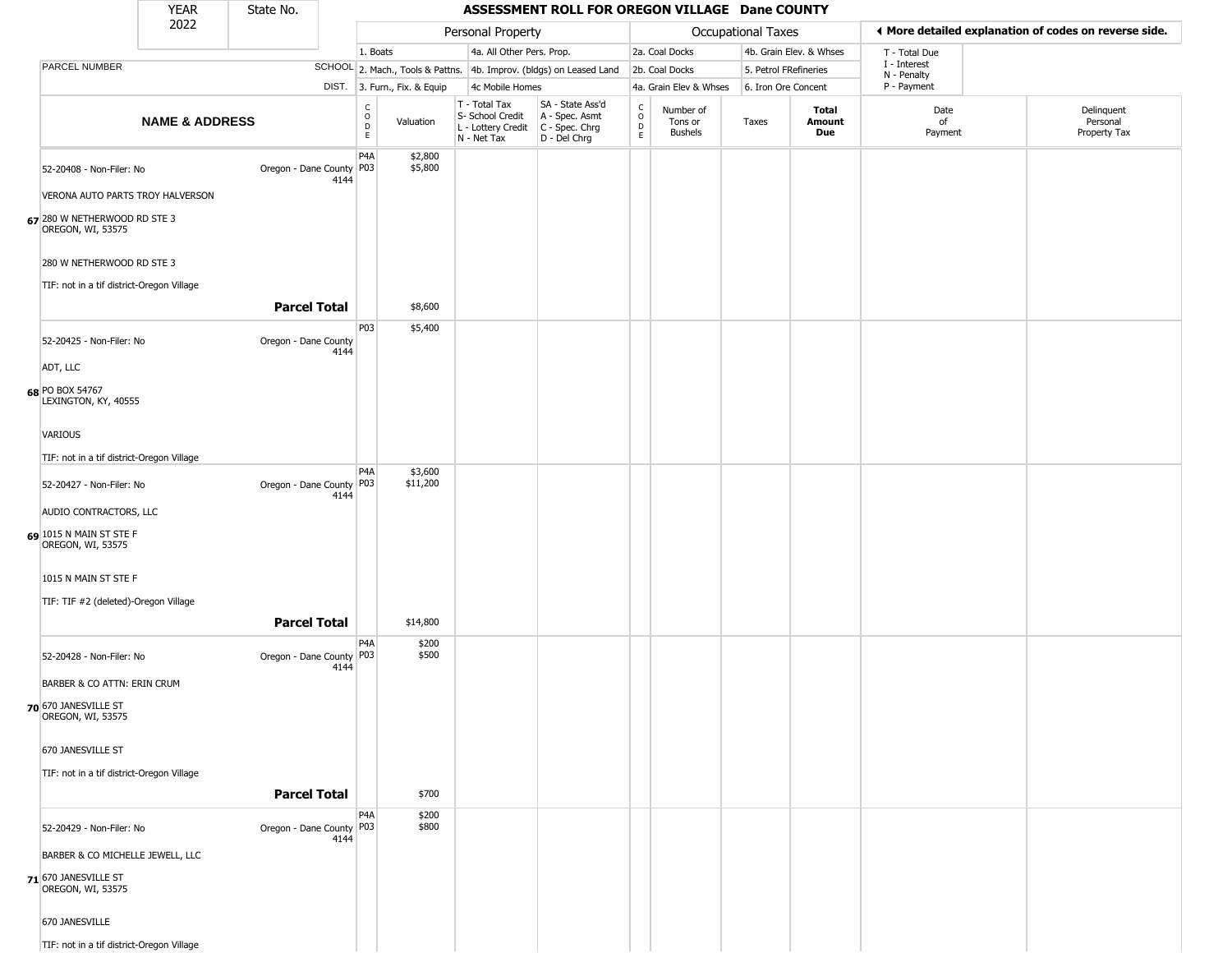| YEAR | State No. |
|---|---|
| 2022 | |

# ASSESSMENT ROLL FOR OREGON VILLAGE Dane COUNTY

| | | Personal Property | | | | Occupational Taxes | | | | ◄ More detailed explanation of codes on reverse side. | |
|---|---|---|---|---|---|---|---|---|---|---|---|
| PARCEL NUMBER | SCHOOL DIST. | 1. Boats<br>2. Mach., Tools & Pattns.<br>3. Furn., Fix. & Equip | | 4a. All Other Pers. Prop.<br>4b. Improv. (bldgs) on Leased Land<br>4c Mobile Homes | | 2a. Coal Docks<br>2b. Coal Docks<br>4a. Grain Elev & Whses | | 4b. Grain Elev. & Whses<br>5. Petrol FRefineries<br>6. Iron Ore Concent | | T - Total Due<br>I - Interest<br>N - Penalty<br>P - Payment | |
| NAME & ADDRESS | | CODE | Valuation | T - Total Tax<br>S- School Credit<br>L - Lottery Credit<br>N - Net Tax | SA - State Ass'd<br>A - Spec. Asmt<br>C - Spec. Chrg<br>D - Del Chrg | CODE | Number of Tons or Bushels | Taxes | Total Amount Due | Date of Payment | Delinquent Personal Property Tax |
| 67 52-20408 - Non-Filer: No<br>VERONA AUTO PARTS TROY HALVERSON<br>280 W NETHERWOOD RD STE 3<br>OREGON, WI, 53575<br>280 W NETHERWOOD RD STE 3<br>TIF: not in a tif district-Oregon Village | Oregon - Dane County 4144 | P4A<br>P03 | $2,800<br>$5,800 | | | | | | | | |
| **Parcel Total** | | | $8,600 | | | | | | | | |
| 68 52-20425 - Non-Filer: No<br>ADT, LLC<br>PO BOX 54767<br>LEXINGTON, KY, 40555<br>VARIOUS<br>TIF: not in a tif district-Oregon Village | Oregon - Dane County 4144 | P03 | $5,400 | | | | | | | | |
| 69 52-20427 - Non-Filer: No<br>AUDIO CONTRACTORS, LLC<br>1015 N MAIN ST STE F<br>OREGON, WI, 53575<br>1015 N MAIN ST STE F<br>TIF: TIF #2 (deleted)-Oregon Village | Oregon - Dane County 4144 | P4A<br>P03 | $3,600<br>$11,200 | | | | | | | | |
| **Parcel Total** | | | $14,800 | | | | | | | | |
| 70 52-20428 - Non-Filer: No<br>BARBER & CO ATTN: ERIN CRUM<br>670 JANESVILLE ST<br>OREGON, WI, 53575<br>670 JANESVILLE ST<br>TIF: not in a tif district-Oregon Village | Oregon - Dane County 4144 | P4A<br>P03 | $200<br>$500 | | | | | | | | |
| **Parcel Total** | | | $700 | | | | | | | | |
| 71 52-20429 - Non-Filer: No<br>BARBER & CO MICHELLE JEWELL, LLC<br>670 JANESVILLE ST<br>OREGON, WI, 53575<br>670 JANESVILLE<br>TIF: not in a tif district-Oregon Village | Oregon - Dane County 4144 | P4A<br>P03 | $200<br>$800 | | | | | | | | |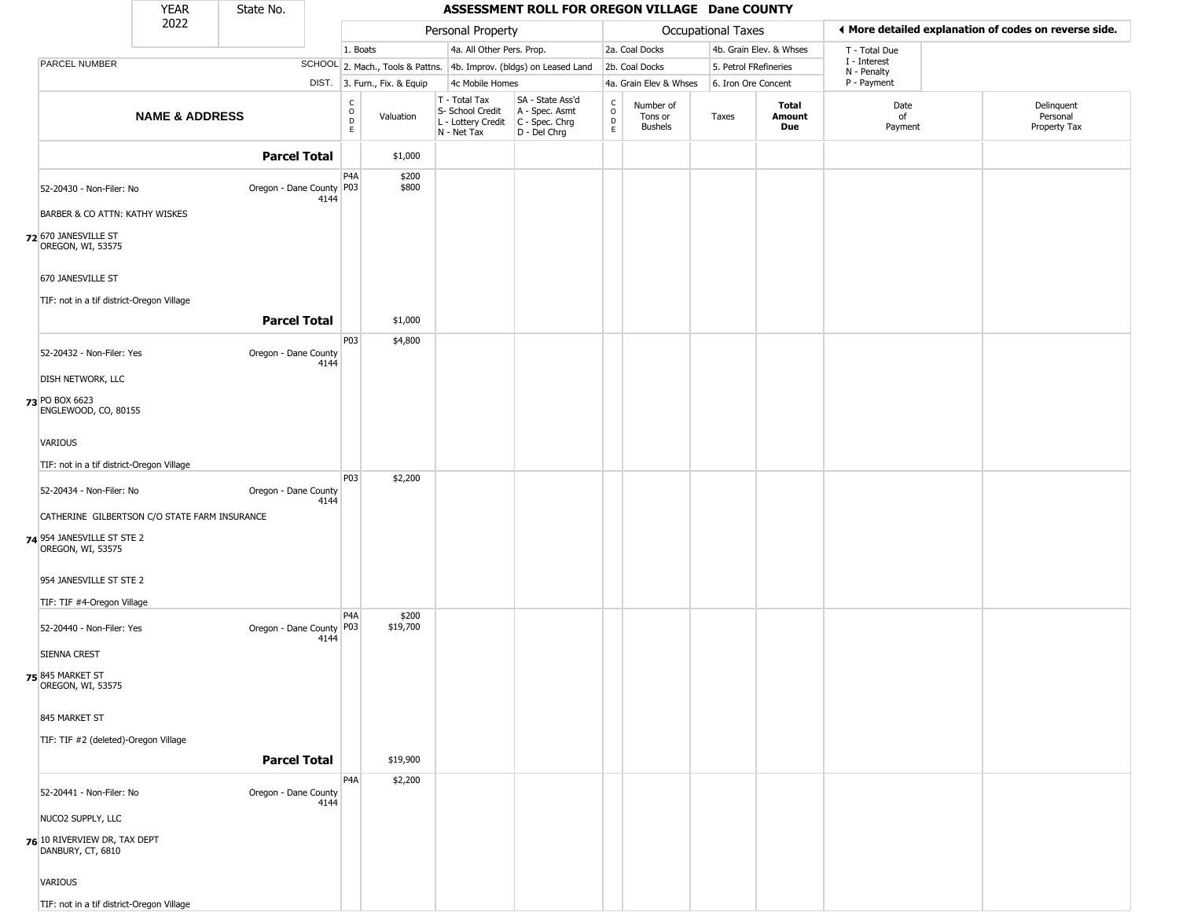| YEAR 2022 | State No. | | | | | | | | | | |
|---|---|---|---|---|---|---|---|---|---|---|---|

**ASSESSMENT ROLL FOR OREGON VILLAGE Dane COUNTY**

| | | Personal Property | | | | Occupational Taxes | | | | ◀ More detailed explanation of codes on reverse side. | |
|---|---|---|---|---|---|---|---|---|---|---|---|
| | | 1. Boats | | 4a. All Other Pers. Prop. | | 2a. Coal Docks | | 4b. Grain Elev. & Whses | | T - Total Due<br>I - Interest<br>N - Penalty<br>P - Payment | |
| PARCEL NUMBER | SCHOOL | 2. Mach., Tools & Pattns. | | 4b. Improv. (bldgs) on Leased Land | | 2b. Coal Docks | | 5. Petrol FRefineries | | | |
| | DIST. | 3. Furn., Fix. & Equip | | 4c Mobile Homes | | 4a. Grain Elev & Whses | | 6. Iron Ore Concent | | | |
| **NAME & ADDRESS** | | CODE | Valuation | T - Total Tax<br>S- School Credit<br>L - Lottery Credit<br>N - Net Tax | SA - State Ass'd<br>A - Spec. Asmt<br>C - Spec. Chrg<br>D - Del Chrg | CODE | Number of Tons or Bushels | Taxes | **Total Amount Due** | Date of Payment | Delinquent Personal Property Tax |
| **Parcel Total** | | | $1,000 | | | | | | | | |
| 52-20430 - Non-Filer: No<br>BARBER & CO ATTN: KATHY WISKES<br>**72** 670 JANESVILLE ST<br>OREGON, WI, 53575<br>670 JANESVILLE ST<br>TIF: not in a tif district-Oregon Village | Oregon - Dane County 4144 | P4A<br>P03 | $200<br>$800 | | | | | | | | |
| **Parcel Total** | | | $1,000 | | | | | | | | |
| 52-20432 - Non-Filer: Yes<br>DISH NETWORK, LLC<br>**73** PO BOX 6623<br>ENGLEWOOD, CO, 80155<br>VARIOUS<br>TIF: not in a tif district-Oregon Village | Oregon - Dane County 4144 | P03 | $4,800 | | | | | | | | |
| 52-20434 - Non-Filer: No<br>CATHERINE GILBERTSON C/O STATE FARM INSURANCE<br>**74** 954 JANESVILLE ST STE 2<br>OREGON, WI, 53575<br>954 JANESVILLE ST STE 2<br>TIF: TIF #4-Oregon Village | Oregon - Dane County 4144 | P03 | $2,200 | | | | | | | | |
| 52-20440 - Non-Filer: Yes<br>SIENNA CREST<br>**75** 845 MARKET ST<br>OREGON, WI, 53575<br>845 MARKET ST<br>TIF: TIF #2 (deleted)-Oregon Village | Oregon - Dane County 4144 | P4A<br>P03 | $200<br>$19,700 | | | | | | | | |
| **Parcel Total** | | | $19,900 | | | | | | | | |
| 52-20441 - Non-Filer: No<br>NUCO2 SUPPLY, LLC<br>**76** 10 RIVERVIEW DR, TAX DEPT<br>DANBURY, CT, 6810<br>VARIOUS<br>TIF: not in a tif district-Oregon Village | Oregon - Dane County 4144 | P4A | $2,200 | | | | | | | | |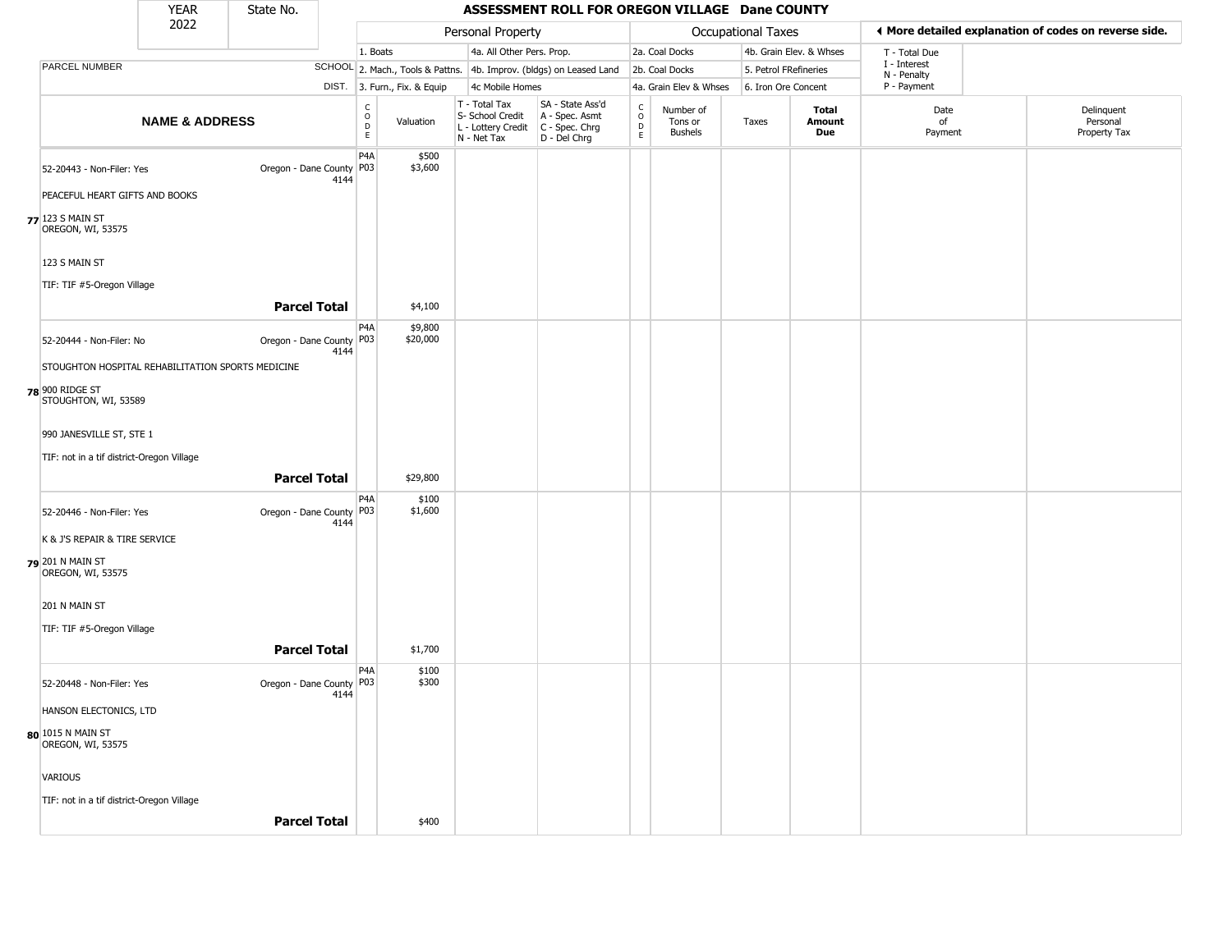| YEAR | State No. |
|---|---|
| 2022 | |

# ASSESSMENT ROLL FOR OREGON VILLAGE Dane COUNTY

| | | Personal Property | | | | | Occupational Taxes | | | | ◄ More detailed explanation of codes on reverse side. | |
|---|---|---|---|---|---|---|---|---|---|---|---|---|
| | | 1. Boats | | 4a. All Other Pers. Prop. | | | 2a. Coal Docks | | 4b. Grain Elev. & Whses | | T - Total Due | |
| PARCEL NUMBER | SCHOOL | 2. Mach., Tools & Pattns. | | 4b. Improv. (bldgs) on Leased Land | | | 2b. Coal Docks | | 5. Petrol FRefineries | | I - Interest<br>N - Penalty | |
| | DIST. | 3. Furn., Fix. & Equip | | 4c Mobile Homes | | | 4a. Grain Elev & Whses | | 6. Iron Ore Concent | | P - Payment | |
| **NAME & ADDRESS** | | CODE | Valuation | T - Total Tax<br>S- School Credit<br>L - Lottery Credit<br>N - Net Tax | SA - State Ass'd<br>A - Spec. Asmt<br>C - Spec. Chrg<br>D - Del Chrg | CODE | Number of Tons or Bushels | Taxes | **Total Amount Due** | Date of Payment | Delinquent Personal Property Tax | |
| 52-20443 - Non-Filer: Yes<br>PEACEFUL HEART GIFTS AND BOOKS<br>**77** 123 S MAIN ST<br>OREGON, WI, 53575<br>123 S MAIN ST<br>TIF: TIF #5-Oregon Village | Oregon - Dane County 4144 | P4A<br>P03 | \$500<br>\$3,600 | | | | | | | | | |
| **Parcel Total** | | | \$4,100 | | | | | | | | | |
| 52-20444 - Non-Filer: No<br>STOUGHTON HOSPITAL REHABILITATION SPORTS MEDICINE<br>**78** 900 RIDGE ST<br>STOUGHTON, WI, 53589<br>990 JANESVILLE ST, STE 1<br>TIF: not in a tif district-Oregon Village | Oregon - Dane County 4144 | P4A<br>P03 | \$9,800<br>\$20,000 | | | | | | | | | |
| **Parcel Total** | | | \$29,800 | | | | | | | | | |
| 52-20446 - Non-Filer: Yes<br>K & J'S REPAIR & TIRE SERVICE<br>**79** 201 N MAIN ST<br>OREGON, WI, 53575<br>201 N MAIN ST<br>TIF: TIF #5-Oregon Village | Oregon - Dane County 4144 | P4A<br>P03 | \$100<br>\$1,600 | | | | | | | | | |
| **Parcel Total** | | | \$1,700 | | | | | | | | | |
| 52-20448 - Non-Filer: Yes<br>HANSON ELECTONICS, LTD<br>**80** 1015 N MAIN ST<br>OREGON, WI, 53575<br>VARIOUS<br>TIF: not in a tif district-Oregon Village | Oregon - Dane County 4144 | P4A<br>P03 | \$100<br>\$300 | | | | | | | | | |
| **Parcel Total** | | | \$400 | | | | | | | | | |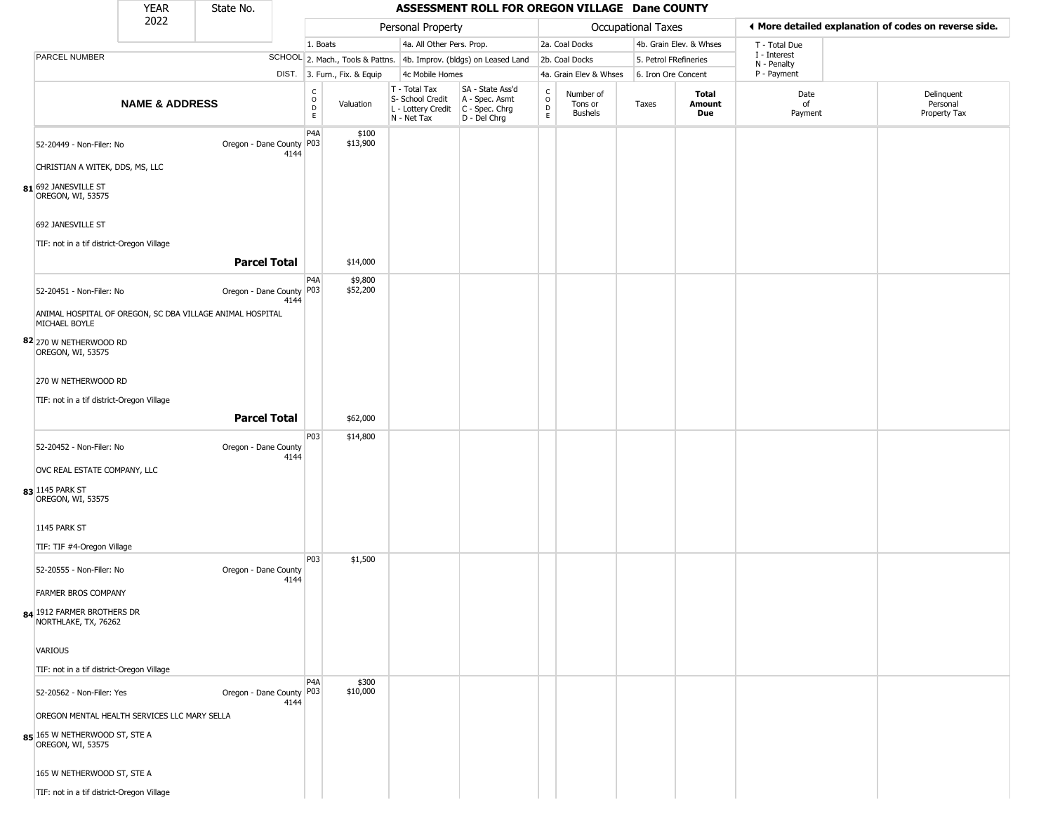| YEAR 2022 | State No. | ASSESSMENT ROLL FOR OREGON VILLAGE Dane COUNTY |
|---|---|---|

| | Personal Property | | | | Occupational Taxes | | | | ◄ More detailed explanation of codes on reverse side. |
|---|---|---|---|---|---|---|---|---|---|
| | 1. Boats | | 4a. All Other Pers. Prop. | | 2a. Coal Docks | | 4b. Grain Elev. & Whses | | T - Total Due |
| PARCEL NUMBER / SCHOOL DIST. | 2. Mach., Tools & Pattns. | | 4b. Improv. (bldgs) on Leased Land | | 2b. Coal Docks | | 5. Petrol FRefineries | | I - Interest, N - Penalty |
| | 3. Furn., Fix. & Equip | | 4c Mobile Homes | | 4a. Grain Elev & Whses | | 6. Iron Ore Concent | | P - Payment |

| | NAME & ADDRESS | SCHOOL DIST. | CODE | Valuation | T - Total Tax S- School Credit L - Lottery Credit N - Net Tax | SA - State Ass'd A - Spec. Asmt C - Spec. Chrg D - Del Chrg | CODE | Number of Tons or Bushels | Taxes | Total Amount Due | Date of Payment | Delinquent Personal Property Tax |
|---|---|---|---|---|---|---|---|---|---|---|---|---|
| 81 | 52-20449 - Non-Filer: No<br>CHRISTIAN A WITEK, DDS, MS, LLC<br>692 JANESVILLE ST<br>OREGON, WI, 53575<br>692 JANESVILLE ST<br>TIF: not in a tif district-Oregon Village | Oregon - Dane County 4144 | P4A<br>P03 | $100<br>$13,900 | | | | | | | | |
| | **Parcel Total** | | | $14,000 | | | | | | | | |
| 82 | 52-20451 - Non-Filer: No<br>ANIMAL HOSPITAL OF OREGON, SC DBA VILLAGE ANIMAL HOSPITAL MICHAEL BOYLE<br>270 W NETHERWOOD RD<br>OREGON, WI, 53575<br>270 W NETHERWOOD RD<br>TIF: not in a tif district-Oregon Village | Oregon - Dane County 4144 | P4A<br>P03 | $9,800<br>$52,200 | | | | | | | | |
| | **Parcel Total** | | | $62,000 | | | | | | | | |
| 83 | 52-20452 - Non-Filer: No<br>OVC REAL ESTATE COMPANY, LLC<br>1145 PARK ST<br>OREGON, WI, 53575<br>1145 PARK ST<br>TIF: TIF #4-Oregon Village | Oregon - Dane County 4144 | P03 | $14,800 | | | | | | | | |
| 84 | 52-20555 - Non-Filer: No<br>FARMER BROS COMPANY<br>1912 FARMER BROTHERS DR<br>NORTHLAKE, TX, 76262<br>VARIOUS<br>TIF: not in a tif district-Oregon Village | Oregon - Dane County 4144 | P03 | $1,500 | | | | | | | | |
| 85 | 52-20562 - Non-Filer: Yes<br>OREGON MENTAL HEALTH SERVICES LLC MARY SELLA<br>165 W NETHERWOOD ST, STE A<br>OREGON, WI, 53575<br>165 W NETHERWOOD ST, STE A<br>TIF: not in a tif district-Oregon Village | Oregon - Dane County 4144 | P4A<br>P03 | $300<br>$10,000 | | | | | | | | |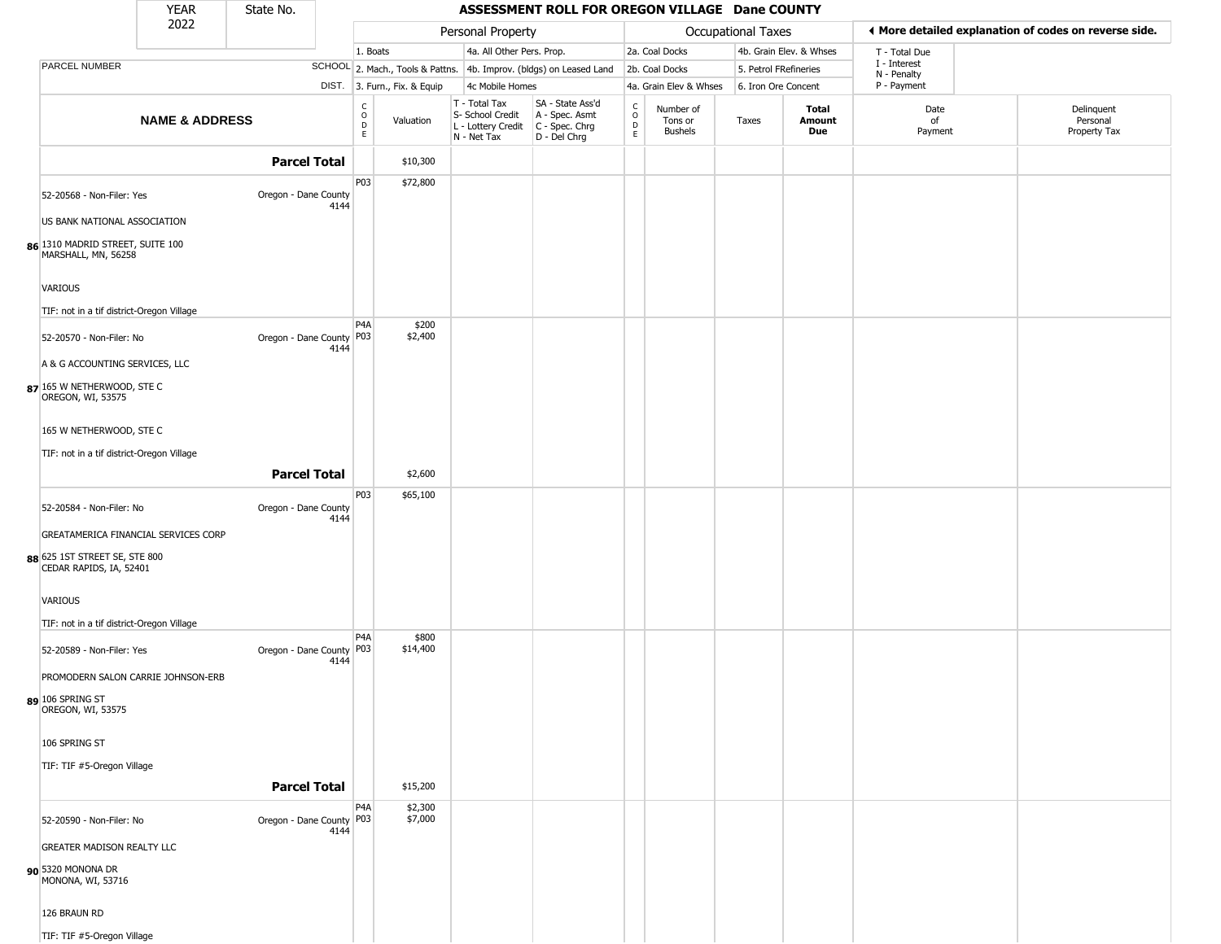| YEAR 2022 | State No. | | | ASSESSMENT ROLL FOR OREGON VILLAGE Dane COUNTY | | | | | | | | |
|---|---|---|---|---|---|---|---|---|---|---|---|---|

| | | Personal Property | | | | Occupational Taxes | | | | ◄ More detailed explanation of codes on reverse side. | |
|---|---|---|---|---|---|---|---|---|---|---|---|
| PARCEL NUMBER | SCHOOL DIST. | 1. Boats<br>2. Mach., Tools & Pattns.<br>3. Furn., Fix. & Equip | | 4a. All Other Pers. Prop.<br>4b. Improv. (bldgs) on Leased Land<br>4c Mobile Homes | | 2a. Coal Docks<br>2b. Coal Docks<br>4a. Grain Elev & Whses | | 4b. Grain Elev. & Whses<br>5. Petrol FRefineries<br>6. Iron Ore Concent | | T - Total Due<br>I - Interest<br>N - Penalty<br>P - Payment | |

| NAME & ADDRESS | | CODE | Valuation | T - Total Tax<br>S- School Credit<br>L - Lottery Credit<br>N - Net Tax | SA - State Ass'd<br>A - Spec. Asmt<br>C - Spec. Chrg<br>D - Del Chrg | CODE | Number of Tons or Bushels | Taxes | Total Amount Due | Date of Payment | Delinquent Personal Property Tax |
|---|---|---|---|---|---|---|---|---|---|---|---|
| | **Parcel Total** | | $10,300 | | | | | | | | |
| **86** 52-20568 - Non-Filer: Yes<br>US BANK NATIONAL ASSOCIATION<br>1310 MADRID STREET, SUITE 100<br>MARSHALL, MN, 56258<br>VARIOUS<br>TIF: not in a tif district-Oregon Village | Oregon - Dane County 4144 | P03 | $72,800 | | | | | | | | |
| **87** 52-20570 - Non-Filer: No<br>A & G ACCOUNTING SERVICES, LLC<br>165 W NETHERWOOD, STE C<br>OREGON, WI, 53575<br>165 W NETHERWOOD, STE C<br>TIF: not in a tif district-Oregon Village | Oregon - Dane County 4144 | P4A<br>P03 | $200<br>$2,400 | | | | | | | | |
| | **Parcel Total** | | $2,600 | | | | | | | | |
| **88** 52-20584 - Non-Filer: No<br>GREATAMERICA FINANCIAL SERVICES CORP<br>625 1ST STREET SE, STE 800<br>CEDAR RAPIDS, IA, 52401<br>VARIOUS<br>TIF: not in a tif district-Oregon Village | Oregon - Dane County 4144 | P03 | $65,100 | | | | | | | | |
| **89** 52-20589 - Non-Filer: Yes<br>PROMODERN SALON CARRIE JOHNSON-ERB<br>106 SPRING ST<br>OREGON, WI, 53575<br>106 SPRING ST<br>TIF: TIF #5-Oregon Village | Oregon - Dane County 4144 | P4A<br>P03 | $800<br>$14,400 | | | | | | | | |
| | **Parcel Total** | | $15,200 | | | | | | | | |
| **90** 52-20590 - Non-Filer: No<br>GREATER MADISON REALTY LLC<br>5320 MONONA DR<br>MONONA, WI, 53716<br>126 BRAUN RD<br>TIF: TIF #5-Oregon Village | Oregon - Dane County 4144 | P4A<br>P03 | $2,300<br>$7,000 | | | | | | | | |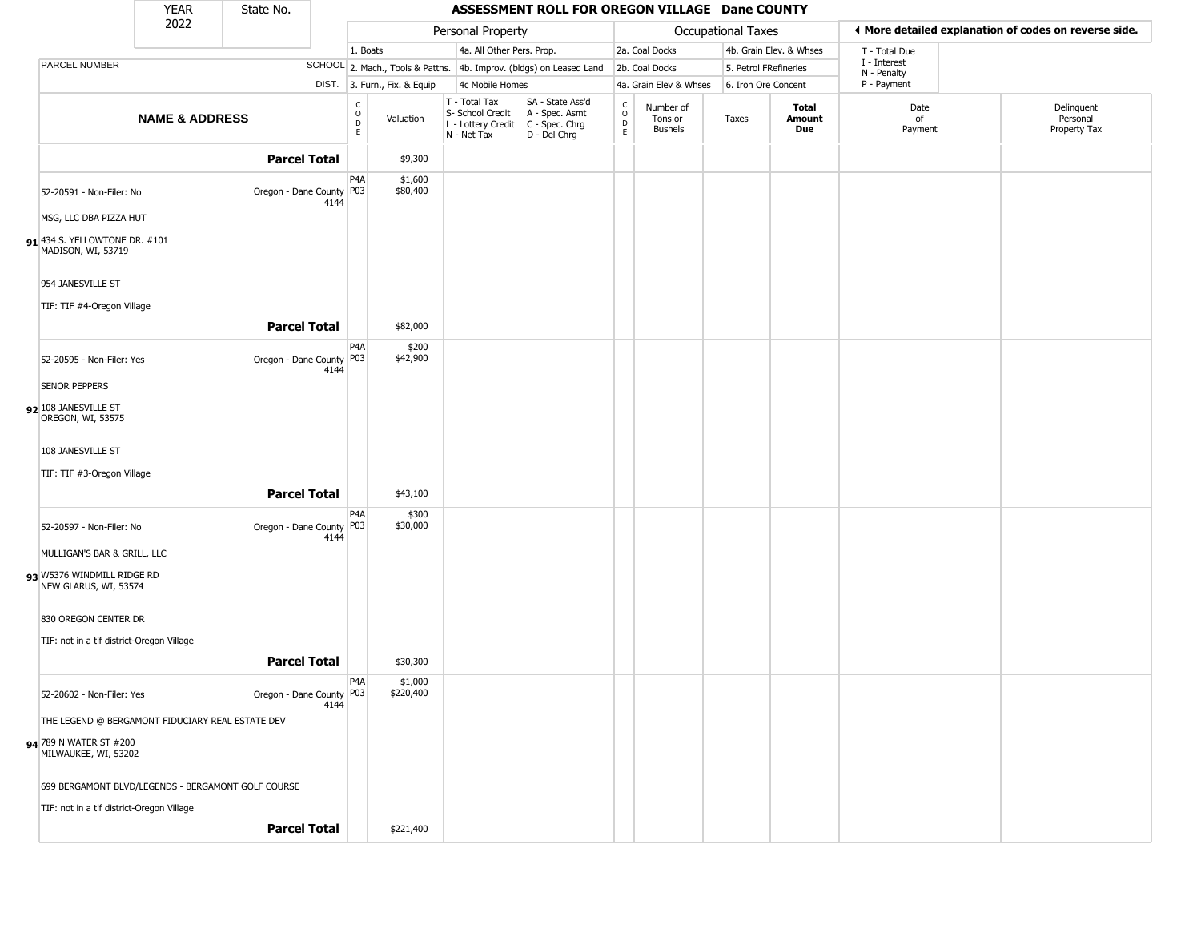| YEAR | State No. | ASSESSMENT ROLL FOR OREGON VILLAGE Dane COUNTY |
|---|---|---|
| 2022 | | |

| | | Personal Property | | | | Occupational Taxes | | | | ◀ More detailed explanation of codes on reverse side. | |
|---|---|---|---|---|---|---|---|---|---|---|---|
| | | 1. Boats | | 4a. All Other Pers. Prop. | | 2a. Coal Docks | | 4b. Grain Elev. & Whses | | T - Total Due<br>I - Interest<br>N - Penalty<br>P - Payment | |
| PARCEL NUMBER | SCHOOL | 2. Mach., Tools & Pattns. | | 4b. Improv. (bldgs) on Leased Land | | 2b. Coal Docks | | 5. Petrol FRefineries | | | |
| | DIST. | 3. Furn., Fix. & Equip | | 4c Mobile Homes | | 4a. Grain Elev & Whses | | 6. Iron Ore Concent | | | |
| **NAME & ADDRESS** | | CODE | Valuation | T - Total Tax<br>S- School Credit<br>L - Lottery Credit<br>N - Net Tax | SA - State Ass'd<br>A - Spec. Asmt<br>C - Spec. Chrg<br>D - Del Chrg | CODE | Number of Tons or Bushels | Taxes | **Total Amount Due** | Date of Payment | Delinquent Personal Property Tax |
| | **Parcel Total** | | $9,300 | | | | | | | | |
| 52-20591 - Non-Filer: No<br><br>MSG, LLC DBA PIZZA HUT<br><br>**91** 434 S. YELLOWTONE DR. #101<br>MADISON, WI, 53719<br><br>954 JANESVILLE ST<br><br>TIF: TIF #4-Oregon Village | Oregon - Dane County 4144 | P4A<br>P03 | $1,600<br>$80,400 | | | | | | | | |
| | **Parcel Total** | | $82,000 | | | | | | | | |
| 52-20595 - Non-Filer: Yes<br><br>SENOR PEPPERS<br><br>**92** 108 JANESVILLE ST<br>OREGON, WI, 53575<br><br>108 JANESVILLE ST<br><br>TIF: TIF #3-Oregon Village | Oregon - Dane County 4144 | P4A<br>P03 | $200<br>$42,900 | | | | | | | | |
| | **Parcel Total** | | $43,100 | | | | | | | | |
| 52-20597 - Non-Filer: No<br><br>MULLIGAN'S BAR & GRILL, LLC<br><br>**93** W5376 WINDMILL RIDGE RD<br>NEW GLARUS, WI, 53574<br><br>830 OREGON CENTER DR<br><br>TIF: not in a tif district-Oregon Village | Oregon - Dane County 4144 | P4A<br>P03 | $300<br>$30,000 | | | | | | | | |
| | **Parcel Total** | | $30,300 | | | | | | | | |
| 52-20602 - Non-Filer: Yes<br><br>THE LEGEND @ BERGAMONT FIDUCIARY REAL ESTATE DEV<br><br>**94** 789 N WATER ST #200<br>MILWAUKEE, WI, 53202<br><br>699 BERGAMONT BLVD/LEGENDS - BERGAMONT GOLF COURSE<br><br>TIF: not in a tif district-Oregon Village | Oregon - Dane County 4144 | P4A<br>P03 | $1,000<br>$220,400 | | | | | | | | |
| | **Parcel Total** | | $221,400 | | | | | | | | |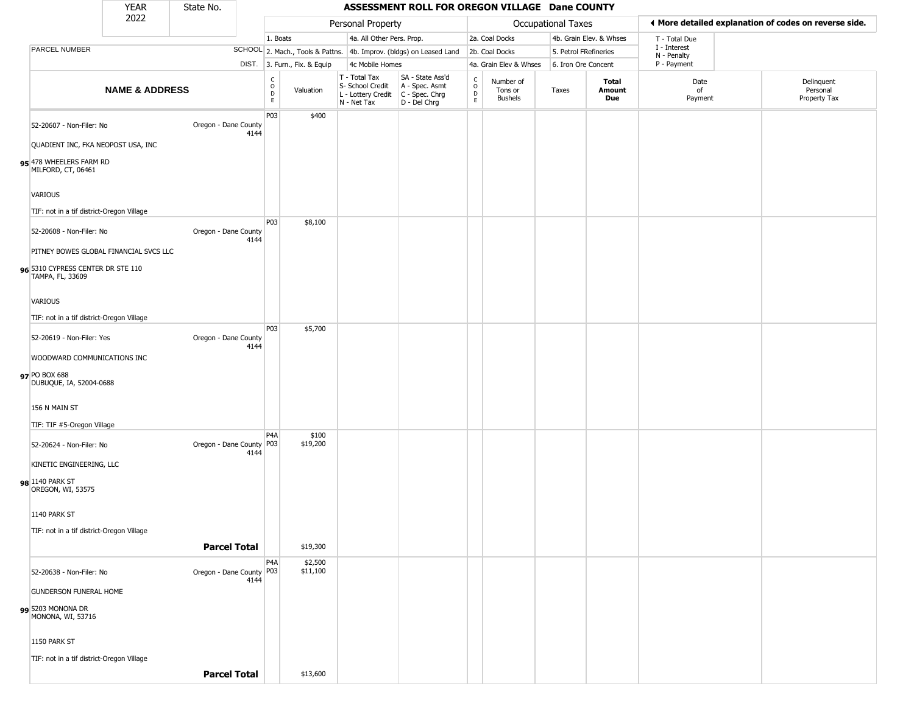| YEAR | State No. | ASSESSMENT ROLL FOR OREGON VILLAGE Dane COUNTY |
|---|---|---|
| 2022 | | |

| | | Personal Property | | | | Occupational Taxes | | | | ◄ More detailed explanation of codes on reverse side. | |
|---|---|---|---|---|---|---|---|---|---|---|---|
| | | 1. Boats | | 4a. All Other Pers. Prop. | | 2a. Coal Docks | | 4b. Grain Elev. & Whses | | T - Total Due | |
| PARCEL NUMBER | SCHOOL | 2. Mach., Tools & Pattns. | | 4b. Improv. (bldgs) on Leased Land | | 2b. Coal Docks | | 5. Petrol FRefineries | | I - Interest N - Penalty | |
| | DIST. | 3. Furn., Fix. & Equip | | 4c Mobile Homes | | 4a. Grain Elev & Whses | | 6. Iron Ore Concent | | P - Payment | |
| NAME & ADDRESS | | CODE | Valuation | T - Total Tax S- School Credit L - Lottery Credit N - Net Tax | SA - State Ass'd A - Spec. Asmt C - Spec. Chrg D - Del Chrg | CODE | Number of Tons or Bushels | Taxes | Total Amount Due | Date of Payment | Delinquent Personal Property Tax |
| 52-20607 - Non-Filer: No<br>QUADIENT INC, FKA NEOPOST USA, INC<br>95 478 WHEELERS FARM RD<br>MILFORD, CT, 06461<br>VARIOUS<br>TIF: not in a tif district-Oregon Village | Oregon - Dane County 4144 | P03 | $400 | | | | | | | | |
| 52-20608 - Non-Filer: No<br>PITNEY BOWES GLOBAL FINANCIAL SVCS LLC<br>96 5310 CYPRESS CENTER DR STE 110<br>TAMPA, FL, 33609<br>VARIOUS<br>TIF: not in a tif district-Oregon Village | Oregon - Dane County 4144 | P03 | $8,100 | | | | | | | | |
| 52-20619 - Non-Filer: Yes<br>WOODWARD COMMUNICATIONS INC<br>97 PO BOX 688<br>DUBUQUE, IA, 52004-0688<br>156 N MAIN ST<br>TIF: TIF #5-Oregon Village | Oregon - Dane County 4144 | P03 | $5,700 | | | | | | | | |
| 52-20624 - Non-Filer: No<br>KINETIC ENGINEERING, LLC<br>98 1140 PARK ST<br>OREGON, WI, 53575<br>1140 PARK ST<br>TIF: not in a tif district-Oregon Village | Oregon - Dane County 4144 | P4A<br>P03 | $100<br>$19,200 | | | | | | | | |
| | **Parcel Total** | | $19,300 | | | | | | | | |
| 52-20638 - Non-Filer: No<br>GUNDERSON FUNERAL HOME<br>99 5203 MONONA DR<br>MONONA, WI, 53716<br>1150 PARK ST<br>TIF: not in a tif district-Oregon Village | Oregon - Dane County 4144 | P4A<br>P03 | $2,500<br>$11,100 | | | | | | | | |
| | **Parcel Total** | | $13,600 | | | | | | | | |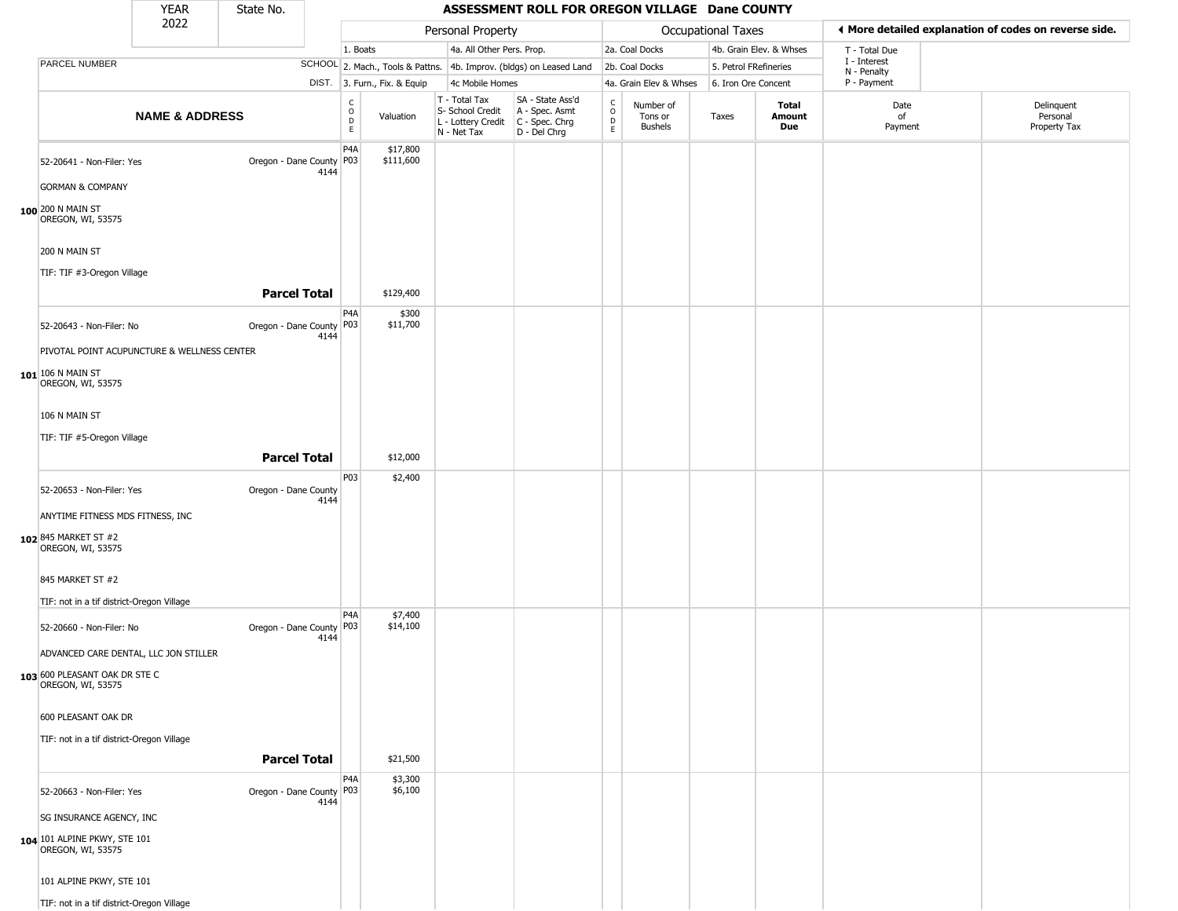YEAR 2022 | State No.

# ASSESSMENT ROLL FOR OREGON VILLAGE Dane COUNTY

| | | Personal Property | | | | Occupational Taxes | | | | |
|---|---|---|---|---|---|---|---|---|---|---|
| PARCEL NUMBER | SCHOOL DIST. | 1. Boats<br>2. Mach., Tools & Pattns.<br>3. Furn., Fix. & Equip | | 4a. All Other Pers. Prop.<br>4b. Improv. (bldgs) on Leased Land<br>4c Mobile Homes | | 2a. Coal Docks<br>2b. Coal Docks<br>4a. Grain Elev & Whses | 4b. Grain Elev. & Whses<br>5. Petrol FRefineries<br>6. Iron Ore Concent | | ◄ More detailed explanation of codes on reverse side.<br>T - Total Due<br>I - Interest<br>N - Penalty<br>P - Payment | |

| | NAME & ADDRESS | | CODE | Valuation | T - Total Tax<br>S- School Credit<br>L - Lottery Credit<br>N - Net Tax | SA - State Ass'd<br>A - Spec. Asmt<br>C - Spec. Chrg<br>D - Del Chrg | CODE | Number of Tons or Bushels | Taxes | Total Amount Due | Date of Payment | Delinquent Personal Property Tax |
|---|---|---|---|---|---|---|---|---|---|---|---|---|
| 100 | 52-20641 - Non-Filer: Yes<br>GORMAN & COMPANY<br>200 N MAIN ST<br>OREGON, WI, 53575<br>200 N MAIN ST<br>TIF: TIF #3-Oregon Village | Oregon - Dane County 4144 | P4A<br>P03 | $17,800<br>$111,600 | | | | | | | | |
| | | **Parcel Total** | | $129,400 | | | | | | | | |
| 101 | 52-20643 - Non-Filer: No<br>PIVOTAL POINT ACUPUNCTURE & WELLNESS CENTER<br>106 N MAIN ST<br>OREGON, WI, 53575<br>106 N MAIN ST<br>TIF: TIF #5-Oregon Village | Oregon - Dane County 4144 | P4A<br>P03 | $300<br>$11,700 | | | | | | | | |
| | | **Parcel Total** | | $12,000 | | | | | | | | |
| 102 | 52-20653 - Non-Filer: Yes<br>ANYTIME FITNESS MDS FITNESS, INC<br>845 MARKET ST #2<br>OREGON, WI, 53575<br>845 MARKET ST #2<br>TIF: not in a tif district-Oregon Village | Oregon - Dane County 4144 | P03 | $2,400 | | | | | | | | |
| 103 | 52-20660 - Non-Filer: No<br>ADVANCED CARE DENTAL, LLC JON STILLER<br>600 PLEASANT OAK DR STE C<br>OREGON, WI, 53575<br>600 PLEASANT OAK DR<br>TIF: not in a tif district-Oregon Village | Oregon - Dane County 4144 | P4A<br>P03 | $7,400<br>$14,100 | | | | | | | | |
| | | **Parcel Total** | | $21,500 | | | | | | | | |
| 104 | 52-20663 - Non-Filer: Yes<br>SG INSURANCE AGENCY, INC<br>101 ALPINE PKWY, STE 101<br>OREGON, WI, 53575<br>101 ALPINE PKWY, STE 101<br>TIF: not in a tif district-Oregon Village | Oregon - Dane County 4144 | P4A<br>P03 | $3,300<br>$6,100 | | | | | | | | |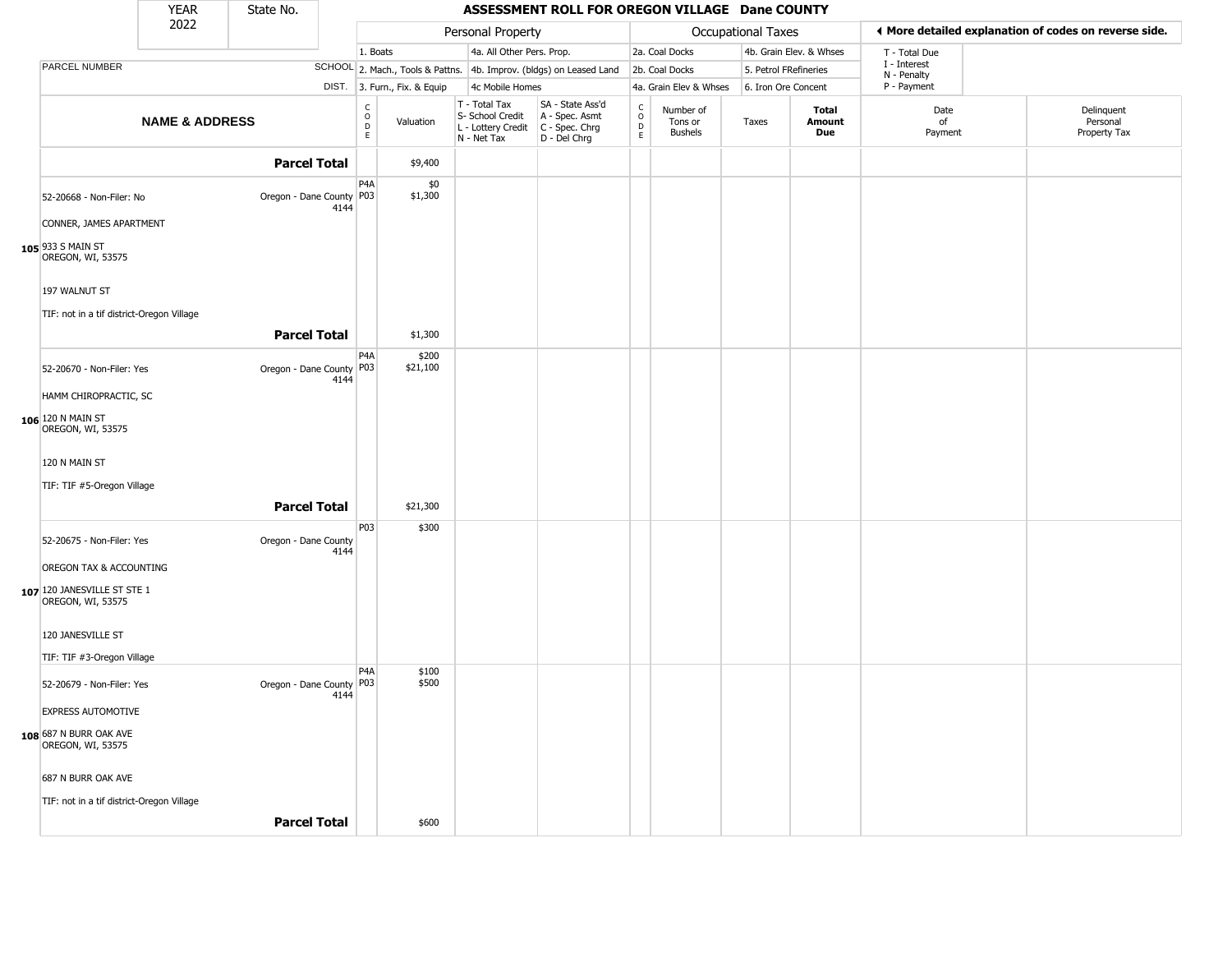| YEAR | State No. |
|---|---|
| 2022 | |

# ASSESSMENT ROLL FOR OREGON VILLAGE Dane COUNTY

| | | Personal Property | | | | Occupational Taxes | | | | ◀ More detailed explanation of codes on reverse side. | |
|---|---|---|---|---|---|---|---|---|---|---|---|
| | | 1. Boats | | 4a. All Other Pers. Prop. | | 2a. Coal Docks | | 4b. Grain Elev. & Whses | | T - Total Due | |
| PARCEL NUMBER | SCHOOL | 2. Mach., Tools & Pattns. | | 4b. Improv. (bldgs) on Leased Land | | 2b. Coal Docks | | 5. Petrol FRefineries | | I - Interest<br>N - Penalty | |
| | DIST. | 3. Furn., Fix. & Equip | | 4c Mobile Homes | | 4a. Grain Elev & Whses | | 6. Iron Ore Concent | | P - Payment | |
| **NAME & ADDRESS** | | CODE | Valuation | T - Total Tax<br>S- School Credit<br>L - Lottery Credit<br>N - Net Tax | SA - State Ass'd<br>A - Spec. Asmt<br>C - Spec. Chrg<br>D - Del Chrg | CODE | Number of Tons or Bushels | Taxes | **Total Amount Due** | Date of Payment | Delinquent Personal Property Tax |
| **Parcel Total** | | | $9,400 | | | | | | | | |
| 52-20668 - Non-Filer: No<br>CONNER, JAMES APARTMENT<br>**105** 933 S MAIN ST<br>OREGON, WI, 53575<br>197 WALNUT ST<br>TIF: not in a tif district-Oregon Village | Oregon - Dane County 4144 | P4A<br>P03 | $0<br>$1,300 | | | | | | | | |
| **Parcel Total** | | | $1,300 | | | | | | | | |
| 52-20670 - Non-Filer: Yes<br>HAMM CHIROPRACTIC, SC<br>**106** 120 N MAIN ST<br>OREGON, WI, 53575<br>120 N MAIN ST<br>TIF: TIF #5-Oregon Village | Oregon - Dane County 4144 | P4A<br>P03 | $200<br>$21,100 | | | | | | | | |
| **Parcel Total** | | | $21,300 | | | | | | | | |
| 52-20675 - Non-Filer: Yes<br>OREGON TAX & ACCOUNTING<br>**107** 120 JANESVILLE ST STE 1<br>OREGON, WI, 53575<br>120 JANESVILLE ST<br>TIF: TIF #3-Oregon Village | Oregon - Dane County 4144 | P03 | $300 | | | | | | | | |
| 52-20679 - Non-Filer: Yes<br>EXPRESS AUTOMOTIVE<br>**108** 687 N BURR OAK AVE<br>OREGON, WI, 53575<br>687 N BURR OAK AVE<br>TIF: not in a tif district-Oregon Village | Oregon - Dane County 4144 | P4A<br>P03 | $100<br>$500 | | | | | | | | |
| **Parcel Total** | | | $600 | | | | | | | | |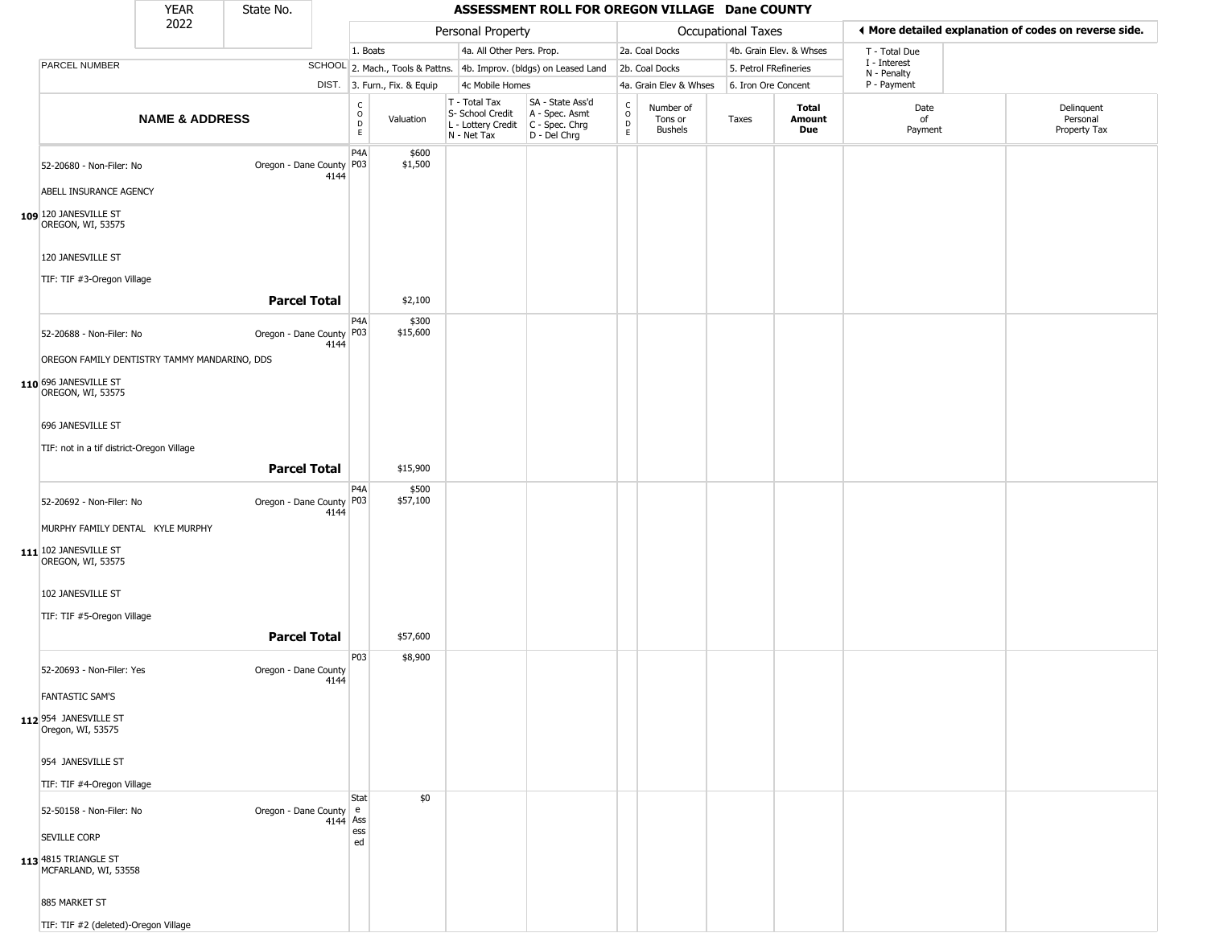| YEAR | State No. |
|---|---|
| 2022 | |

# ASSESSMENT ROLL FOR OREGON VILLAGE Dane COUNTY

| | | Personal Property | | | | Occupational Taxes | | | | ◀ More detailed explanation of codes on reverse side. | |
|---|---|---|---|---|---|---|---|---|---|---|---|
| PARCEL NUMBER | SCHOOL | 1. Boats | | 4a. All Other Pers. Prop. | | 2a. Coal Docks | | 4b. Grain Elev. & Whses | | T - Total Due | |
| | DIST. | 2. Mach., Tools & Pattns. | | 4b. Improv. (bldgs) on Leased Land | | 2b. Coal Docks | | 5. Petrol FRefineries | | I - Interest | |
| | | 3. Furn., Fix. & Equip | | 4c Mobile Homes | | 4a. Grain Elev & Whses | | 6. Iron Ore Concent | | N - Penalty / P - Payment | |
| **NAME & ADDRESS** | | CODE | Valuation | T - Total Tax / S- School Credit / L - Lottery Credit / N - Net Tax | SA - State Ass'd / A - Spec. Asmt / C - Spec. Chrg / D - Del Chrg | CODE | Number of Tons or Bushels | Taxes | **Total Amount Due** | Date of Payment | Delinquent Personal Property Tax |
| 52-20680 - Non-Filer: No | Oregon - Dane County 4144 | P4A | $600 | | | | | | | | |
| ABELL INSURANCE AGENCY | | P03 | $1,500 | | | | | | | | |
| **109** 120 JANESVILLE ST OREGON, WI, 53575 | | | | | | | | | | | |
| 120 JANESVILLE ST | | | | | | | | | | | |
| TIF: TIF #3-Oregon Village | | | | | | | | | | | |
| | **Parcel Total** | | $2,100 | | | | | | | | |
| 52-20688 - Non-Filer: No | Oregon - Dane County 4144 | P4A | $300 | | | | | | | | |
| OREGON FAMILY DENTISTRY TAMMY MANDARINO, DDS | | P03 | $15,600 | | | | | | | | |
| **110** 696 JANESVILLE ST OREGON, WI, 53575 | | | | | | | | | | | |
| 696 JANESVILLE ST | | | | | | | | | | | |
| TIF: not in a tif district-Oregon Village | | | | | | | | | | | |
| | **Parcel Total** | | $15,900 | | | | | | | | |
| 52-20692 - Non-Filer: No | Oregon - Dane County 4144 | P4A | $500 | | | | | | | | |
| MURPHY FAMILY DENTAL KYLE MURPHY | | P03 | $57,100 | | | | | | | | |
| **111** 102 JANESVILLE ST OREGON, WI, 53575 | | | | | | | | | | | |
| 102 JANESVILLE ST | | | | | | | | | | | |
| TIF: TIF #5-Oregon Village | | | | | | | | | | | |
| | **Parcel Total** | | $57,600 | | | | | | | | |
| 52-20693 - Non-Filer: Yes | Oregon - Dane County 4144 | P03 | $8,900 | | | | | | | | |
| FANTASTIC SAM'S | | | | | | | | | | | |
| **112** 954 JANESVILLE ST Oregon, WI, 53575 | | | | | | | | | | | |
| 954 JANESVILLE ST | | | | | | | | | | | |
| TIF: TIF #4-Oregon Village | | | | | | | | | | | |
| 52-50158 - Non-Filer: No | Oregon - Dane County 4144 | State Assessed | $0 | | | | | | | | |
| SEVILLE CORP | | | | | | | | | | | |
| **113** 4815 TRIANGLE ST MCFARLAND, WI, 53558 | | | | | | | | | | | |
| 885 MARKET ST | | | | | | | | | | | |
| TIF: TIF #2 (deleted)-Oregon Village | | | | | | | | | | | |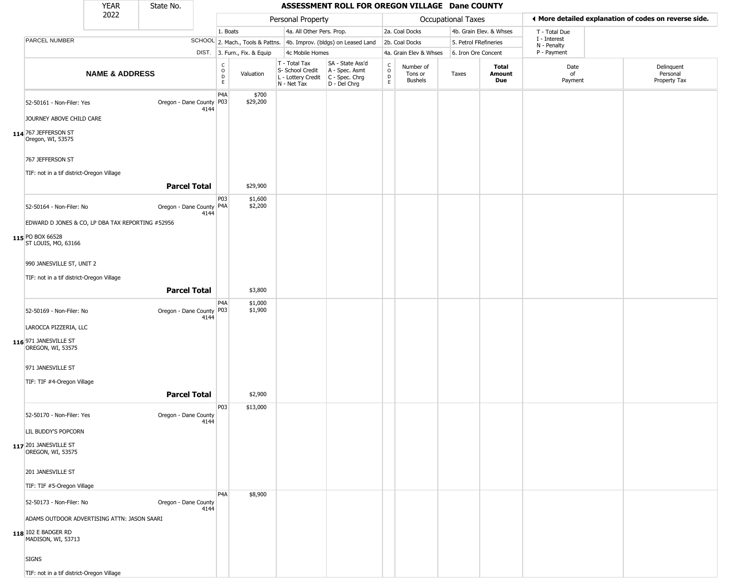| YEAR | State No. |
|---|---|
| 2022 | |

# ASSESSMENT ROLL FOR OREGON VILLAGE Dane COUNTY

| | | Personal Property | | | | | Occupational Taxes | | | | ◀ More detailed explanation of codes on reverse side. | |
|---|---|---|---|---|---|---|---|---|---|---|---|---|
| | | 1. Boats | | 4a. All Other Pers. Prop. | | | 2a. Coal Docks | | 4b. Grain Elev. & Whses | | T - Total Due | |
| PARCEL NUMBER | SCHOOL | 2. Mach., Tools & Pattns. | | 4b. Improv. (bldgs) on Leased Land | | | 2b. Coal Docks | | 5. Petrol FRefineries | | I - Interest<br>N - Penalty | |
| | DIST. | 3. Furn., Fix. & Equip | | 4c Mobile Homes | | | 4a. Grain Elev & Whses | | 6. Iron Ore Concent | | P - Payment | |
| **NAME & ADDRESS** | | CODE | Valuation | T - Total Tax<br>S- School Credit<br>L - Lottery Credit<br>N - Net Tax | SA - State Ass'd<br>A - Spec. Asmt<br>C - Spec. Chrg<br>D - Del Chrg | CODE | Number of Tons or Bushels | Taxes | **Total Amount Due** | Date of Payment | Delinquent Personal Property Tax | |
| **114** 52-50161 - Non-Filer: Yes<br>JOURNEY ABOVE CHILD CARE<br>767 JEFFERSON ST<br>Oregon, WI, 53575<br>767 JEFFERSON ST<br>TIF: not in a tif district-Oregon Village | Oregon - Dane County 4144 | P4A<br>P03 | $700<br>$29,200 | | | | | | | | | |
| **Parcel Total** | | | $29,900 | | | | | | | | | |
| **115** 52-50164 - Non-Filer: No<br>EDWARD D JONES & CO, LP DBA TAX REPORTING #52956<br>PO BOX 66528<br>ST LOUIS, MO, 63166<br>990 JANESVILLE ST, UNIT 2<br>TIF: not in a tif district-Oregon Village | Oregon - Dane County 4144 | P03<br>P4A | $1,600<br>$2,200 | | | | | | | | | |
| **Parcel Total** | | | $3,800 | | | | | | | | | |
| **116** 52-50169 - Non-Filer: No<br>LAROCCA PIZZERIA, LLC<br>971 JANESVILLE ST<br>OREGON, WI, 53575<br>971 JANESVILLE ST<br>TIF: TIF #4-Oregon Village | Oregon - Dane County 4144 | P4A<br>P03 | $1,000<br>$1,900 | | | | | | | | | |
| **Parcel Total** | | | $2,900 | | | | | | | | | |
| **117** 52-50170 - Non-Filer: Yes<br>LIL BUDDY'S POPCORN<br>201 JANESVILLE ST<br>OREGON, WI, 53575<br>201 JANESVILLE ST<br>TIF: TIF #5-Oregon Village | Oregon - Dane County 4144 | P03 | $13,000 | | | | | | | | | |
| **118** 52-50173 - Non-Filer: No<br>ADAMS OUTDOOR ADVERTISING ATTN: JASON SAARI<br>102 E BADGER RD<br>MADISON, WI, 53713<br>SIGNS<br>TIF: not in a tif district-Oregon Village | Oregon - Dane County 4144 | P4A | $8,900 | | | | | | | | | |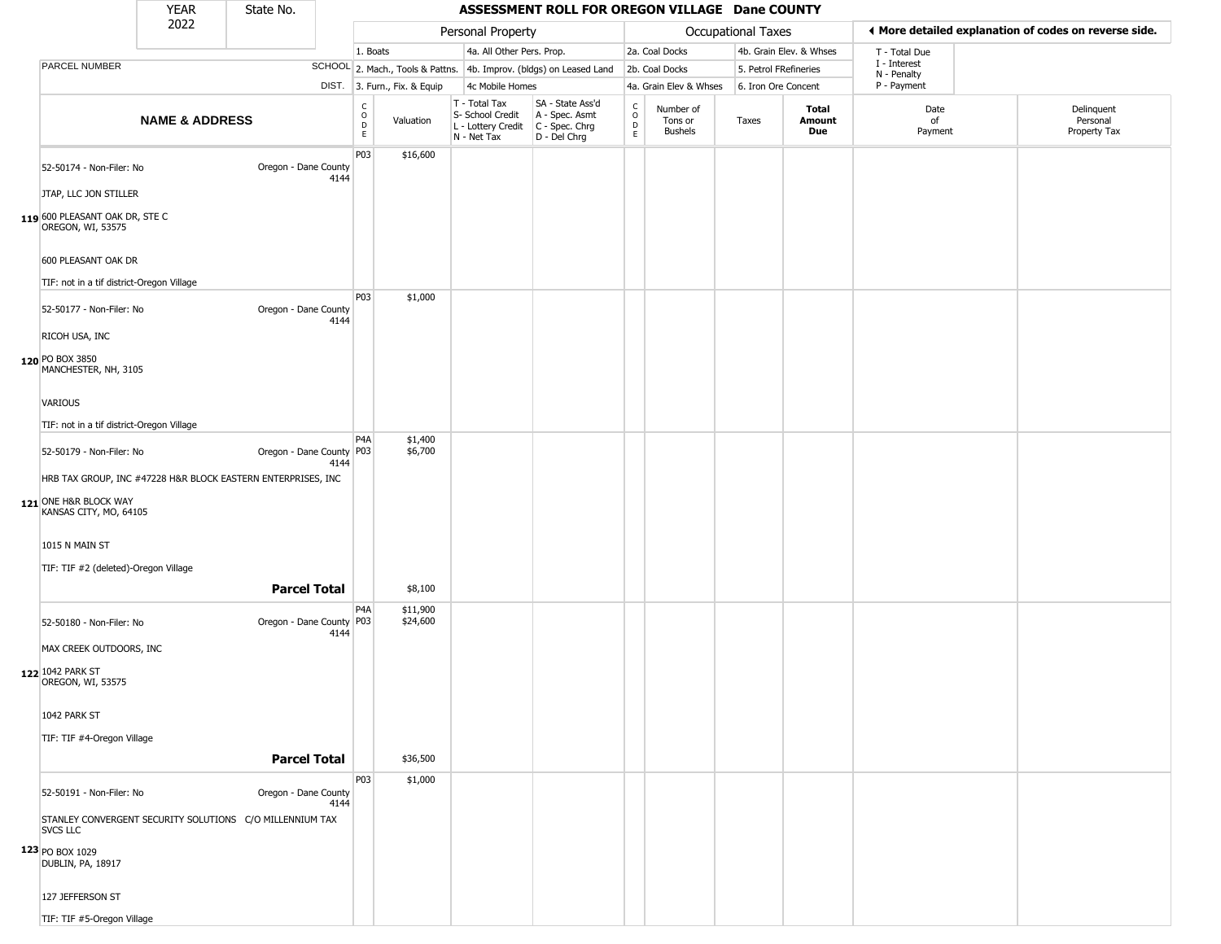| YEAR 2022 | State No. | ASSESSMENT ROLL FOR OREGON VILLAGE Dane COUNTY | | | | | | | | | |
|---|---|---|---|---|---|---|---|---|---|---|---|

| | | Personal Property | | | | Occupational Taxes | | | | ◄ More detailed explanation of codes on reverse side. | |
|---|---|---|---|---|---|---|---|---|---|---|---|
| PARCEL NUMBER | SCHOOL DIST. | 1. Boats / 2. Mach., Tools & Pattns. / 3. Furn., Fix. & Equip | | 4a. All Other Pers. Prop. / 4b. Improv. (bldgs) on Leased Land / 4c Mobile Homes | | 2a. Coal Docks / 2b. Coal Docks / 4a. Grain Elev & Whses | | 4b. Grain Elev. & Whses / 5. Petrol FRefineries / 6. Iron Ore Concent | | T - Total Due / I - Interest / N - Penalty / P - Payment | |
| NAME & ADDRESS | | CODE | Valuation | T - Total Tax / S- School Credit / L - Lottery Credit / N - Net Tax | SA - State Ass'd / A - Spec. Asmt / C - Spec. Chrg / D - Del Chrg | CODE | Number of Tons or Bushels | Taxes | Total Amount Due | Date of Payment | Delinquent Personal Property Tax |
| **119** 52-50174 - Non-Filer: No<br>JTAP, LLC JON STILLER<br>600 PLEASANT OAK DR, STE C<br>OREGON, WI, 53575<br>600 PLEASANT OAK DR<br>TIF: not in a tif district-Oregon Village | Oregon - Dane County 4144 | P03 | $16,600 | | | | | | | | |
| **120** 52-50177 - Non-Filer: No<br>RICOH USA, INC<br>PO BOX 3850<br>MANCHESTER, NH, 3105<br>VARIOUS<br>TIF: not in a tif district-Oregon Village | Oregon - Dane County 4144 | P03 | $1,000 | | | | | | | | |
| **121** 52-50179 - Non-Filer: No<br>HRB TAX GROUP, INC #47228 H&R BLOCK EASTERN ENTERPRISES, INC<br>ONE H&R BLOCK WAY<br>KANSAS CITY, MO, 64105<br>1015 N MAIN ST<br>TIF: TIF #2 (deleted)-Oregon Village | Oregon - Dane County 4144 | P4A<br>P03 | $1,400<br>$6,700 | | | | | | | | |
| | **Parcel Total** | | $8,100 | | | | | | | | |
| **122** 52-50180 - Non-Filer: No<br>MAX CREEK OUTDOORS, INC<br>1042 PARK ST<br>OREGON, WI, 53575<br>1042 PARK ST<br>TIF: TIF #4-Oregon Village | Oregon - Dane County 4144 | P4A<br>P03 | $11,900<br>$24,600 | | | | | | | | |
| | **Parcel Total** | | $36,500 | | | | | | | | |
| **123** 52-50191 - Non-Filer: No<br>STANLEY CONVERGENT SECURITY SOLUTIONS C/O MILLENNIUM TAX SVCS LLC<br>PO BOX 1029<br>DUBLIN, PA, 18917<br>127 JEFFERSON ST<br>TIF: TIF #5-Oregon Village | Oregon - Dane County 4144 | P03 | $1,000 | | | | | | | | |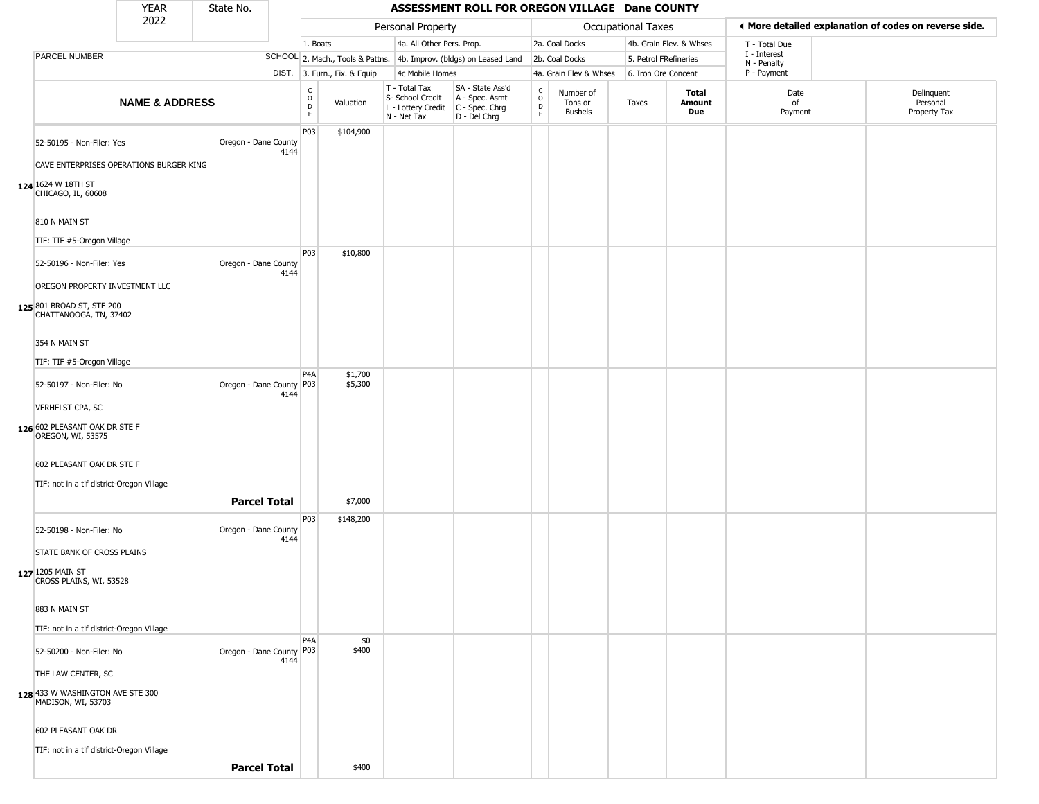| YEAR 2022 | State No. | | ASSESSMENT ROLL FOR OREGON VILLAGE Dane COUNTY | | | | | | | | | |
|---|---|---|---|---|---|---|---|---|---|---|---|---|
| | | | Personal Property | | | | Occupational Taxes | | | | ◀ More detailed explanation of codes on reverse side. | |
| | | | 1. Boats | | 4a. All Other Pers. Prop. | | 2a. Coal Docks | | 4b. Grain Elev. & Whses | | T - Total Due | |
| PARCEL NUMBER | | SCHOOL | 2. Mach., Tools & Pattns. | | 4b. Improv. (bldgs) on Leased Land | | 2b. Coal Docks | | 5. Petrol FRefineries | | I - Interest, N - Penalty | |
| | | DIST. | 3. Furn., Fix. & Equip | | 4c Mobile Homes | | 4a. Grain Elev & Whses | | 6. Iron Ore Concent | | P - Payment | |

| | NAME & ADDRESS | SCHOOL DIST. | CODE | Valuation | T - Total Tax / S- School Credit / L - Lottery Credit / N - Net Tax | SA - State Ass'd / A - Spec. Asmt / C - Spec. Chrg / D - Del Chrg | CODE | Number of Tons or Bushels | Taxes | Total Amount Due | Date of Payment | Delinquent Personal Property Tax |
|---|---|---|---|---|---|---|---|---|---|---|---|---|
| 124 | 52-50195 - Non-Filer: Yes<br>CAVE ENTERPRISES OPERATIONS BURGER KING<br>1624 W 18TH ST<br>CHICAGO, IL, 60608<br>810 N MAIN ST<br>TIF: TIF #5-Oregon Village | Oregon - Dane County 4144 | P03 | $104,900 | | | | | | | | |
| 125 | 52-50196 - Non-Filer: Yes<br>OREGON PROPERTY INVESTMENT LLC<br>801 BROAD ST, STE 200<br>CHATTANOOGA, TN, 37402<br>354 N MAIN ST<br>TIF: TIF #5-Oregon Village | Oregon - Dane County 4144 | P03 | $10,800 | | | | | | | | |
| 126 | 52-50197 - Non-Filer: No<br>VERHELST CPA, SC<br>602 PLEASANT OAK DR STE F<br>OREGON, WI, 53575<br>602 PLEASANT OAK DR STE F<br>TIF: not in a tif district-Oregon Village | Oregon - Dane County 4144 | P4A<br>P03 | $1,700<br>$5,300 | | | | | | | | |
| | **Parcel Total** | | | $7,000 | | | | | | | | |
| 127 | 52-50198 - Non-Filer: No<br>STATE BANK OF CROSS PLAINS<br>1205 MAIN ST<br>CROSS PLAINS, WI, 53528<br>883 N MAIN ST<br>TIF: not in a tif district-Oregon Village | Oregon - Dane County 4144 | P03 | $148,200 | | | | | | | | |
| 128 | 52-50200 - Non-Filer: No<br>THE LAW CENTER, SC<br>433 W WASHINGTON AVE STE 300<br>MADISON, WI, 53703<br>602 PLEASANT OAK DR<br>TIF: not in a tif district-Oregon Village | Oregon - Dane County 4144 | P4A<br>P03 | $0<br>$400 | | | | | | | | |
| | **Parcel Total** | | | $400 | | | | | | | | |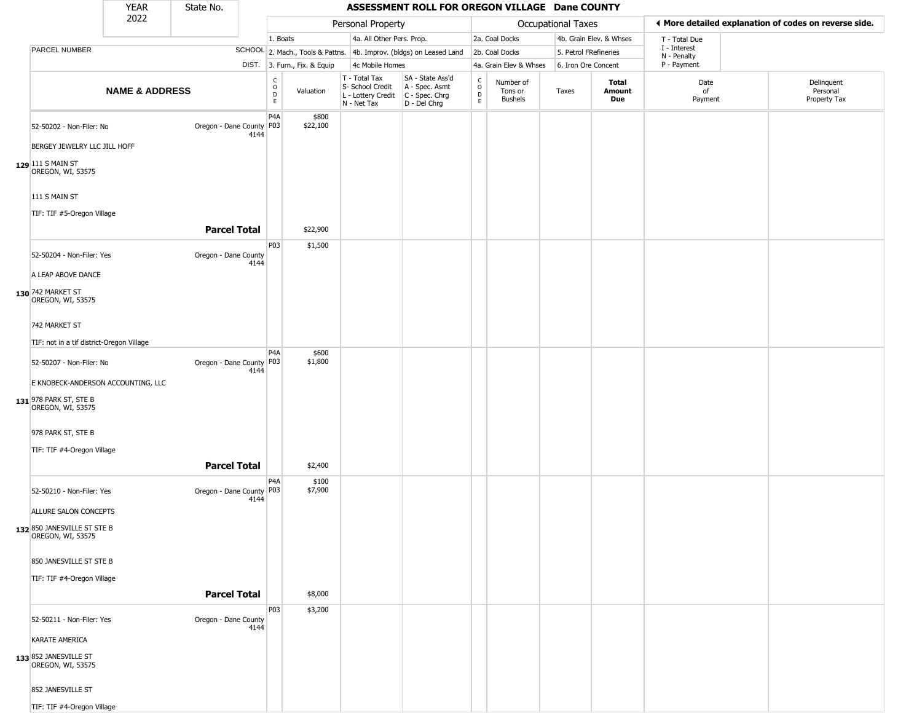| YEAR | State No. | | | | | | | | | | | |
|---|---|---|---|---|---|---|---|---|---|---|---|---|
| 2022 | | | | | | | | | | | | |

# ASSESSMENT ROLL FOR OREGON VILLAGE Dane COUNTY

| | | Personal Property | | | | Occupational Taxes | | | | ◀ More detailed explanation of codes on reverse side. | |
|---|---|---|---|---|---|---|---|---|---|---|---|
| PARCEL NUMBER | SCHOOL DIST. | 1. Boats | | 4a. All Other Pers. Prop. | | 2a. Coal Docks | | 4b. Grain Elev. & Whses | | T - Total Due | |
| | | 2. Mach., Tools & Pattns. | | 4b. Improv. (bldgs) on Leased Land | | 2b. Coal Docks | | 5. Petrol FRefineries | | I - Interest | |
| | | 3. Furn., Fix. & Equip | | 4c Mobile Homes | | 4a. Grain Elev & Whses | | 6. Iron Ore Concent | | N - Penalty | |
| | | | | | | | | | | P - Payment | |

| NAME & ADDRESS | | CODE | Valuation | T - Total Tax S- School Credit L - Lottery Credit N - Net Tax | SA - State Ass'd A - Spec. Asmt C - Spec. Chrg D - Del Chrg | CODE | Number of Tons or Bushels | Taxes | Total Amount Due | Date of Payment | Delinquent Personal Property Tax |
|---|---|---|---|---|---|---|---|---|---|---|---|
| **129** 52-50202 - Non-Filer: No<br>BERGEY JEWELRY LLC JILL HOFF<br>111 S MAIN ST<br>OREGON, WI, 53575<br><br>111 S MAIN ST<br>TIF: TIF #5-Oregon Village | Oregon - Dane County 4144 | P4A<br>P03 | $800<br>$22,100 | | | | | | | | |
| | **Parcel Total** | | $22,900 | | | | | | | | |
| **130** 52-50204 - Non-Filer: Yes<br>A LEAP ABOVE DANCE<br>742 MARKET ST<br>OREGON, WI, 53575<br><br>742 MARKET ST<br>TIF: not in a tif district-Oregon Village | Oregon - Dane County 4144 | P03 | $1,500 | | | | | | | | |
| **131** 52-50207 - Non-Filer: No<br>E KNOBECK-ANDERSON ACCOUNTING, LLC<br>978 PARK ST, STE B<br>OREGON, WI, 53575<br><br>978 PARK ST, STE B<br>TIF: TIF #4-Oregon Village | Oregon - Dane County 4144 | P4A<br>P03 | $600<br>$1,800 | | | | | | | | |
| | **Parcel Total** | | $2,400 | | | | | | | | |
| **132** 52-50210 - Non-Filer: Yes<br>ALLURE SALON CONCEPTS<br>850 JANESVILLE ST STE B<br>OREGON, WI, 53575<br><br>850 JANESVILLE ST STE B<br>TIF: TIF #4-Oregon Village | Oregon - Dane County 4144 | P4A<br>P03 | $100<br>$7,900 | | | | | | | | |
| | **Parcel Total** | | $8,000 | | | | | | | | |
| **133** 52-50211 - Non-Filer: Yes<br>KARATE AMERICA<br>852 JANESVILLE ST<br>OREGON, WI, 53575<br><br>852 JANESVILLE ST<br>TIF: TIF #4-Oregon Village | Oregon - Dane County 4144 | P03 | $3,200 | | | | | | | | |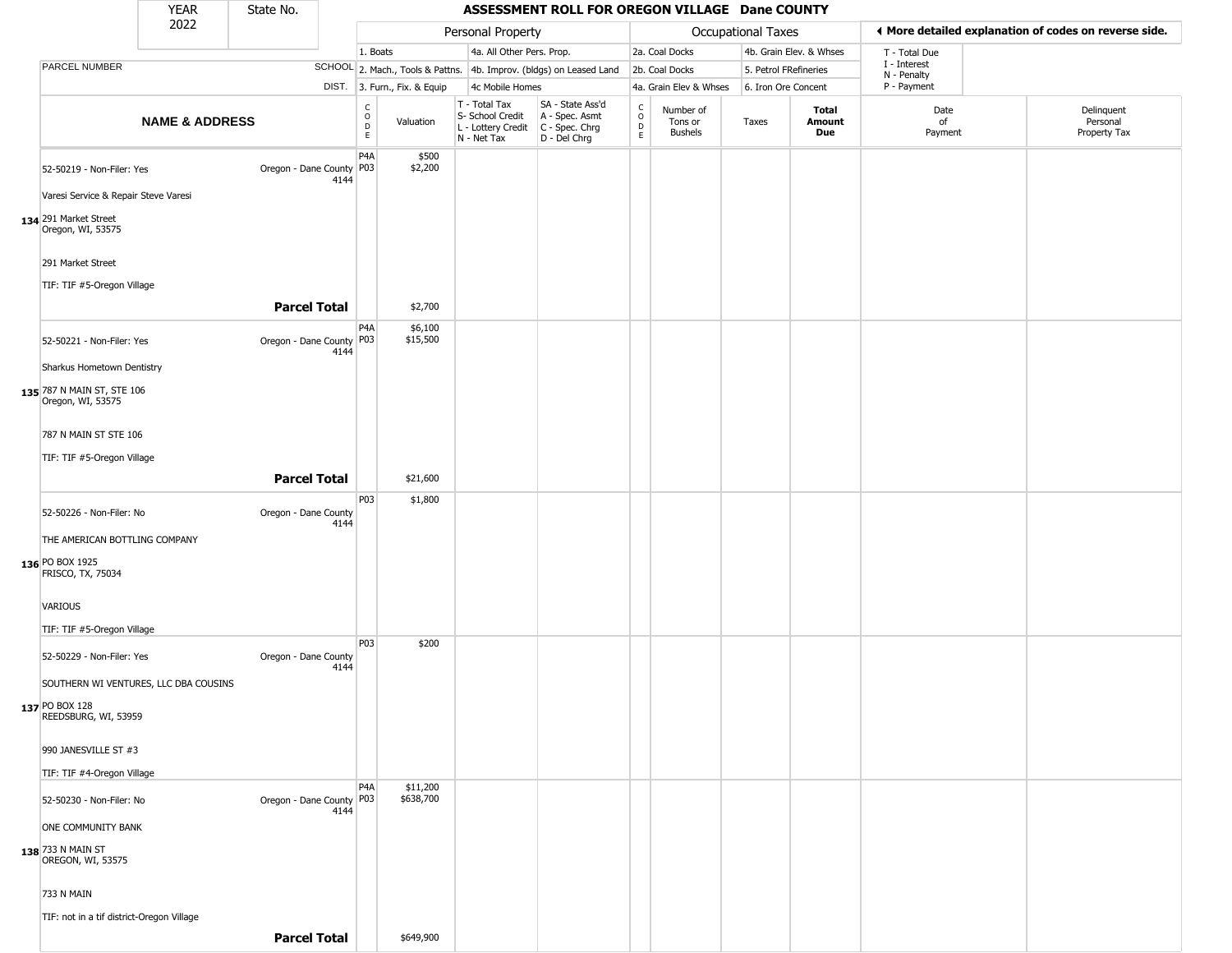| YEAR 2022 | State No. | ASSESSMENT ROLL FOR OREGON VILLAGE Dane COUNTY |
|---|---|---|

| | | Personal Property | | | | Occupational Taxes | | | | ◄ More detailed explanation of codes on reverse side. | |
|---|---|---|---|---|---|---|---|---|---|---|---|
| PARCEL NUMBER | SCHOOL DIST. | 1. Boats / 2. Mach., Tools & Pattns. / 3. Furn., Fix. & Equip | | 4a. All Other Pers. Prop. / 4b. Improv. (bldgs) on Leased Land / 4c Mobile Homes | | 2a. Coal Docks / 2b. Coal Docks / 4a. Grain Elev & Whses | | 4b. Grain Elev. & Whses / 5. Petrol FRefineries / 6. Iron Ore Concent | | T - Total Due / I - Interest / N - Penalty / P - Payment | |
| **NAME & ADDRESS** | | CODE | Valuation | T - Total Tax / S- School Credit / L - Lottery Credit / N - Net Tax | SA - State Ass'd / A - Spec. Asmt / C - Spec. Chrg / D - Del Chrg | CODE | Number of Tons or Bushels | Taxes | **Total Amount Due** | Date of Payment | Delinquent Personal Property Tax |
| 134 52-50219 - Non-Filer: Yes<br>Varesi Service & Repair Steve Varesi<br>291 Market Street<br>Oregon, WI, 53575<br>291 Market Street<br>TIF: TIF #5-Oregon Village | Oregon - Dane County 4144 | P4A<br>P03 | $500<br>$2,200 | | | | | | | | |
| **Parcel Total** | | | $2,700 | | | | | | | | |
| 135 52-50221 - Non-Filer: Yes<br>Sharkus Hometown Dentistry<br>787 N MAIN ST, STE 106<br>Oregon, WI, 53575<br>787 N MAIN ST STE 106<br>TIF: TIF #5-Oregon Village | Oregon - Dane County 4144 | P4A<br>P03 | $6,100<br>$15,500 | | | | | | | | |
| **Parcel Total** | | | $21,600 | | | | | | | | |
| 136 52-50226 - Non-Filer: No<br>THE AMERICAN BOTTLING COMPANY<br>PO BOX 1925<br>FRISCO, TX, 75034<br>VARIOUS<br>TIF: TIF #5-Oregon Village | Oregon - Dane County 4144 | P03 | $1,800 | | | | | | | | |
| 137 52-50229 - Non-Filer: Yes<br>SOUTHERN WI VENTURES, LLC DBA COUSINS<br>PO BOX 128<br>REEDSBURG, WI, 53959<br>990 JANESVILLE ST #3<br>TIF: TIF #4-Oregon Village | Oregon - Dane County 4144 | P03 | $200 | | | | | | | | |
| 138 52-50230 - Non-Filer: No<br>ONE COMMUNITY BANK<br>733 N MAIN ST<br>OREGON, WI, 53575<br>733 N MAIN<br>TIF: not in a tif district-Oregon Village | Oregon - Dane County 4144 | P4A<br>P03 | $11,200<br>$638,700 | | | | | | | | |
| **Parcel Total** | | | $649,900 | | | | | | | | |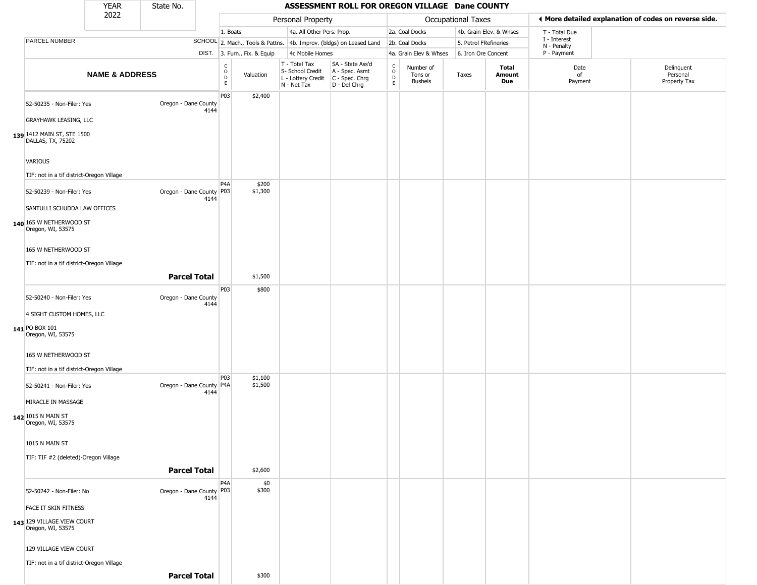| YEAR 2022 | State No. | ASSESSMENT ROLL FOR OREGON VILLAGE Dane COUNTY | | | | | | | | | | |
|---|---|---|---|---|---|---|---|---|---|---|---|---|
| | | Personal Property | | | | Occupational Taxes | | | | | ◀ More detailed explanation of codes on reverse side. | |
| PARCEL NUMBER | SCHOOL DIST. | 1. Boats 2. Mach., Tools & Pattns. 3. Furn., Fix. & Equip | | 4a. All Other Pers. Prop. 4b. Improv. (bldgs) on Leased Land 4c Mobile Homes | | 2a. Coal Docks 2b. Coal Docks 4a. Grain Elev & Whses | | 4b. Grain Elev. & Whses 5. Petrol FRefineries 6. Iron Ore Concent | | | T - Total Due I - Interest N - Penalty P - Payment | |
| | NAME & ADDRESS | CODE | Valuation | T - Total Tax S- School Credit L - Lottery Credit N - Net Tax | SA - State Ass'd A - Spec. Asmt C - Spec. Chrg D - Del Chrg | CODE | Number of Tons or Bushels | Taxes | Total Amount Due | Date of Payment | Delinquent Personal Property Tax |
| 139 | 52-50235 - Non-Filer: Yes<br>Oregon - Dane County 4144<br>GRAYHAWK LEASING, LLC<br>1412 MAIN ST, STE 1500<br>DALLAS, TX, 75202<br>VARIOUS<br>TIF: not in a tif district-Oregon Village | P03 | $2,400 | | | | | | | | |
| 140 | 52-50239 - Non-Filer: Yes<br>Oregon - Dane County 4144<br>SANTULLI SCHUDDA LAW OFFICES<br>165 W NETHERWOOD ST<br>Oregon, WI, 53575<br>165 W NETHERWOOD ST<br>TIF: not in a tif district-Oregon Village | P4A<br>P03 | $200<br>$1,300 | | | | | | | | |
| | **Parcel Total** | | $1,500 | | | | | | | | |
| 141 | 52-50240 - Non-Filer: Yes<br>Oregon - Dane County 4144<br>4 SIGHT CUSTOM HOMES, LLC<br>PO BOX 101<br>Oregon, WI, 53575<br>165 W NETHERWOOD ST<br>TIF: not in a tif district-Oregon Village | P03 | $800 | | | | | | | | |
| 142 | 52-50241 - Non-Filer: Yes<br>Oregon - Dane County 4144<br>MIRACLE IN MASSAGE<br>1015 N MAIN ST<br>Oregon, WI, 53575<br>1015 N MAIN ST<br>TIF: TIF #2 (deleted)-Oregon Village | P03<br>P4A | $1,100<br>$1,500 | | | | | | | | |
| | **Parcel Total** | | $2,600 | | | | | | | | |
| 143 | 52-50242 - Non-Filer: No<br>Oregon - Dane County 4144<br>FACE IT SKIN FITNESS<br>129 VILLAGE VIEW COURT<br>Oregon, WI, 53575<br>129 VILLAGE VIEW COURT<br>TIF: not in a tif district-Oregon Village | P4A<br>P03 | $0<br>$300 | | | | | | | | |
| | **Parcel Total** | | $300 | | | | | | | | |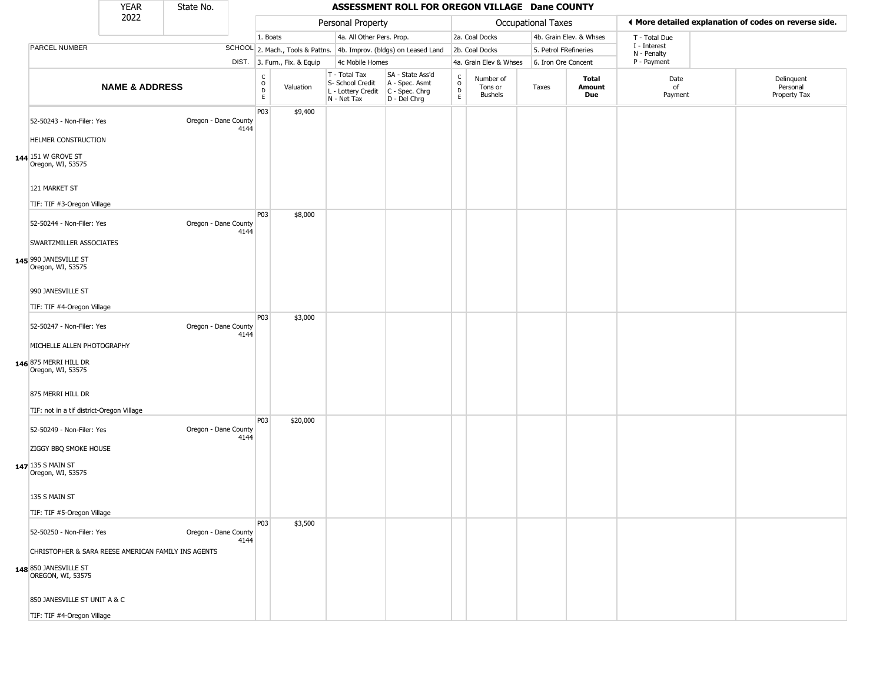| YEAR 2022 | State No. | | ASSESSMENT ROLL FOR OREGON VILLAGE Dane COUNTY | | | | | | | | |
|---|---|---|---|---|---|---|---|---|---|---|---|

| | | Personal Property | | | | Occupational Taxes | | | | ◀ More detailed explanation of codes on reverse side. | |
|---|---|---|---|---|---|---|---|---|---|---|---|
| PARCEL NUMBER | SCHOOL DIST. | 1. Boats<br>2. Mach., Tools & Pattns.<br>3. Furn., Fix. & Equip | | 4a. All Other Pers. Prop.<br>4b. Improv. (bldgs) on Leased Land<br>4c Mobile Homes | | 2a. Coal Docks<br>2b. Coal Docks<br>4a. Grain Elev & Whses | | 4b. Grain Elev. & Whses<br>5. Petrol FRefineries<br>6. Iron Ore Concent | | T - Total Due<br>I - Interest<br>N - Penalty<br>P - Payment | |
| **NAME & ADDRESS** | | CODE | Valuation | T - Total Tax<br>S- School Credit<br>L - Lottery Credit<br>N - Net Tax | SA - State Ass'd<br>A - Spec. Asmt<br>C - Spec. Chrg<br>D - Del Chrg | CODE | Number of Tons or Bushels | Taxes | **Total Amount Due** | Date of Payment | Delinquent Personal Property Tax |
| 52-50243 - Non-Filer: Yes<br>HELMER CONSTRUCTION<br>**144** 151 W GROVE ST<br>Oregon, WI, 53575<br>121 MARKET ST<br>TIF: TIF #3-Oregon Village | Oregon - Dane County 4144 | P03 | $9,400 | | | | | | | | |
| 52-50244 - Non-Filer: Yes<br>SWARTZMILLER ASSOCIATES<br>**145** 990 JANESVILLE ST<br>Oregon, WI, 53575<br>990 JANESVILLE ST<br>TIF: TIF #4-Oregon Village | Oregon - Dane County 4144 | P03 | $8,000 | | | | | | | | |
| 52-50247 - Non-Filer: Yes<br>MICHELLE ALLEN PHOTOGRAPHY<br>**146** 875 MERRI HILL DR<br>Oregon, WI, 53575<br>875 MERRI HILL DR<br>TIF: not in a tif district-Oregon Village | Oregon - Dane County 4144 | P03 | $3,000 | | | | | | | | |
| 52-50249 - Non-Filer: Yes<br>ZIGGY BBQ SMOKE HOUSE<br>**147** 135 S MAIN ST<br>Oregon, WI, 53575<br>135 S MAIN ST<br>TIF: TIF #5-Oregon Village | Oregon - Dane County 4144 | P03 | $20,000 | | | | | | | | |
| 52-50250 - Non-Filer: Yes<br>CHRISTOPHER & SARA REESE AMERICAN FAMILY INS AGENTS<br>**148** 850 JANESVILLE ST<br>OREGON, WI, 53575<br>850 JANESVILLE ST UNIT A & C<br>TIF: TIF #4-Oregon Village | Oregon - Dane County 4144 | P03 | $3,500 | | | | | | | | |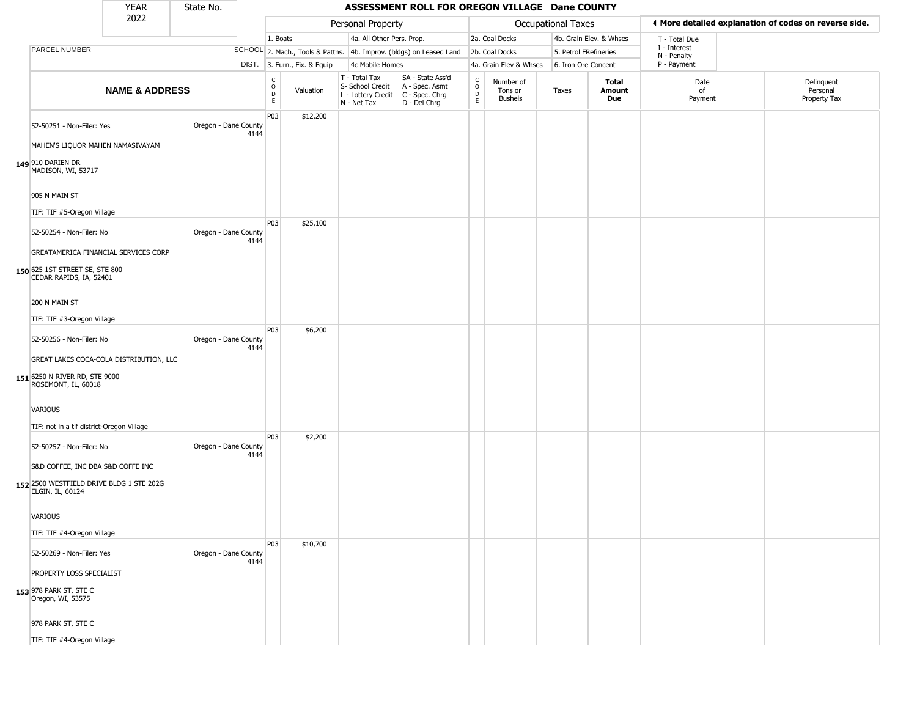| YEAR 2022 | State No. | ASSESSMENT ROLL FOR OREGON VILLAGE Dane COUNTY | | | | | | | | | |
|---|---|---|---|---|---|---|---|---|---|---|---|

| | | | Personal Property | | | | Occupational Taxes | | | | ◄ More detailed explanation of codes on reverse side. | |
|---|---|---|---|---|---|---|---|---|---|---|---|---|
| | | | 1. Boats | | 4a. All Other Pers. Prop. | | 2a. Coal Docks | | 4b. Grain Elev. & Whses | | T - Total Due | |
| PARCEL NUMBER | | SCHOOL | 2. Mach., Tools & Pattns. | | 4b. Improv. (bldgs) on Leased Land | | 2b. Coal Docks | | 5. Petrol FRefineries | | I - Interest N - Penalty | |
| | | DIST. | 3. Furn., Fix. & Equip | | 4c Mobile Homes | | 4a. Grain Elev & Whses | | 6. Iron Ore Concent | | P - Payment | |
| NAME & ADDRESS | | | CODE | Valuation | T - Total Tax S- School Credit L - Lottery Credit N - Net Tax | SA - State Ass'd A - Spec. Asmt C - Spec. Chrg D - Del Chrg | CODE | Number of Tons or Bushels | Taxes | Total Amount Due | Date of Payment | Delinquent Personal Property Tax |
| **149** | 52-50251 - Non-Filer: Yes<br>MAHEN'S LIQUOR MAHEN NAMASIVAYAM<br>910 DARIEN DR<br>MADISON, WI, 53717<br><br>905 N MAIN ST<br><br>TIF: TIF #5-Oregon Village | Oregon - Dane County 4144 | P03 | $12,200 | | | | | | | | |
| **150** | 52-50254 - Non-Filer: No<br>GREATAMERICA FINANCIAL SERVICES CORP<br>625 1ST STREET SE, STE 800<br>CEDAR RAPIDS, IA, 52401<br><br>200 N MAIN ST<br><br>TIF: TIF #3-Oregon Village | Oregon - Dane County 4144 | P03 | $25,100 | | | | | | | | |
| **151** | 52-50256 - Non-Filer: No<br>GREAT LAKES COCA-COLA DISTRIBUTION, LLC<br>6250 N RIVER RD, STE 9000<br>ROSEMONT, IL, 60018<br><br>VARIOUS<br><br>TIF: not in a tif district-Oregon Village | Oregon - Dane County 4144 | P03 | $6,200 | | | | | | | | |
| **152** | 52-50257 - Non-Filer: No<br>S&D COFFEE, INC DBA S&D COFFE INC<br>2500 WESTFIELD DRIVE BLDG 1 STE 202G<br>ELGIN, IL, 60124<br><br>VARIOUS<br><br>TIF: TIF #4-Oregon Village | Oregon - Dane County 4144 | P03 | $2,200 | | | | | | | | |
| **153** | 52-50269 - Non-Filer: Yes<br>PROPERTY LOSS SPECIALIST<br>978 PARK ST, STE C<br>Oregon, WI, 53575<br><br>978 PARK ST, STE C<br><br>TIF: TIF #4-Oregon Village | Oregon - Dane County 4144 | P03 | $10,700 | | | | | | | | |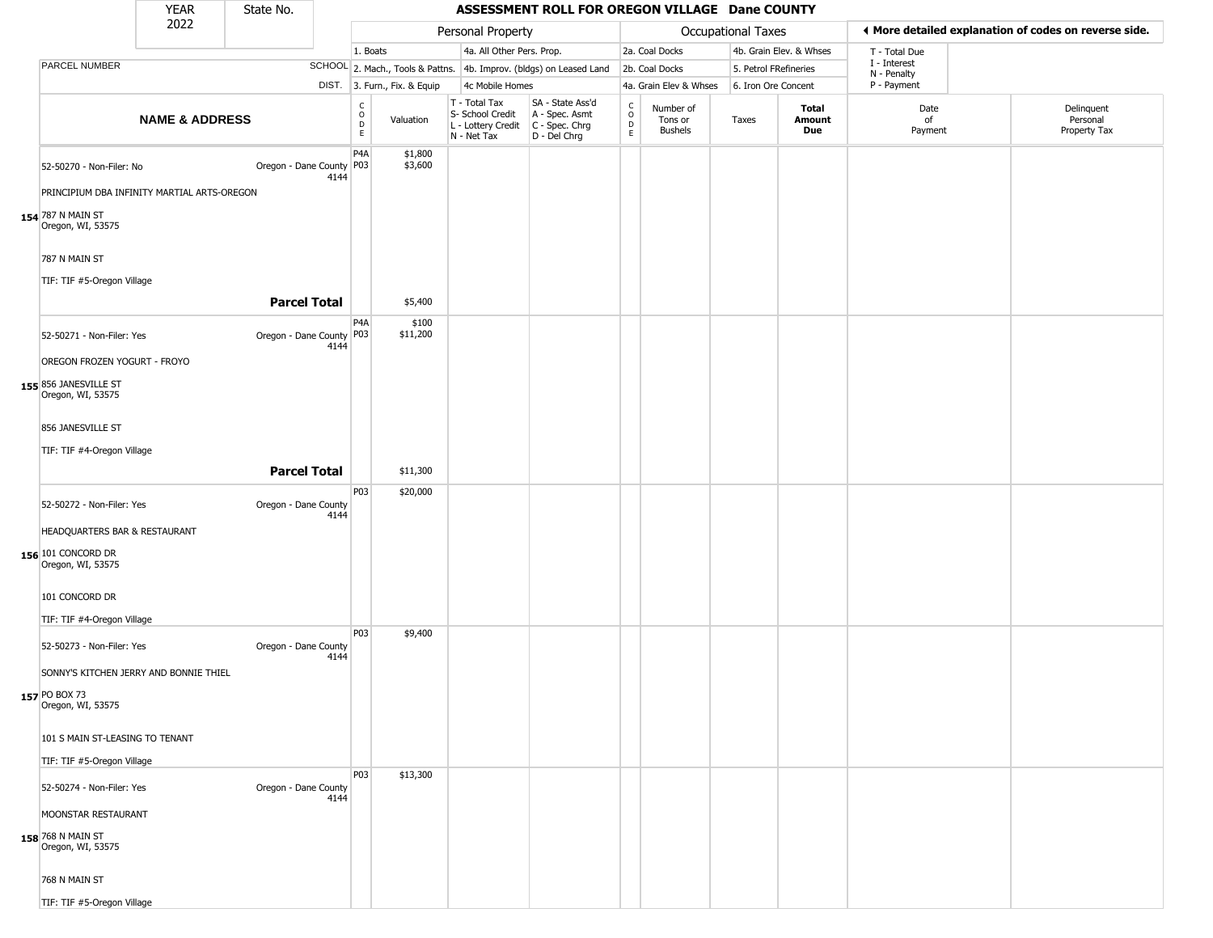| YEAR 2022 | State No. | ASSESSMENT ROLL FOR OREGON VILLAGE Dane COUNTY | | | | | | | | | | |
|---|---|---|---|---|---|---|---|---|---|---|---|---|

| | | Personal Property | | | | | Occupational Taxes | | | | ◄ More detailed explanation of codes on reverse side. | |
|---|---|---|---|---|---|---|---|---|---|---|---|---|
| PARCEL NUMBER | SCHOOL DIST. | 1. Boats 2. Mach., Tools & Pattns. 3. Furn., Fix. & Equip | | 4a. All Other Pers. Prop. 4b. Improv. (bldgs) on Leased Land 4c Mobile Homes | | | 2a. Coal Docks 2b. Coal Docks 4a. Grain Elev & Whses | | 4b. Grain Elev. & Whses 5. Petrol FRefineries 6. Iron Ore Concent | | T - Total Due I - Interest N - Penalty P - Payment | |
| **NAME & ADDRESS** | | CODE | Valuation | T - Total Tax S- School Credit L - Lottery Credit N - Net Tax | SA - State Ass'd A - Spec. Asmt C - Spec. Chrg D - Del Chrg | CODE | Number of Tons or Bushels | Taxes | **Total Amount Due** | Date of Payment | Delinquent Personal Property Tax | |
| 154 52-50270 - Non-Filer: No<br>PRINCIPIUM DBA INFINITY MARTIAL ARTS-OREGON<br>787 N MAIN ST<br>Oregon, WI, 53575<br>787 N MAIN ST<br>TIF: TIF #5-Oregon Village | Oregon - Dane County 4144 | P4A<br>P03 | $1,800<br>$3,600 | | | | | | | | | |
| **Parcel Total** | | | $5,400 | | | | | | | | | |
| 155 52-50271 - Non-Filer: Yes<br>OREGON FROZEN YOGURT - FROYO<br>856 JANESVILLE ST<br>Oregon, WI, 53575<br>856 JANESVILLE ST<br>TIF: TIF #4-Oregon Village | Oregon - Dane County 4144 | P4A<br>P03 | $100<br>$11,200 | | | | | | | | | |
| **Parcel Total** | | | $11,300 | | | | | | | | | |
| 156 52-50272 - Non-Filer: Yes<br>HEADQUARTERS BAR & RESTAURANT<br>101 CONCORD DR<br>Oregon, WI, 53575<br>101 CONCORD DR<br>TIF: TIF #4-Oregon Village | Oregon - Dane County 4144 | P03 | $20,000 | | | | | | | | | |
| 157 52-50273 - Non-Filer: Yes<br>SONNY'S KITCHEN JERRY AND BONNIE THIEL<br>PO BOX 73<br>Oregon, WI, 53575<br>101 S MAIN ST-LEASING TO TENANT<br>TIF: TIF #5-Oregon Village | Oregon - Dane County 4144 | P03 | $9,400 | | | | | | | | | |
| 158 52-50274 - Non-Filer: Yes<br>MOONSTAR RESTAURANT<br>768 N MAIN ST<br>Oregon, WI, 53575<br>768 N MAIN ST<br>TIF: TIF #5-Oregon Village | Oregon - Dane County 4144 | P03 | $13,300 | | | | | | | | | |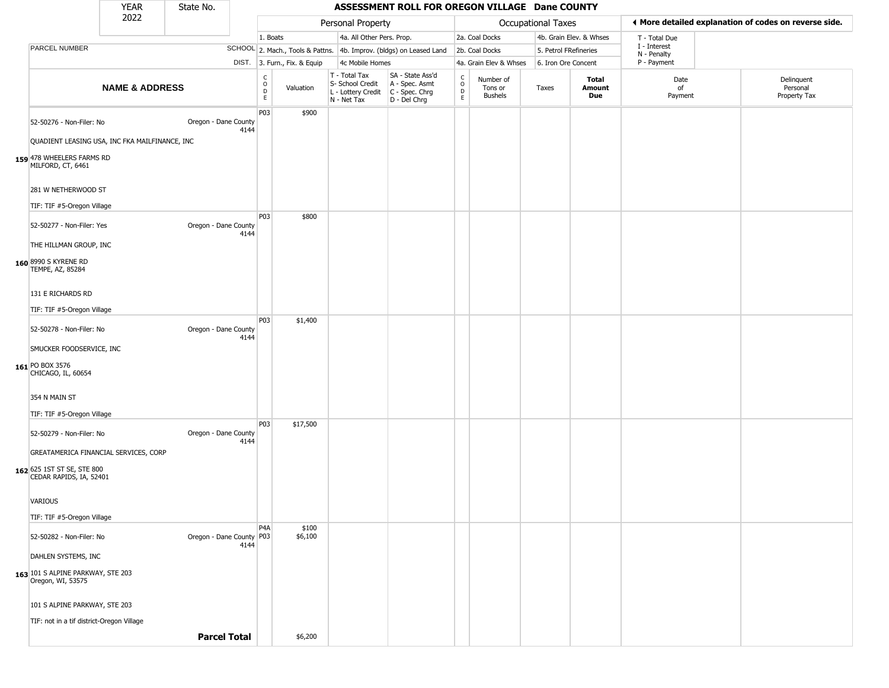| YEAR 2022 | State No. | ASSESSMENT ROLL FOR OREGON VILLAGE Dane COUNTY |
|---|---|---|

| | | Personal Property | | | | Occupational Taxes | | | | ◄ More detailed explanation of codes on reverse side. | |
|---|---|---|---|---|---|---|---|---|---|---|---|
| | | 1. Boats | | 4a. All Other Pers. Prop. | | 2a. Coal Docks | | 4b. Grain Elev. & Whses | | T - Total Due | |
| PARCEL NUMBER | SCHOOL | 2. Mach., Tools & Pattns. | | 4b. Improv. (bldgs) on Leased Land | | 2b. Coal Docks | | 5. Petrol FRefineries | | I - Interest N - Penalty | |
| | DIST. | 3. Furn., Fix. & Equip | | 4c Mobile Homes | | 4a. Grain Elev & Whses | | 6. Iron Ore Concent | | P - Payment | |
| **NAME & ADDRESS** | | CODE | Valuation | T - Total Tax S- School Credit L - Lottery Credit N - Net Tax | SA - State Ass'd A - Spec. Asmt C - Spec. Chrg D - Del Chrg | CODE | Number of Tons or Bushels | Taxes | **Total Amount Due** | Date of Payment | Delinquent Personal Property Tax |
| 52-50276 - Non-Filer: No<br>QUADIENT LEASING USA, INC FKA MAILFINANCE, INC<br>159 478 WHEELERS FARMS RD<br>MILFORD, CT, 6461<br>281 W NETHERWOOD ST<br>TIF: TIF #5-Oregon Village | Oregon - Dane County 4144 | P03 | $900 | | | | | | | | |
| 52-50277 - Non-Filer: Yes<br>THE HILLMAN GROUP, INC<br>160 8990 S KYRENE RD<br>TEMPE, AZ, 85284<br>131 E RICHARDS RD<br>TIF: TIF #5-Oregon Village | Oregon - Dane County 4144 | P03 | $800 | | | | | | | | |
| 52-50278 - Non-Filer: No<br>SMUCKER FOODSERVICE, INC<br>161 PO BOX 3576<br>CHICAGO, IL, 60654<br>354 N MAIN ST<br>TIF: TIF #5-Oregon Village | Oregon - Dane County 4144 | P03 | $1,400 | | | | | | | | |
| 52-50279 - Non-Filer: No<br>GREATAMERICA FINANCIAL SERVICES, CORP<br>162 625 1ST ST SE, STE 800<br>CEDAR RAPIDS, IA, 52401<br>VARIOUS<br>TIF: TIF #5-Oregon Village | Oregon - Dane County 4144 | P03 | $17,500 | | | | | | | | |
| 52-50282 - Non-Filer: No<br>DAHLEN SYSTEMS, INC<br>163 101 S ALPINE PARKWAY, STE 203<br>Oregon, WI, 53575<br>101 S ALPINE PARKWAY, STE 203<br>TIF: not in a tif district-Oregon Village | Oregon - Dane County 4144 | P4A<br>P03 | $100<br>$6,100 | | | | | | | | |
| | **Parcel Total** | | $6,200 | | | | | | | | |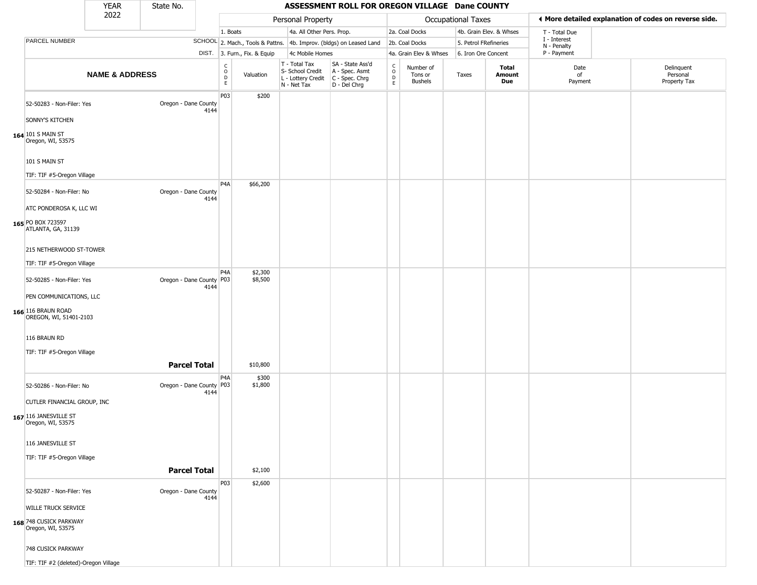| YEAR 2022 | State No. | | | ASSESSMENT ROLL FOR OREGON VILLAGE Dane COUNTY | | | | | | | | |
|---|---|---|---|---|---|---|---|---|---|---|---|---|

| | | Personal Property | | | | Occupational Taxes | | | | ◄ More detailed explanation of codes on reverse side. | |
|---|---|---|---|---|---|---|---|---|---|---|---|
| PARCEL NUMBER | SCHOOL DIST. | 1. Boats<br>2. Mach., Tools & Pattns.<br>3. Furn., Fix. & Equip | | 4a. All Other Pers. Prop.<br>4b. Improv. (bldgs) on Leased Land<br>4c Mobile Homes | | 2a. Coal Docks<br>2b. Coal Docks<br>4a. Grain Elev & Whses | | 4b. Grain Elev. & Whses<br>5. Petrol FRefineries<br>6. Iron Ore Concent | | T - Total Due<br>I - Interest<br>N - Penalty<br>P - Payment | |
| **NAME & ADDRESS** | | CODE | Valuation | T - Total Tax<br>S- School Credit<br>L - Lottery Credit<br>N - Net Tax | SA - State Ass'd<br>A - Spec. Asmt<br>C - Spec. Chrg<br>D - Del Chrg | CODE | Number of Tons or Bushels | Taxes | **Total Amount Due** | Date of Payment | Delinquent Personal Property Tax |
| 164 52-50283 - Non-Filer: Yes<br>SONNY'S KITCHEN<br>101 S MAIN ST<br>Oregon, WI, 53575<br>101 S MAIN ST<br>TIF: TIF #5-Oregon Village | Oregon - Dane County 4144 | P03 | $200 | | | | | | | | |
| 165 52-50284 - Non-Filer: No<br>ATC PONDEROSA K, LLC WI<br>PO BOX 723597<br>ATLANTA, GA, 31139<br>215 NETHERWOOD ST-TOWER<br>TIF: TIF #5-Oregon Village | Oregon - Dane County 4144 | P4A | $66,200 | | | | | | | | |
| 166 52-50285 - Non-Filer: Yes<br>PEN COMMUNICATIONS, LLC<br>116 BRAUN ROAD<br>OREGON, WI, 51401-2103<br>116 BRAUN RD<br>TIF: TIF #5-Oregon Village | Oregon - Dane County 4144 | P4A<br>P03 | $2,300<br>$8,500 | | | | | | | | |
| | **Parcel Total** | | $10,800 | | | | | | | | |
| 167 52-50286 - Non-Filer: No<br>CUTLER FINANCIAL GROUP, INC<br>116 JANESVILLE ST<br>Oregon, WI, 53575<br>116 JANESVILLE ST<br>TIF: TIF #5-Oregon Village | Oregon - Dane County 4144 | P4A<br>P03 | $300<br>$1,800 | | | | | | | | |
| | **Parcel Total** | | $2,100 | | | | | | | | |
| 168 52-50287 - Non-Filer: Yes<br>WILLE TRUCK SERVICE<br>748 CUSICK PARKWAY<br>Oregon, WI, 53575<br>748 CUSICK PARKWAY<br>TIF: TIF #2 (deleted)-Oregon Village | Oregon - Dane County 4144 | P03 | $2,600 | | | | | | | | |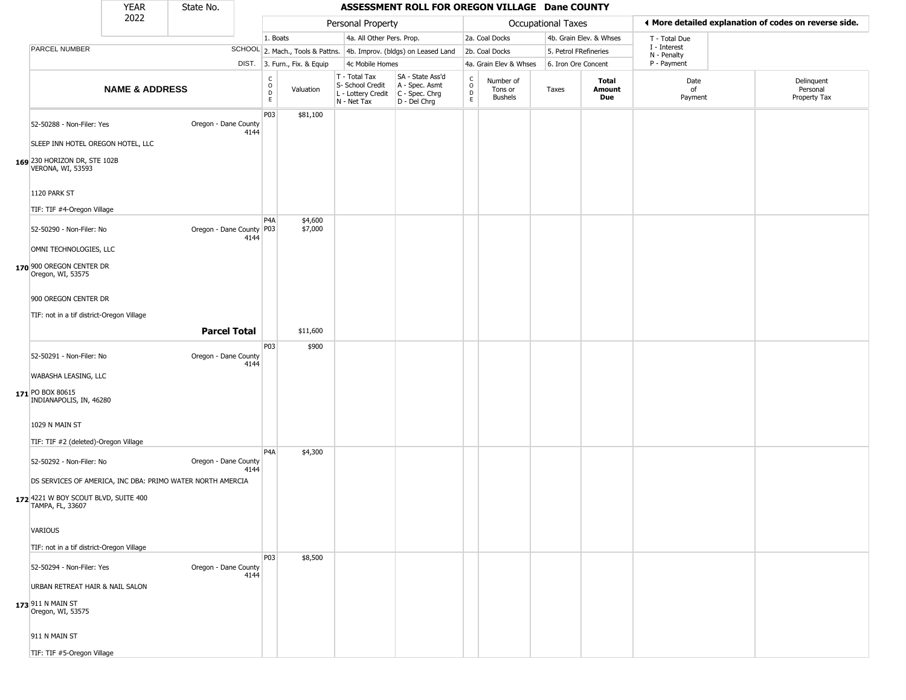| YEAR 2022 | State No. | | ASSESSMENT ROLL FOR OREGON VILLAGE Dane COUNTY | | | | | | | | | | |
|---|---|---|---|---|---|---|---|---|---|---|---|---|---|
| | | | Personal Property | | | | Occupational Taxes | | | | ◄ More detailed explanation of codes on reverse side. | | |
| | | | 1. Boats | | 4a. All Other Pers. Prop. | | 2a. Coal Docks | | 4b. Grain Elev. & Whses | | T - Total Due | | |
| PARCEL NUMBER | | SCHOOL | 2. Mach., Tools & Pattns. | | 4b. Improv. (bldgs) on Leased Land | | 2b. Coal Docks | | 5. Petrol FRefineries | | I - Interest N - Penalty | | |
| | | DIST. | 3. Furn., Fix. & Equip | | 4c Mobile Homes | | 4a. Grain Elev & Whses | | 6. Iron Ore Concent | | P - Payment | | |

| NAME & ADDRESS | | CODE | Valuation | T - Total Tax S- School Credit L - Lottery Credit N - Net Tax | SA - State Ass'd A - Spec. Asmt C - Spec. Chrg D - Del Chrg | CODE | Number of Tons or Bushels | Taxes | Total Amount Due | Date of Payment | Delinquent Personal Property Tax |
|---|---|---|---|---|---|---|---|---|---|---|---|
| **169** 52-50288 - Non-Filer: Yes<br>SLEEP INN HOTEL OREGON HOTEL, LLC<br>230 HORIZON DR, STE 102B<br>VERONA, WI, 53593<br>1120 PARK ST<br>TIF: TIF #4-Oregon Village | Oregon - Dane County 4144 | P03 | $81,100 | | | | | | | | |
| **170** 52-50290 - Non-Filer: No<br>OMNI TECHNOLOGIES, LLC<br>900 OREGON CENTER DR<br>Oregon, WI, 53575<br>900 OREGON CENTER DR<br>TIF: not in a tif district-Oregon Village | Oregon - Dane County 4144 | P4A<br>P03 | $4,600<br>$7,000 | | | | | | | | |
| | **Parcel Total** | | $11,600 | | | | | | | | |
| **171** 52-50291 - Non-Filer: No<br>WABASHA LEASING, LLC<br>PO BOX 80615<br>INDIANAPOLIS, IN, 46280<br>1029 N MAIN ST<br>TIF: TIF #2 (deleted)-Oregon Village | Oregon - Dane County 4144 | P03 | $900 | | | | | | | | |
| **172** 52-50292 - Non-Filer: No<br>DS SERVICES OF AMERICA, INC DBA: PRIMO WATER NORTH AMERCIA<br>4221 W BOY SCOUT BLVD, SUITE 400<br>TAMPA, FL, 33607<br>VARIOUS<br>TIF: not in a tif district-Oregon Village | Oregon - Dane County 4144 | P4A | $4,300 | | | | | | | | |
| **173** 52-50294 - Non-Filer: Yes<br>URBAN RETREAT HAIR & NAIL SALON<br>911 N MAIN ST<br>Oregon, WI, 53575<br>911 N MAIN ST<br>TIF: TIF #5-Oregon Village | Oregon - Dane County 4144 | P03 | $8,500 | | | | | | | | |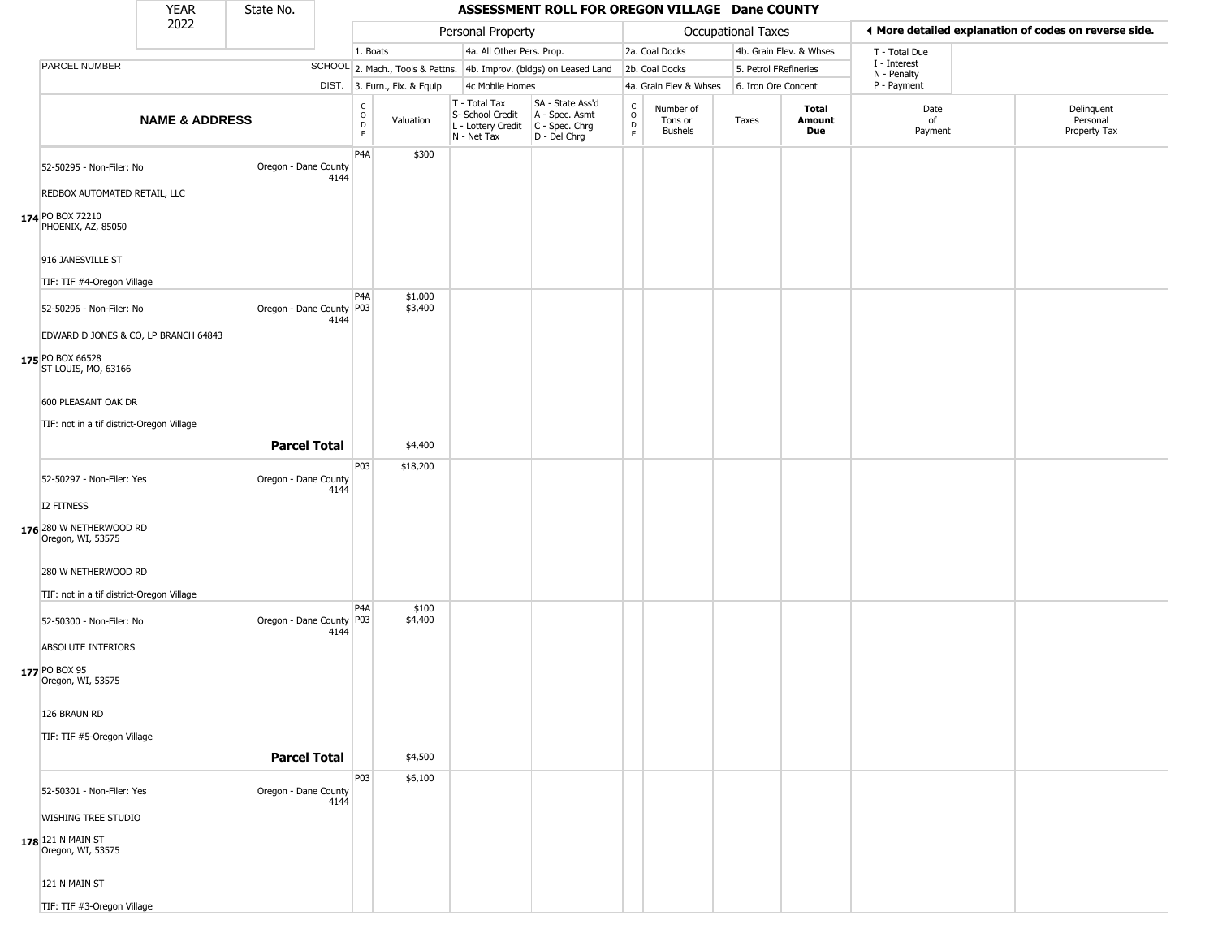| YEAR 2022 | State No. | | **ASSESSMENT ROLL FOR OREGON VILLAGE Dane COUNTY** | | | | | | | | | | |
|---|---|---|---|---|---|---|---|---|---|---|---|---|---|
| | | | Personal Property | | | | Occupational Taxes | | | | | ◀ More detailed explanation of codes on reverse side. | |
| | | | 1. Boats | | 4a. All Other Pers. Prop. | | 2a. Coal Docks | | 4b. Grain Elev. & Whses | | T - Total Due | | |
| PARCEL NUMBER | | SCHOOL | 2. Mach., Tools & Pattns. | | 4b. Improv. (bldgs) on Leased Land | | 2b. Coal Docks | | 5. Petrol FRefineries | | I - Interest N - Penalty | | |
| | | DIST. | 3. Furn., Fix. & Equip | | 4c Mobile Homes | | 4a. Grain Elev & Whses | | 6. Iron Ore Concent | | P - Payment | | |
| **NAME & ADDRESS** | | | CODE | Valuation | T - Total Tax S- School Credit L - Lottery Credit N - Net Tax | SA - State Ass'd A - Spec. Asmt C - Spec. Chrg D - Del Chrg | CODE | Number of Tons or Bushels | Taxes | **Total Amount Due** | Date of Payment | Delinquent Personal Property Tax | |
| 174 | 52-50295 - Non-Filer: No<br>REDBOX AUTOMATED RETAIL, LLC<br>PO BOX 72210<br>PHOENIX, AZ, 85050<br>916 JANESVILLE ST<br>TIF: TIF #4-Oregon Village | Oregon - Dane County 4144 | P4A | $300 | | | | | | | | | |
| 175 | 52-50296 - Non-Filer: No<br>EDWARD D JONES & CO, LP BRANCH 64843<br>PO BOX 66528<br>ST LOUIS, MO, 63166<br>600 PLEASANT OAK DR<br>TIF: not in a tif district-Oregon Village | Oregon - Dane County 4144 | P4A<br>P03 | $1,000<br>$3,400 | | | | | | | | | |
| | **Parcel Total** | | | $4,400 | | | | | | | | | |
| 176 | 52-50297 - Non-Filer: Yes<br>I2 FITNESS<br>280 W NETHERWOOD RD<br>Oregon, WI, 53575<br>280 W NETHERWOOD RD<br>TIF: not in a tif district-Oregon Village | Oregon - Dane County 4144 | P03 | $18,200 | | | | | | | | | |
| 177 | 52-50300 - Non-Filer: No<br>ABSOLUTE INTERIORS<br>PO BOX 95<br>Oregon, WI, 53575<br>126 BRAUN RD<br>TIF: TIF #5-Oregon Village | Oregon - Dane County 4144 | P4A<br>P03 | $100<br>$4,400 | | | | | | | | | |
| | **Parcel Total** | | | $4,500 | | | | | | | | | |
| 178 | 52-50301 - Non-Filer: Yes<br>WISHING TREE STUDIO<br>121 N MAIN ST<br>Oregon, WI, 53575<br>121 N MAIN ST<br>TIF: TIF #3-Oregon Village | Oregon - Dane County 4144 | P03 | $6,100 | | | | | | | | | |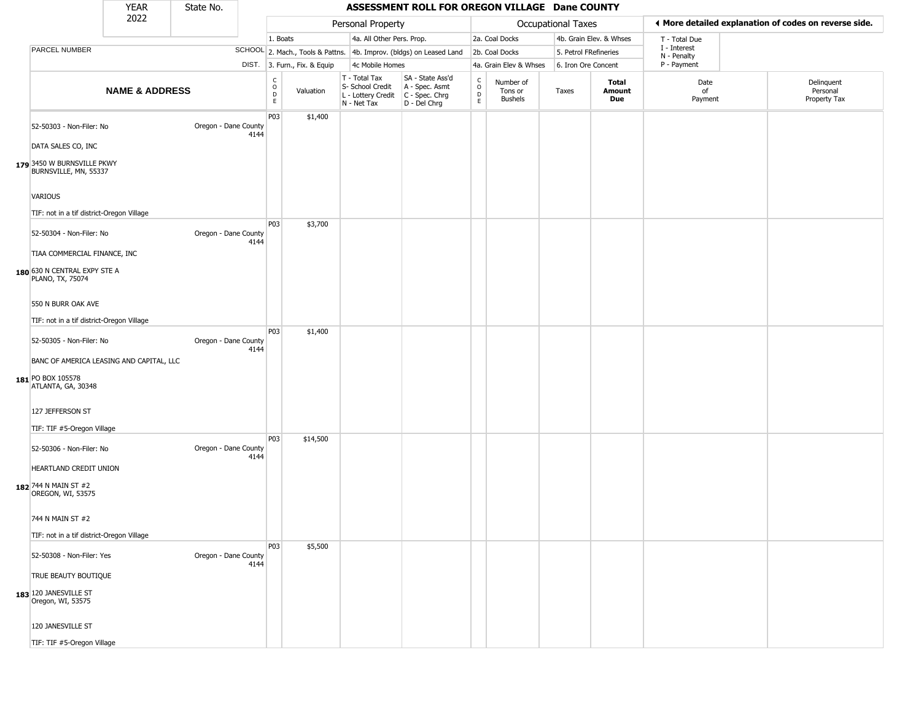| YEAR 2022 | State No. | ASSESSMENT ROLL FOR OREGON VILLAGE Dane COUNTY | | | | | | | | | | | |
|---|---|---|---|---|---|---|---|---|---|---|---|---|---|

| | | Personal Property | | | | Occupational Taxes | | | | | ◄ More detailed explanation of codes on reverse side. | |
|---|---|---|---|---|---|---|---|---|---|---|---|---|
| | | 1. Boats | | 4a. All Other Pers. Prop. | | 2a. Coal Docks | | 4b. Grain Elev. & Whses | | | T - Total Due | |
| PARCEL NUMBER | SCHOOL | 2. Mach., Tools & Pattns. | | 4b. Improv. (bldgs) on Leased Land | | 2b. Coal Docks | | 5. Petrol FRefineries | | | I - Interest<br>N - Penalty | |
| | DIST. | 3. Furn., Fix. & Equip | | 4c Mobile Homes | | 4a. Grain Elev & Whses | | 6. Iron Ore Concent | | | P - Payment | |
| **NAME & ADDRESS** | | CODE | Valuation | T - Total Tax<br>S- School Credit<br>L - Lottery Credit<br>N - Net Tax | SA - State Ass'd<br>A - Spec. Asmt<br>C - Spec. Chrg<br>D - Del Chrg | CODE | Number of Tons or Bushels | Taxes | **Total Amount Due** | | Date of Payment | Delinquent Personal Property Tax |
| 52-50303 - Non-Filer: No<br>DATA SALES CO, INC<br>179 3450 W BURNSVILLE PKWY<br>BURNSVILLE, MN, 55337<br>VARIOUS<br>TIF: not in a tif district-Oregon Village | Oregon - Dane County 4144 | P03 | $1,400 | | | | | | | | | |
| 52-50304 - Non-Filer: No<br>TIAA COMMERCIAL FINANCE, INC<br>180 630 N CENTRAL EXPY STE A<br>PLANO, TX, 75074<br>550 N BURR OAK AVE<br>TIF: not in a tif district-Oregon Village | Oregon - Dane County 4144 | P03 | $3,700 | | | | | | | | | |
| 52-50305 - Non-Filer: No<br>BANC OF AMERICA LEASING AND CAPITAL, LLC<br>181 PO BOX 105578<br>ATLANTA, GA, 30348<br>127 JEFFERSON ST<br>TIF: TIF #5-Oregon Village | Oregon - Dane County 4144 | P03 | $1,400 | | | | | | | | | |
| 52-50306 - Non-Filer: No<br>HEARTLAND CREDIT UNION<br>182 744 N MAIN ST #2<br>OREGON, WI, 53575<br>744 N MAIN ST #2<br>TIF: not in a tif district-Oregon Village | Oregon - Dane County 4144 | P03 | $14,500 | | | | | | | | | |
| 52-50308 - Non-Filer: Yes<br>TRUE BEAUTY BOUTIQUE<br>183 120 JANESVILLE ST<br>Oregon, WI, 53575<br>120 JANESVILLE ST<br>TIF: TIF #5-Oregon Village | Oregon - Dane County 4144 | P03 | $5,500 | | | | | | | | | |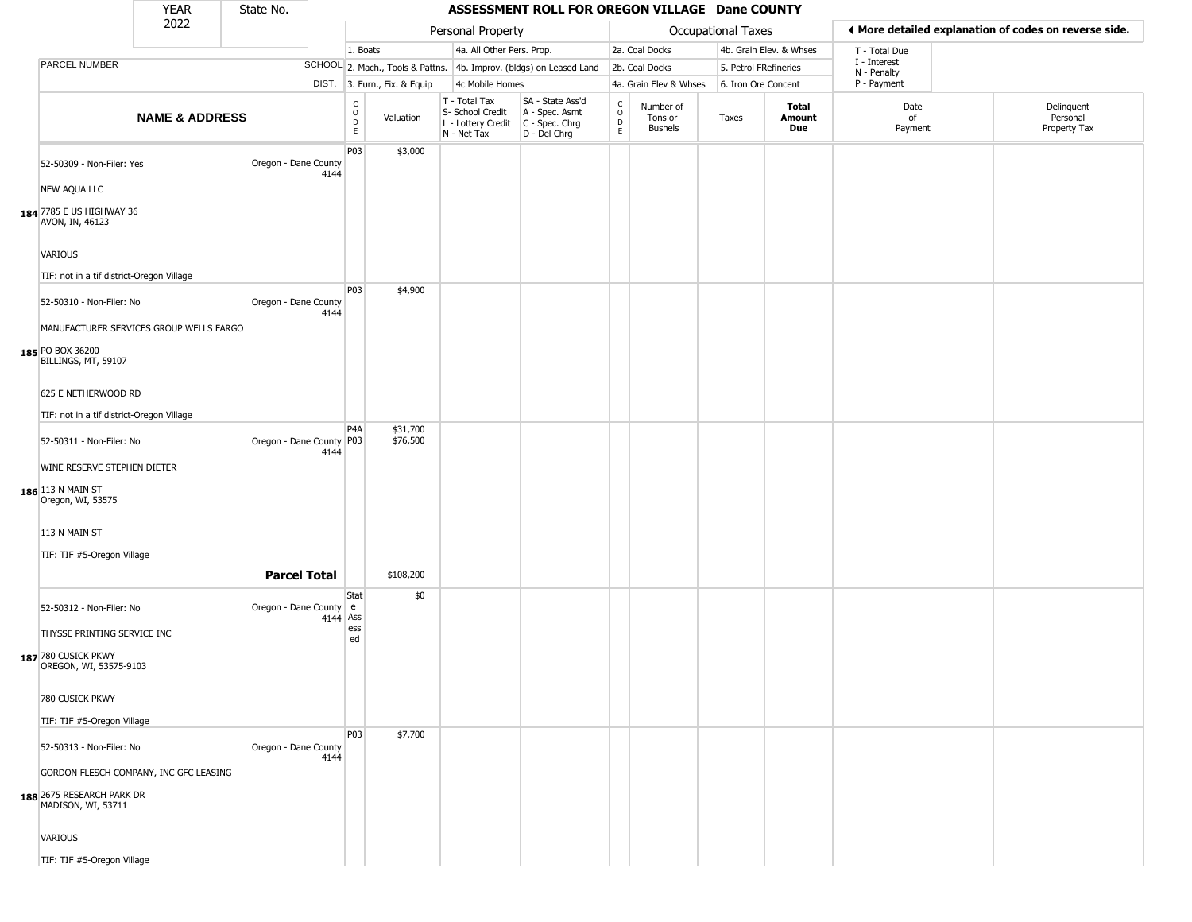| YEAR 2022 | State No. | | ASSESSMENT ROLL FOR OREGON VILLAGE Dane COUNTY | | | | | | | | | | |
|---|---|---|---|---|---|---|---|---|---|---|---|---|---|
| | | | Personal Property | | | | Occupational Taxes | | | | ◄ More detailed explanation of codes on reverse side. | | |
| | | | 1. Boats | | 4a. All Other Pers. Prop. | | 2a. Coal Docks | | 4b. Grain Elev. & Whses | | T - Total Due | | |
| PARCEL NUMBER | SCHOOL | | 2. Mach., Tools & Pattns. | | 4b. Improv. (bldgs) on Leased Land | | 2b. Coal Docks | | 5. Petrol FRefineries | | I - Interest<br>N - Penalty | | |
| | DIST. | | 3. Furn., Fix. & Equip | | 4c Mobile Homes | | 4a. Grain Elev & Whses | | 6. Iron Ore Concent | | P - Payment | | |
| NAME & ADDRESS | | CODE | Valuation | T - Total Tax<br>S- School Credit<br>L - Lottery Credit<br>N - Net Tax | SA - State Ass'd<br>A - Spec. Asmt<br>C - Spec. Chrg<br>D - Del Chrg | CODE | Number of Tons or Bushels | Taxes | Total Amount Due | Date of Payment | Delinquent Personal Property Tax | | |
| 184 52-50309 - Non-Filer: Yes<br>NEW AQUA LLC<br>7785 E US HIGHWAY 36<br>AVON, IN, 46123<br>VARIOUS<br>TIF: not in a tif district-Oregon Village | Oregon - Dane County 4144 | P03 | $3,000 | | | | | | | | | | |
| 185 52-50310 - Non-Filer: No<br>MANUFACTURER SERVICES GROUP WELLS FARGO<br>PO BOX 36200<br>BILLINGS, MT, 59107<br>625 E NETHERWOOD RD<br>TIF: not in a tif district-Oregon Village | Oregon - Dane County 4144 | P03 | $4,900 | | | | | | | | | | |
| 186 52-50311 - Non-Filer: No<br>WINE RESERVE STEPHEN DIETER<br>113 N MAIN ST<br>Oregon, WI, 53575<br>113 N MAIN ST<br>TIF: TIF #5-Oregon Village | Oregon - Dane County 4144 | P4A<br>P03 | $31,700<br>$76,500 | | | | | | | | | | |
| | **Parcel Total** | | $108,200 | | | | | | | | | | |
| 187 52-50312 - Non-Filer: No<br>THYSSE PRINTING SERVICE INC<br>780 CUSICK PKWY<br>OREGON, WI, 53575-9103<br>780 CUSICK PKWY<br>TIF: TIF #5-Oregon Village | Oregon - Dane County 4144 | State Assessed | $0 | | | | | | | | | | |
| 188 52-50313 - Non-Filer: No<br>GORDON FLESCH COMPANY, INC GFC LEASING<br>2675 RESEARCH PARK DR<br>MADISON, WI, 53711<br>VARIOUS<br>TIF: TIF #5-Oregon Village | Oregon - Dane County 4144 | P03 | $7,700 | | | | | | | | | | |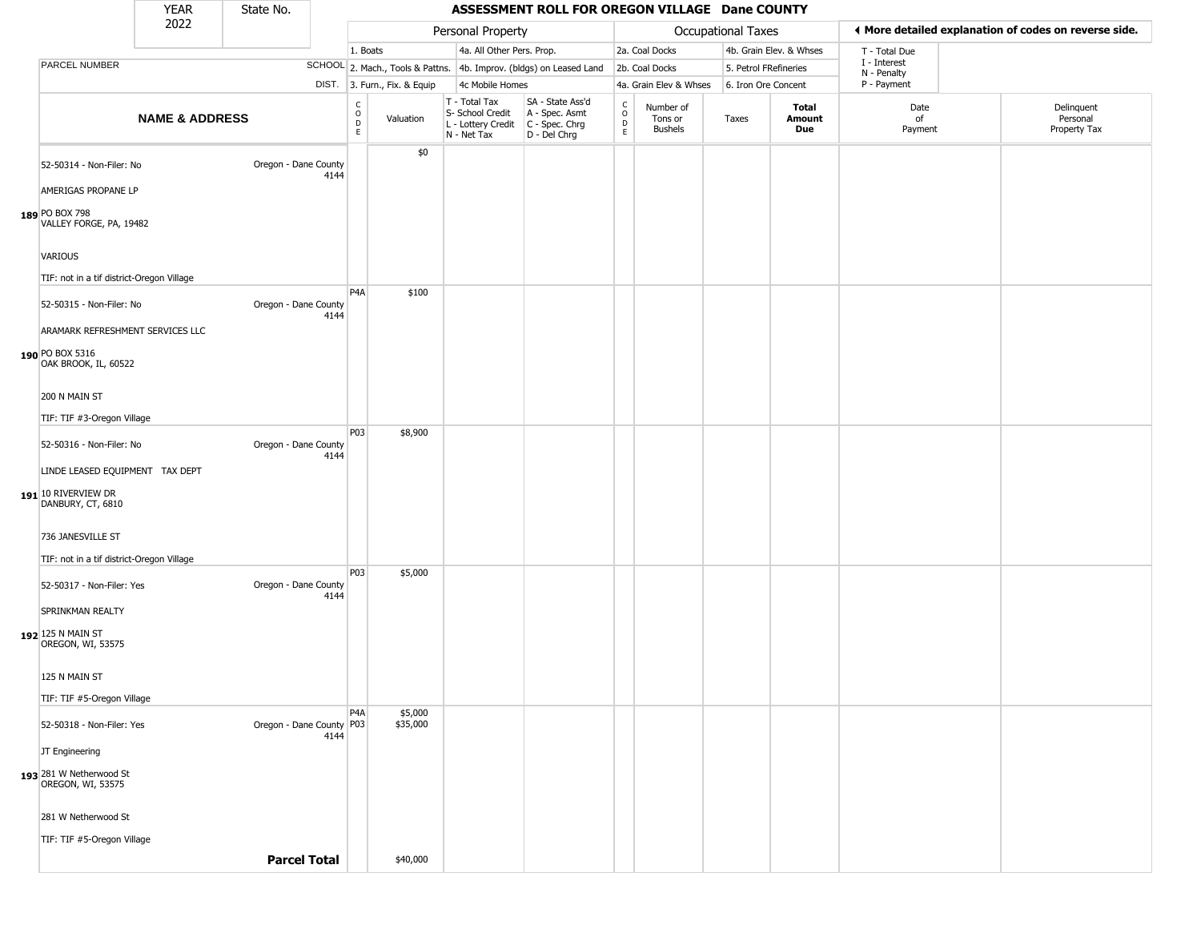| YEAR 2022 | State No. | | ASSESSMENT ROLL FOR OREGON VILLAGE Dane COUNTY | | | | | | | | | | |
|---|---|---|---|---|---|---|---|---|---|---|---|---|---|

**Personal Property:** 1. Boats; 2. Mach., Tools & Pattns.; 3. Furn., Fix. & Equip; 4a. All Other Pers. Prop.; 4b. Improv. (bldgs) on Leased Land; 4c Mobile Homes

**Occupational Taxes:** 2a. Coal Docks; 2b. Coal Docks; 4a. Grain Elev & Whses; 4b. Grain Elev. & Whses; 5. Petrol FRefineries; 6. Iron Ore Concent

◄ More detailed explanation of codes on reverse side.

T - Total Due; I - Interest; N - Penalty; P - Payment

| | PARCEL NUMBER / NAME & ADDRESS | SCHOOL DIST. | CODE | Valuation | T - Total Tax / S- School Credit / L - Lottery Credit / N - Net Tax | SA - State Ass'd / A - Spec. Asmt / C - Spec. Chrg / D - Del Chrg | CODE | Number of Tons or Bushels | Taxes | Total Amount Due | Date of Payment | Delinquent Personal Property Tax |
|---|---|---|---|---|---|---|---|---|---|---|---|---|
| 189 | 52-50314 - Non-Filer: No<br>AMERIGAS PROPANE LP<br>PO BOX 798<br>VALLEY FORGE, PA, 19482<br>VARIOUS<br>TIF: not in a tif district-Oregon Village | Oregon - Dane County 4144 | | $0 | | | | | | | | |
| 190 | 52-50315 - Non-Filer: No<br>ARAMARK REFRESHMENT SERVICES LLC<br>PO BOX 5316<br>OAK BROOK, IL, 60522<br>200 N MAIN ST<br>TIF: TIF #3-Oregon Village | Oregon - Dane County 4144 | P4A | $100 | | | | | | | | |
| 191 | 52-50316 - Non-Filer: No<br>LINDE LEASED EQUIPMENT TAX DEPT<br>10 RIVERVIEW DR<br>DANBURY, CT, 6810<br>736 JANESVILLE ST<br>TIF: not in a tif district-Oregon Village | Oregon - Dane County 4144 | P03 | $8,900 | | | | | | | | |
| 192 | 52-50317 - Non-Filer: Yes<br>SPRINKMAN REALTY<br>125 N MAIN ST<br>OREGON, WI, 53575<br>125 N MAIN ST<br>TIF: TIF #5-Oregon Village | Oregon - Dane County 4144 | P03 | $5,000 | | | | | | | | |
| 193 | 52-50318 - Non-Filer: Yes<br>JT Engineering<br>281 W Netherwood St<br>OREGON, WI, 53575<br>281 W Netherwood St<br>TIF: TIF #5-Oregon Village | Oregon - Dane County 4144 | P4A<br>P03 | $5,000<br>$35,000 | | | | | | | | |
| | **Parcel Total** | | | $40,000 | | | | | | | | |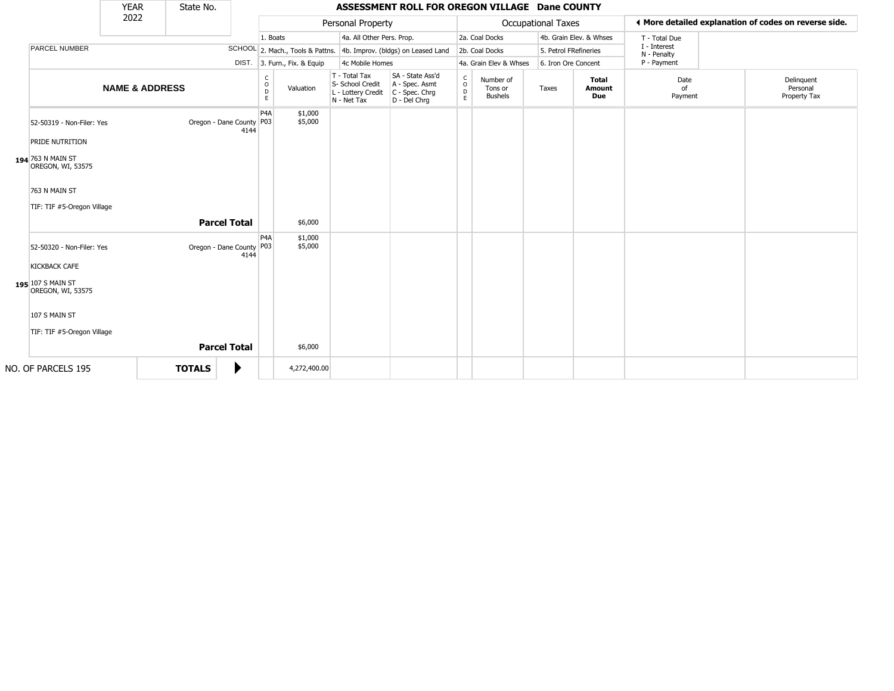| YEAR 2022 | State No. |
|---|---|

# ASSESSMENT ROLL FOR OREGON VILLAGE Dane COUNTY

| | | Personal Property | | | | Occupational Taxes | | | | ◀ More detailed explanation of codes on reverse side. | |
|---|---|---|---|---|---|---|---|---|---|---|---|
| PARCEL NUMBER | SCHOOL DIST. | 1. Boats<br>2. Mach., Tools & Pattns.<br>3. Furn., Fix. & Equip | | 4a. All Other Pers. Prop.<br>4b. Improv. (bldgs) on Leased Land<br>4c Mobile Homes | | 2a. Coal Docks<br>2b. Coal Docks<br>4a. Grain Elev & Whses | | 4b. Grain Elev. & Whses<br>5. Petrol FRefineries<br>6. Iron Ore Concent | | T - Total Due<br>I - Interest<br>N - Penalty<br>P - Payment | |
| **NAME & ADDRESS** | | CODE | Valuation | T - Total Tax<br>S- School Credit<br>L - Lottery Credit<br>N - Net Tax | SA - State Ass'd<br>A - Spec. Asmt<br>C - Spec. Chrg<br>D - Del Chrg | CODE | Number of Tons or Bushels | Taxes | **Total Amount Due** | Date of Payment | Delinquent Personal Property Tax |
| 194 52-50319 - Non-Filer: Yes<br>PRIDE NUTRITION<br>763 N MAIN ST<br>OREGON, WI, 53575<br>763 N MAIN ST<br>TIF: TIF #5-Oregon Village | Oregon - Dane County 4144 | P4A<br>P03 | $1,000<br>$5,000 | | | | | | | | |
| **Parcel Total** | | | $6,000 | | | | | | | | |
| 195 52-50320 - Non-Filer: Yes<br>KICKBACK CAFE<br>107 S MAIN ST<br>OREGON, WI, 53575<br>107 S MAIN ST<br>TIF: TIF #5-Oregon Village | Oregon - Dane County 4144 | P4A<br>P03 | $1,000<br>$5,000 | | | | | | | | |
| **Parcel Total** | | | $6,000 | | | | | | | | |
| NO. OF PARCELS 195 | **TOTALS** ▶ | | 4,272,400.00 | | | | | | | | |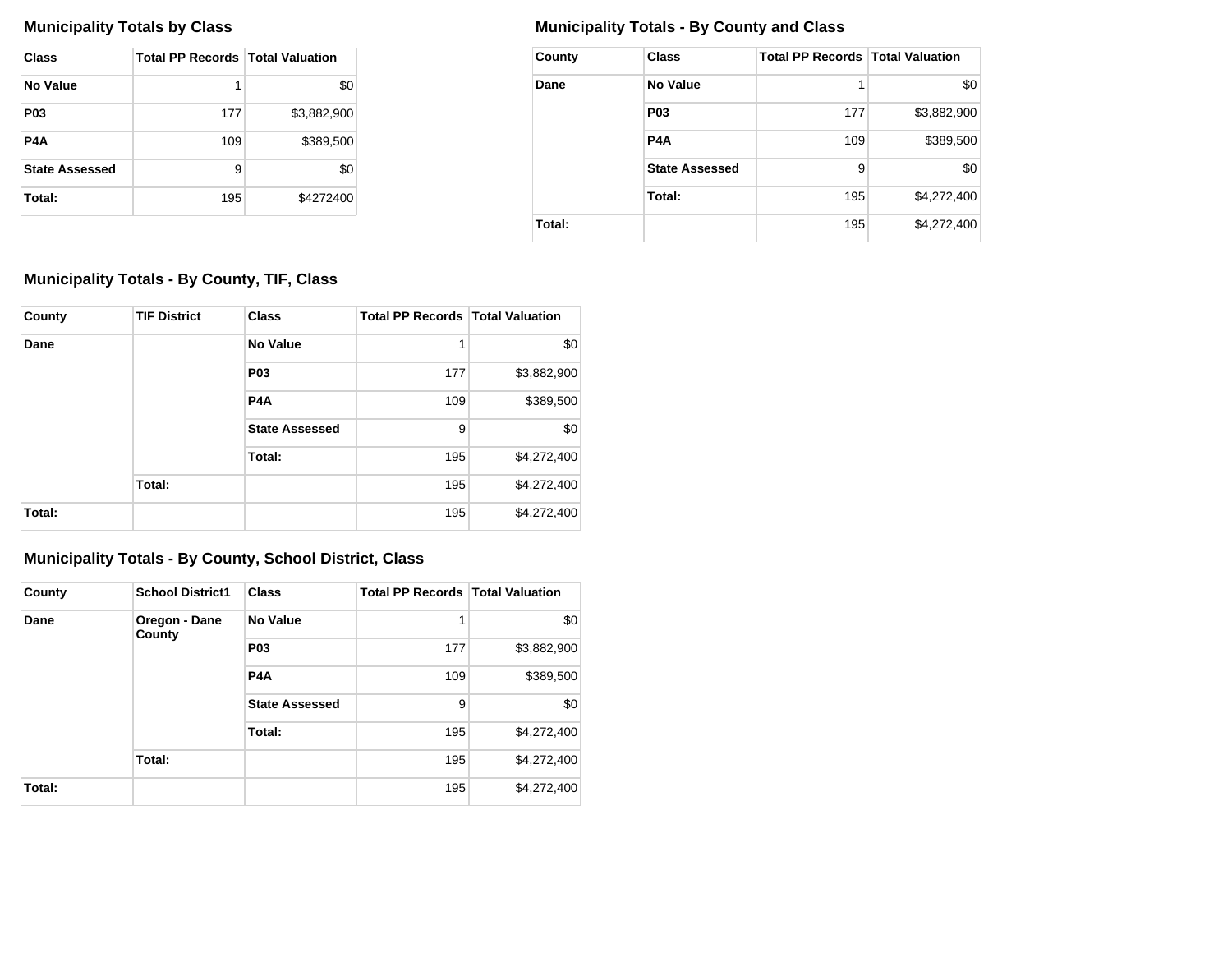### Municipality Totals by Class

| Class | Total PP Records | Total Valuation |
|---|---|---|
| No Value | 1 | $0 |
| P03 | 177 | $3,882,900 |
| P4A | 109 | $389,500 |
| State Assessed | 9 | $0 |
| Total: | 195 | $4272400 |

### Municipality Totals - By County and Class

| County | Class | Total PP Records | Total Valuation |
|---|---|---|---|
| Dane | No Value | 1 | $0 |
| | P03 | 177 | $3,882,900 |
| | P4A | 109 | $389,500 |
| | State Assessed | 9 | $0 |
| | Total: | 195 | $4,272,400 |
| Total: | | 195 | $4,272,400 |

### Municipality Totals - By County, TIF, Class

| County | TIF District | Class | Total PP Records | Total Valuation |
|---|---|---|---|---|
| Dane | | No Value | 1 | $0 |
| | | P03 | 177 | $3,882,900 |
| | | P4A | 109 | $389,500 |
| | | State Assessed | 9 | $0 |
| | | Total: | 195 | $4,272,400 |
| | Total: | | 195 | $4,272,400 |
| Total: | | | 195 | $4,272,400 |

### Municipality Totals - By County, School District, Class

| County | School District1 | Class | Total PP Records | Total Valuation |
|---|---|---|---|---|
| Dane | Oregon - Dane County | No Value | 1 | $0 |
| | | P03 | 177 | $3,882,900 |
| | | P4A | 109 | $389,500 |
| | | State Assessed | 9 | $0 |
| | | Total: | 195 | $4,272,400 |
| | Total: | | 195 | $4,272,400 |
| Total: | | | 195 | $4,272,400 |